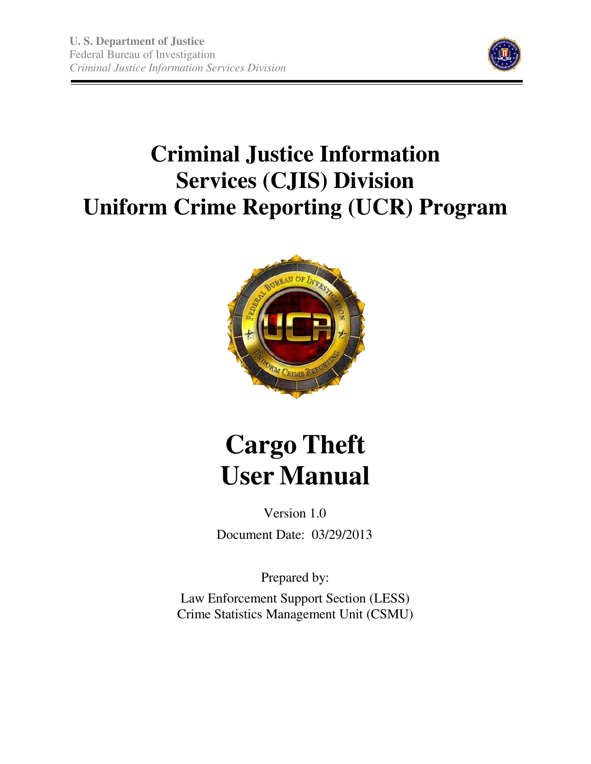U. S. Department of Justice
Federal Bureau of Investigation
*Criminal Justice Information Services Division*

# Criminal Justice Information Services (CJIS) Division Uniform Crime Reporting (UCR) Program

# Cargo Theft User Manual

Version 1.0

Document Date: 03/29/2013

Prepared by:

Law Enforcement Support Section (LESS)
Crime Statistics Management Unit (CSMU)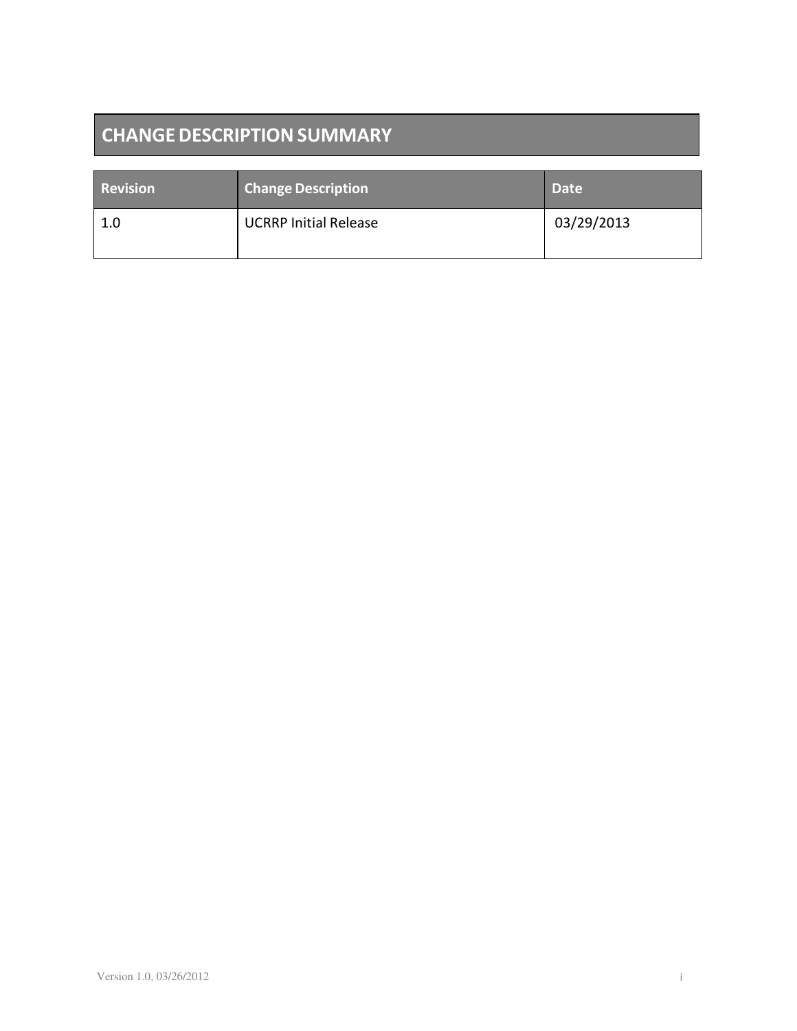# CHANGE DESCRIPTION SUMMARY

| Revision | Change Description | Date |
|---|---|---|
| 1.0 | UCRRP Initial Release | 03/29/2013 |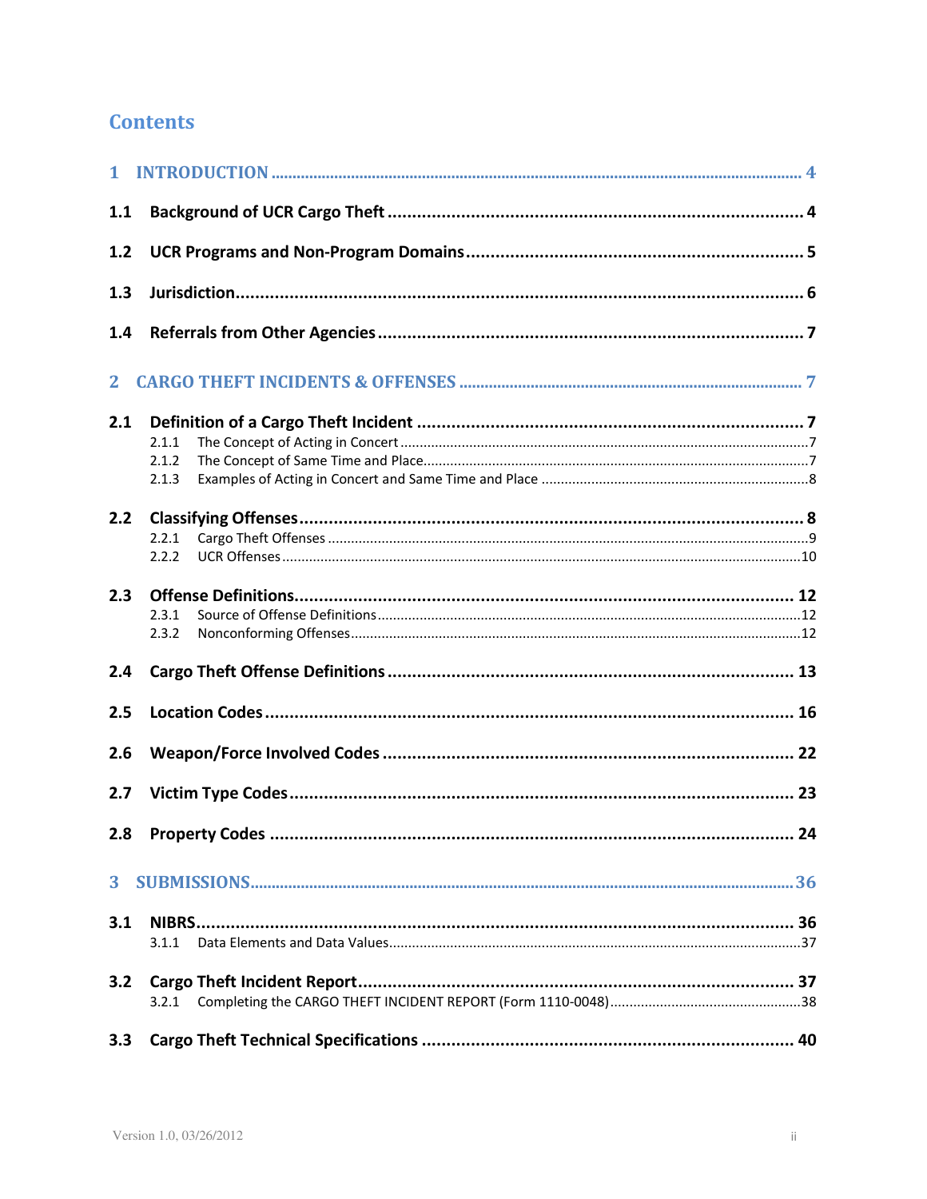# Contents

1 INTRODUCTION ... 4

1.1 Background of UCR Cargo Theft ... 4

1.2 UCR Programs and Non-Program Domains ... 5

1.3 Jurisdiction ... 6

1.4 Referrals from Other Agencies ... 7

2 CARGO THEFT INCIDENTS & OFFENSES ... 7

2.1 Definition of a Cargo Theft Incident ... 7
- 2.1.1 The Concept of Acting in Concert ... 7
- 2.1.2 The Concept of Same Time and Place ... 7
- 2.1.3 Examples of Acting in Concert and Same Time and Place ... 8

2.2 Classifying Offenses ... 8
- 2.2.1 Cargo Theft Offenses ... 9
- 2.2.2 UCR Offenses ... 10

2.3 Offense Definitions ... 12
- 2.3.1 Source of Offense Definitions ... 12
- 2.3.2 Nonconforming Offenses ... 12

2.4 Cargo Theft Offense Definitions ... 13

2.5 Location Codes ... 16

2.6 Weapon/Force Involved Codes ... 22

2.7 Victim Type Codes ... 23

2.8 Property Codes ... 24

3 SUBMISSIONS ... 36

3.1 NIBRS ... 36
- 3.1.1 Data Elements and Data Values ... 37

3.2 Cargo Theft Incident Report ... 37
- 3.2.1 Completing the CARGO THEFT INCIDENT REPORT (Form 1110-0048) ... 38

3.3 Cargo Theft Technical Specifications ... 40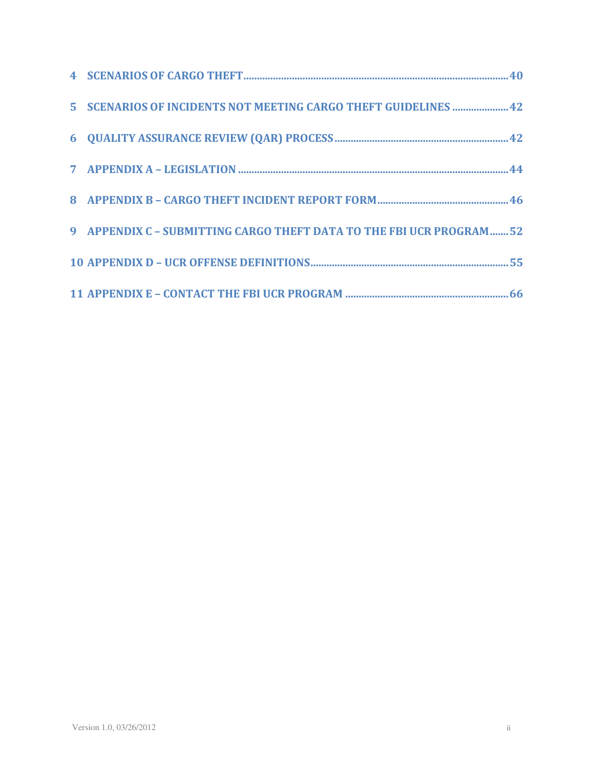4 SCENARIOS OF CARGO THEFT....40

5 SCENARIOS OF INCIDENTS NOT MEETING CARGO THEFT GUIDELINES....42

6 QUALITY ASSURANCE REVIEW (QAR) PROCESS....42

7 APPENDIX A – LEGISLATION....44

8 APPENDIX B – CARGO THEFT INCIDENT REPORT FORM....46

9 APPENDIX C – SUBMITTING CARGO THEFT DATA TO THE FBI UCR PROGRAM....52

10 APPENDIX D – UCR OFFENSE DEFINITIONS....55

11 APPENDIX E – CONTACT THE FBI UCR PROGRAM....66

Version 1.0, 03/26/2012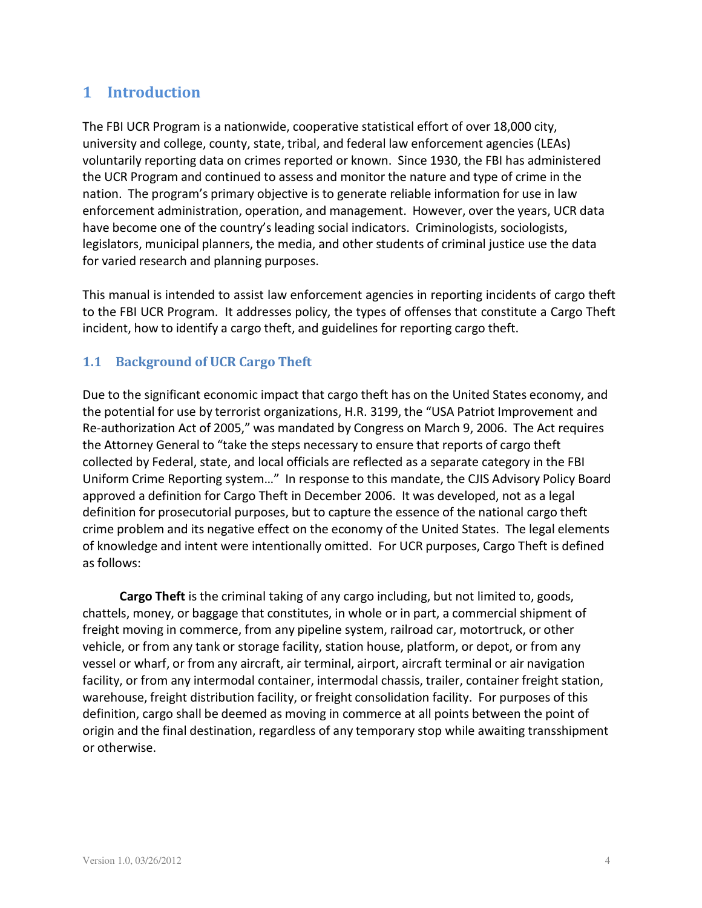# 1 Introduction

The FBI UCR Program is a nationwide, cooperative statistical effort of over 18,000 city, university and college, county, state, tribal, and federal law enforcement agencies (LEAs) voluntarily reporting data on crimes reported or known. Since 1930, the FBI has administered the UCR Program and continued to assess and monitor the nature and type of crime in the nation. The program's primary objective is to generate reliable information for use in law enforcement administration, operation, and management. However, over the years, UCR data have become one of the country's leading social indicators. Criminologists, sociologists, legislators, municipal planners, the media, and other students of criminal justice use the data for varied research and planning purposes.

This manual is intended to assist law enforcement agencies in reporting incidents of cargo theft to the FBI UCR Program. It addresses policy, the types of offenses that constitute a Cargo Theft incident, how to identify a cargo theft, and guidelines for reporting cargo theft.

## 1.1 Background of UCR Cargo Theft

Due to the significant economic impact that cargo theft has on the United States economy, and the potential for use by terrorist organizations, H.R. 3199, the "USA Patriot Improvement and Re-authorization Act of 2005," was mandated by Congress on March 9, 2006. The Act requires the Attorney General to "take the steps necessary to ensure that reports of cargo theft collected by Federal, state, and local officials are reflected as a separate category in the FBI Uniform Crime Reporting system…" In response to this mandate, the CJIS Advisory Policy Board approved a definition for Cargo Theft in December 2006. It was developed, not as a legal definition for prosecutorial purposes, but to capture the essence of the national cargo theft crime problem and its negative effect on the economy of the United States. The legal elements of knowledge and intent were intentionally omitted. For UCR purposes, Cargo Theft is defined as follows:

**Cargo Theft** is the criminal taking of any cargo including, but not limited to, goods, chattels, money, or baggage that constitutes, in whole or in part, a commercial shipment of freight moving in commerce, from any pipeline system, railroad car, motortruck, or other vehicle, or from any tank or storage facility, station house, platform, or depot, or from any vessel or wharf, or from any aircraft, air terminal, airport, aircraft terminal or air navigation facility, or from any intermodal container, intermodal chassis, trailer, container freight station, warehouse, freight distribution facility, or freight consolidation facility. For purposes of this definition, cargo shall be deemed as moving in commerce at all points between the point of origin and the final destination, regardless of any temporary stop while awaiting transshipment or otherwise.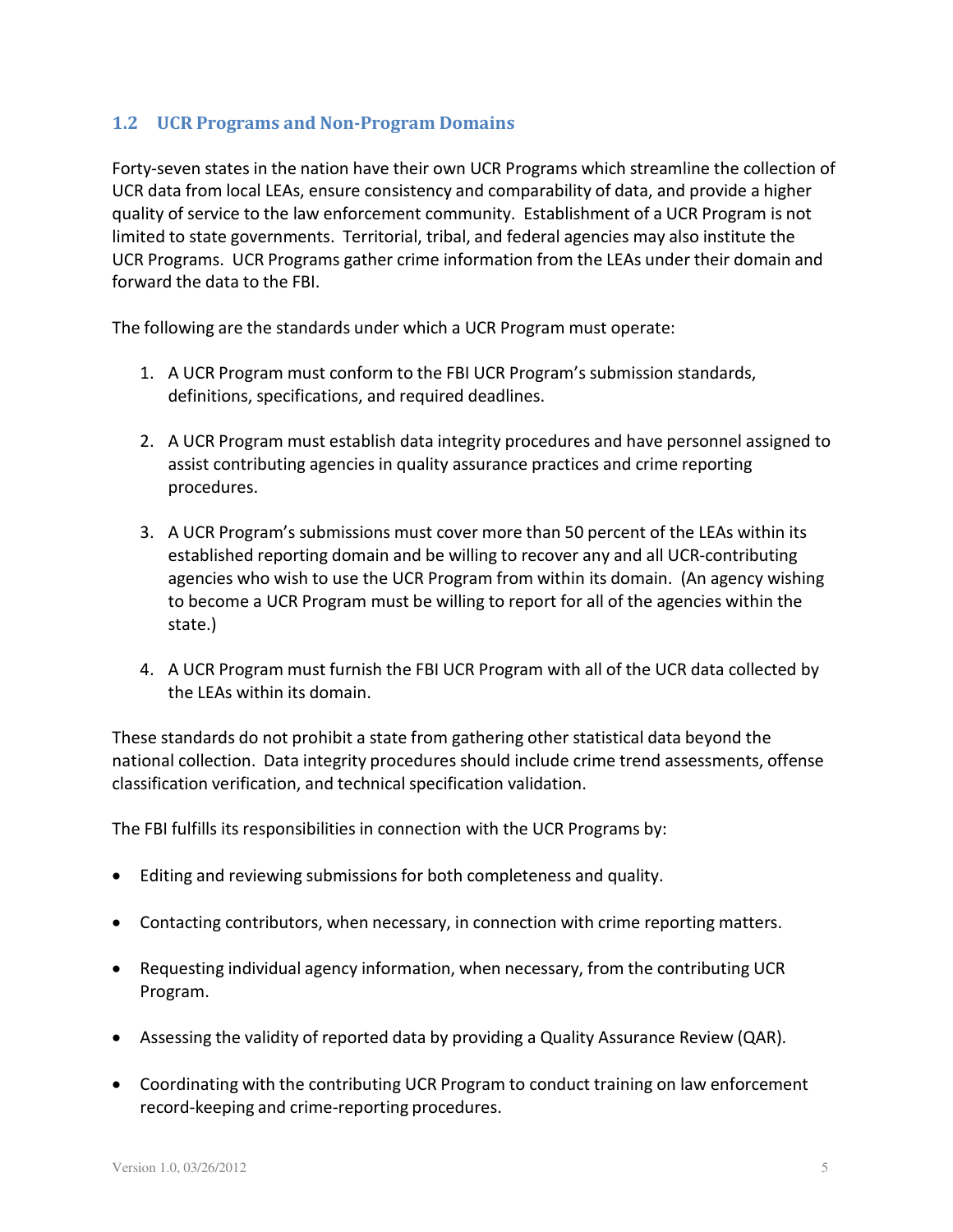## 1.2 UCR Programs and Non-Program Domains

Forty-seven states in the nation have their own UCR Programs which streamline the collection of UCR data from local LEAs, ensure consistency and comparability of data, and provide a higher quality of service to the law enforcement community. Establishment of a UCR Program is not limited to state governments. Territorial, tribal, and federal agencies may also institute the UCR Programs. UCR Programs gather crime information from the LEAs under their domain and forward the data to the FBI.

The following are the standards under which a UCR Program must operate:

1. A UCR Program must conform to the FBI UCR Program's submission standards, definitions, specifications, and required deadlines.

2. A UCR Program must establish data integrity procedures and have personnel assigned to assist contributing agencies in quality assurance practices and crime reporting procedures.

3. A UCR Program's submissions must cover more than 50 percent of the LEAs within its established reporting domain and be willing to recover any and all UCR-contributing agencies who wish to use the UCR Program from within its domain. (An agency wishing to become a UCR Program must be willing to report for all of the agencies within the state.)

4. A UCR Program must furnish the FBI UCR Program with all of the UCR data collected by the LEAs within its domain.

These standards do not prohibit a state from gathering other statistical data beyond the national collection. Data integrity procedures should include crime trend assessments, offense classification verification, and technical specification validation.

The FBI fulfills its responsibilities in connection with the UCR Programs by:

- Editing and reviewing submissions for both completeness and quality.
- Contacting contributors, when necessary, in connection with crime reporting matters.
- Requesting individual agency information, when necessary, from the contributing UCR Program.
- Assessing the validity of reported data by providing a Quality Assurance Review (QAR).
- Coordinating with the contributing UCR Program to conduct training on law enforcement record-keeping and crime-reporting procedures.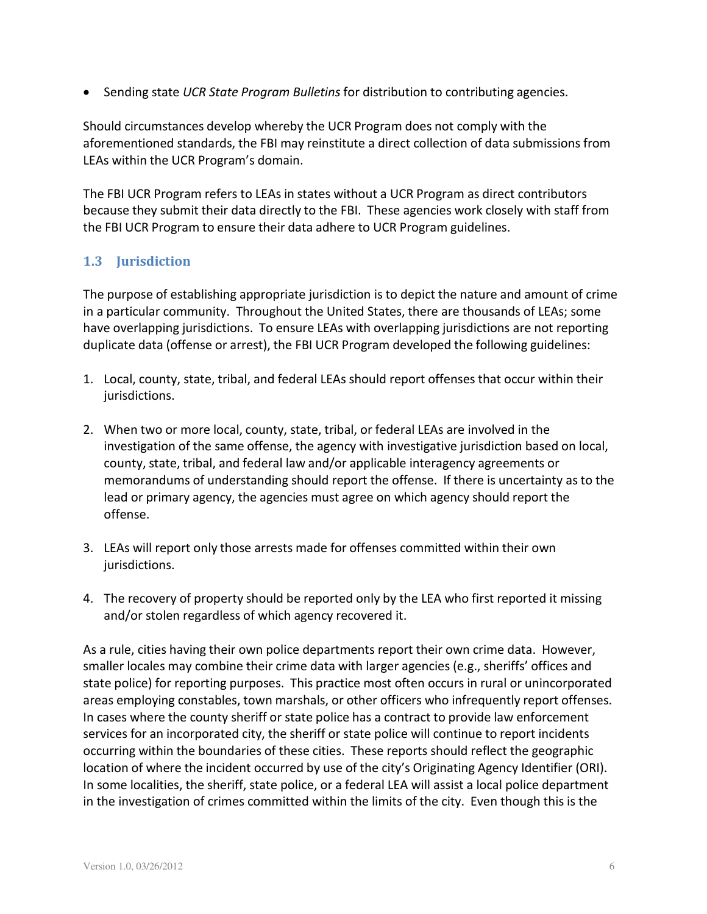- Sending state *UCR State Program Bulletins* for distribution to contributing agencies.

Should circumstances develop whereby the UCR Program does not comply with the aforementioned standards, the FBI may reinstitute a direct collection of data submissions from LEAs within the UCR Program's domain.

The FBI UCR Program refers to LEAs in states without a UCR Program as direct contributors because they submit their data directly to the FBI. These agencies work closely with staff from the FBI UCR Program to ensure their data adhere to UCR Program guidelines.

## 1.3 Jurisdiction

The purpose of establishing appropriate jurisdiction is to depict the nature and amount of crime in a particular community. Throughout the United States, there are thousands of LEAs; some have overlapping jurisdictions. To ensure LEAs with overlapping jurisdictions are not reporting duplicate data (offense or arrest), the FBI UCR Program developed the following guidelines:

1. Local, county, state, tribal, and federal LEAs should report offenses that occur within their jurisdictions.

2. When two or more local, county, state, tribal, or federal LEAs are involved in the investigation of the same offense, the agency with investigative jurisdiction based on local, county, state, tribal, and federal law and/or applicable interagency agreements or memorandums of understanding should report the offense. If there is uncertainty as to the lead or primary agency, the agencies must agree on which agency should report the offense.

3. LEAs will report only those arrests made for offenses committed within their own jurisdictions.

4. The recovery of property should be reported only by the LEA who first reported it missing and/or stolen regardless of which agency recovered it.

As a rule, cities having their own police departments report their own crime data. However, smaller locales may combine their crime data with larger agencies (e.g., sheriffs' offices and state police) for reporting purposes. This practice most often occurs in rural or unincorporated areas employing constables, town marshals, or other officers who infrequently report offenses. In cases where the county sheriff or state police has a contract to provide law enforcement services for an incorporated city, the sheriff or state police will continue to report incidents occurring within the boundaries of these cities. These reports should reflect the geographic location of where the incident occurred by use of the city's Originating Agency Identifier (ORI). In some localities, the sheriff, state police, or a federal LEA will assist a local police department in the investigation of crimes committed within the limits of the city. Even though this is the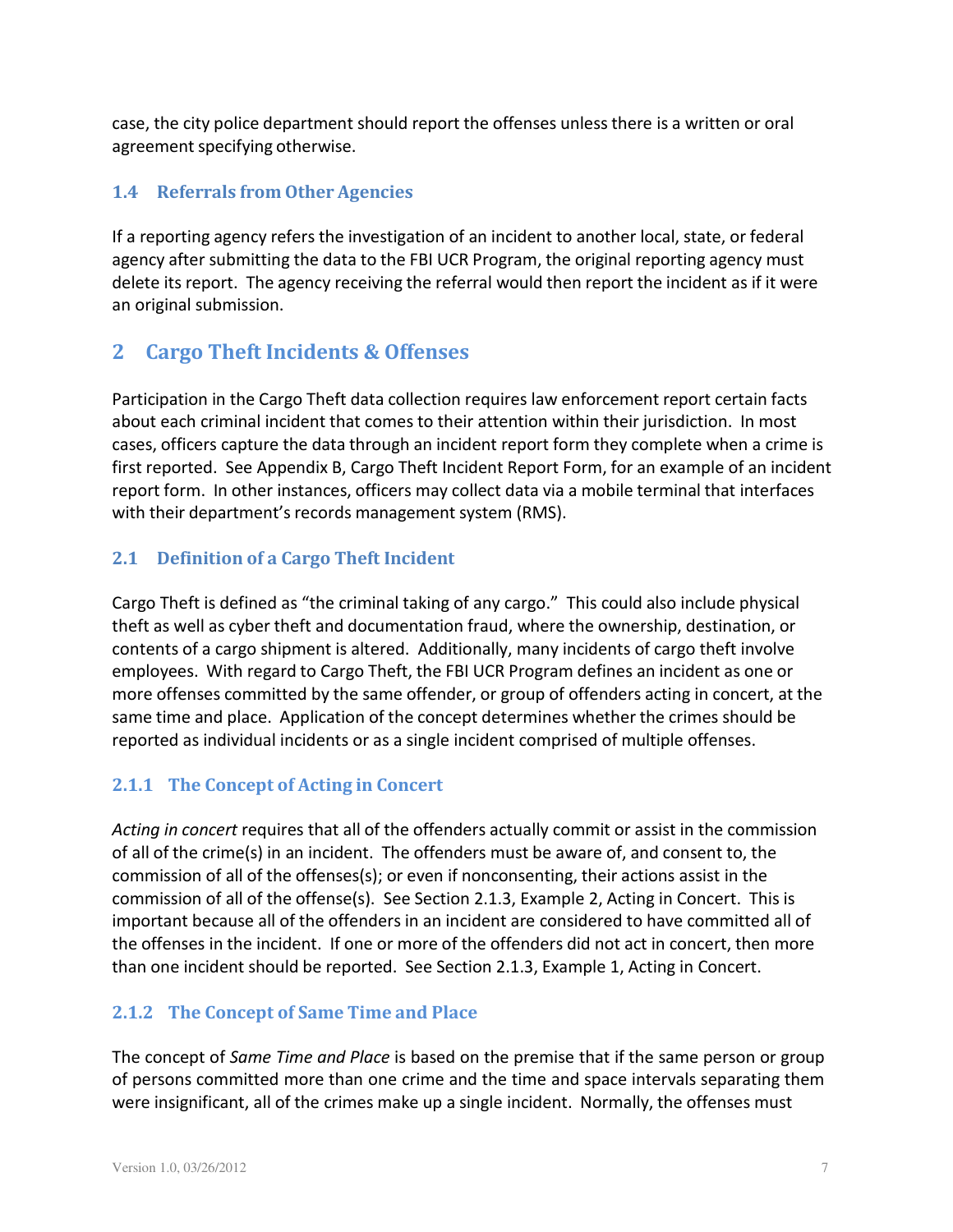case, the city police department should report the offenses unless there is a written or oral agreement specifying otherwise.

### 1.4 Referrals from Other Agencies

If a reporting agency refers the investigation of an incident to another local, state, or federal agency after submitting the data to the FBI UCR Program, the original reporting agency must delete its report. The agency receiving the referral would then report the incident as if it were an original submission.

## 2 Cargo Theft Incidents & Offenses

Participation in the Cargo Theft data collection requires law enforcement report certain facts about each criminal incident that comes to their attention within their jurisdiction. In most cases, officers capture the data through an incident report form they complete when a crime is first reported. See Appendix B, Cargo Theft Incident Report Form, for an example of an incident report form. In other instances, officers may collect data via a mobile terminal that interfaces with their department's records management system (RMS).

### 2.1 Definition of a Cargo Theft Incident

Cargo Theft is defined as "the criminal taking of any cargo." This could also include physical theft as well as cyber theft and documentation fraud, where the ownership, destination, or contents of a cargo shipment is altered. Additionally, many incidents of cargo theft involve employees. With regard to Cargo Theft, the FBI UCR Program defines an incident as one or more offenses committed by the same offender, or group of offenders acting in concert, at the same time and place. Application of the concept determines whether the crimes should be reported as individual incidents or as a single incident comprised of multiple offenses.

#### 2.1.1 The Concept of Acting in Concert

*Acting in concert* requires that all of the offenders actually commit or assist in the commission of all of the crime(s) in an incident. The offenders must be aware of, and consent to, the commission of all of the offenses(s); or even if nonconsenting, their actions assist in the commission of all of the offense(s). See Section 2.1.3, Example 2, Acting in Concert. This is important because all of the offenders in an incident are considered to have committed all of the offenses in the incident. If one or more of the offenders did not act in concert, then more than one incident should be reported. See Section 2.1.3, Example 1, Acting in Concert.

#### 2.1.2 The Concept of Same Time and Place

The concept of *Same Time and Place* is based on the premise that if the same person or group of persons committed more than one crime and the time and space intervals separating them were insignificant, all of the crimes make up a single incident. Normally, the offenses must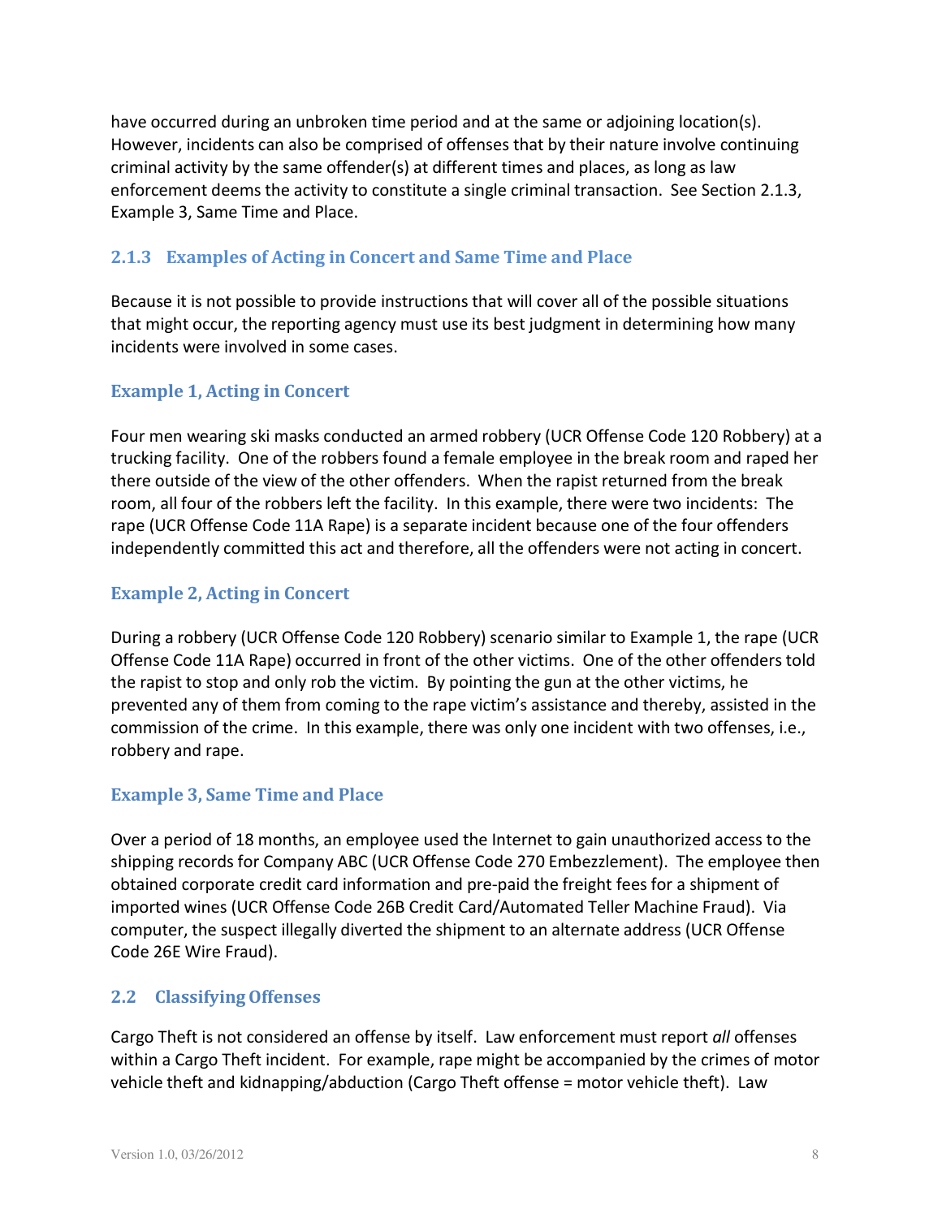have occurred during an unbroken time period and at the same or adjoining location(s). However, incidents can also be comprised of offenses that by their nature involve continuing criminal activity by the same offender(s) at different times and places, as long as law enforcement deems the activity to constitute a single criminal transaction. See Section 2.1.3, Example 3, Same Time and Place.

### 2.1.3 Examples of Acting in Concert and Same Time and Place

Because it is not possible to provide instructions that will cover all of the possible situations that might occur, the reporting agency must use its best judgment in determining how many incidents were involved in some cases.

#### Example 1, Acting in Concert

Four men wearing ski masks conducted an armed robbery (UCR Offense Code 120 Robbery) at a trucking facility. One of the robbers found a female employee in the break room and raped her there outside of the view of the other offenders. When the rapist returned from the break room, all four of the robbers left the facility. In this example, there were two incidents: The rape (UCR Offense Code 11A Rape) is a separate incident because one of the four offenders independently committed this act and therefore, all the offenders were not acting in concert.

#### Example 2, Acting in Concert

During a robbery (UCR Offense Code 120 Robbery) scenario similar to Example 1, the rape (UCR Offense Code 11A Rape) occurred in front of the other victims. One of the other offenders told the rapist to stop and only rob the victim. By pointing the gun at the other victims, he prevented any of them from coming to the rape victim's assistance and thereby, assisted in the commission of the crime. In this example, there was only one incident with two offenses, i.e., robbery and rape.

#### Example 3, Same Time and Place

Over a period of 18 months, an employee used the Internet to gain unauthorized access to the shipping records for Company ABC (UCR Offense Code 270 Embezzlement). The employee then obtained corporate credit card information and pre-paid the freight fees for a shipment of imported wines (UCR Offense Code 26B Credit Card/Automated Teller Machine Fraud). Via computer, the suspect illegally diverted the shipment to an alternate address (UCR Offense Code 26E Wire Fraud).

## 2.2 Classifying Offenses

Cargo Theft is not considered an offense by itself. Law enforcement must report *all* offenses within a Cargo Theft incident. For example, rape might be accompanied by the crimes of motor vehicle theft and kidnapping/abduction (Cargo Theft offense = motor vehicle theft). Law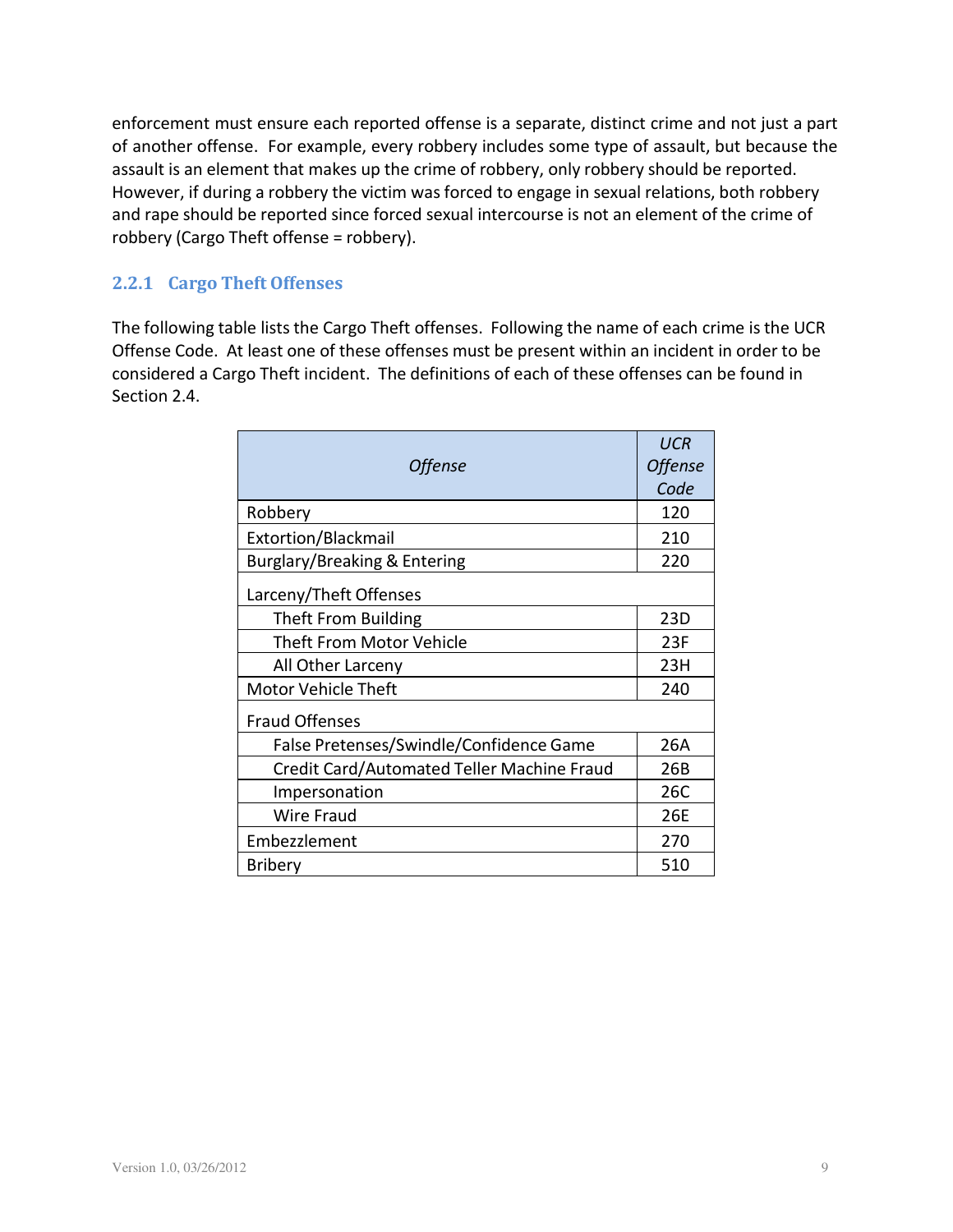enforcement must ensure each reported offense is a separate, distinct crime and not just a part of another offense. For example, every robbery includes some type of assault, but because the assault is an element that makes up the crime of robbery, only robbery should be reported. However, if during a robbery the victim was forced to engage in sexual relations, both robbery and rape should be reported since forced sexual intercourse is not an element of the crime of robbery (Cargo Theft offense = robbery).

### 2.2.1 Cargo Theft Offenses

The following table lists the Cargo Theft offenses. Following the name of each crime is the UCR Offense Code. At least one of these offenses must be present within an incident in order to be considered a Cargo Theft incident. The definitions of each of these offenses can be found in Section 2.4.

| *Offense* | *UCR Offense Code* |
|---|---|
| Robbery | 120 |
| Extortion/Blackmail | 210 |
| Burglary/Breaking & Entering | 220 |
| Larceny/Theft Offenses | |
| Theft From Building | 23D |
| Theft From Motor Vehicle | 23F |
| All Other Larceny | 23H |
| Motor Vehicle Theft | 240 |
| Fraud Offenses | |
| False Pretenses/Swindle/Confidence Game | 26A |
| Credit Card/Automated Teller Machine Fraud | 26B |
| Impersonation | 26C |
| Wire Fraud | 26E |
| Embezzlement | 270 |
| Bribery | 510 |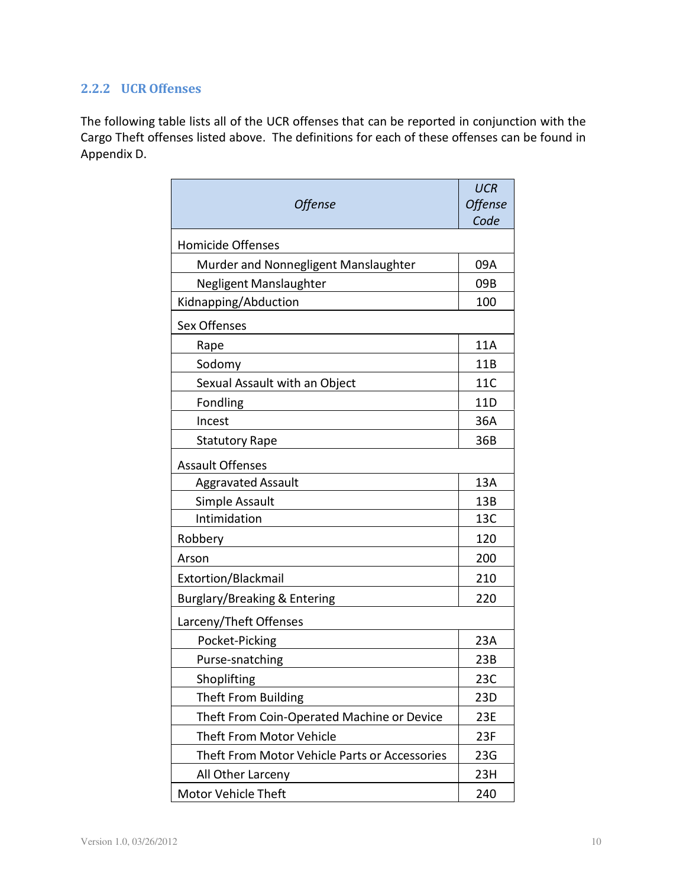### 2.2.2 UCR Offenses

The following table lists all of the UCR offenses that can be reported in conjunction with the Cargo Theft offenses listed above. The definitions for each of these offenses can be found in Appendix D.

| *Offense* | *UCR Offense Code* |
|---|---|
| Homicide Offenses | |
| Murder and Nonnegligent Manslaughter | 09A |
| Negligent Manslaughter | 09B |
| Kidnapping/Abduction | 100 |
| Sex Offenses | |
| Rape | 11A |
| Sodomy | 11B |
| Sexual Assault with an Object | 11C |
| Fondling | 11D |
| Incest | 36A |
| Statutory Rape | 36B |
| Assault Offenses | |
| Aggravated Assault | 13A |
| Simple Assault | 13B |
| Intimidation | 13C |
| Robbery | 120 |
| Arson | 200 |
| Extortion/Blackmail | 210 |
| Burglary/Breaking & Entering | 220 |
| Larceny/Theft Offenses | |
| Pocket-Picking | 23A |
| Purse-snatching | 23B |
| Shoplifting | 23C |
| Theft From Building | 23D |
| Theft From Coin-Operated Machine or Device | 23E |
| Theft From Motor Vehicle | 23F |
| Theft From Motor Vehicle Parts or Accessories | 23G |
| All Other Larceny | 23H |
| Motor Vehicle Theft | 240 |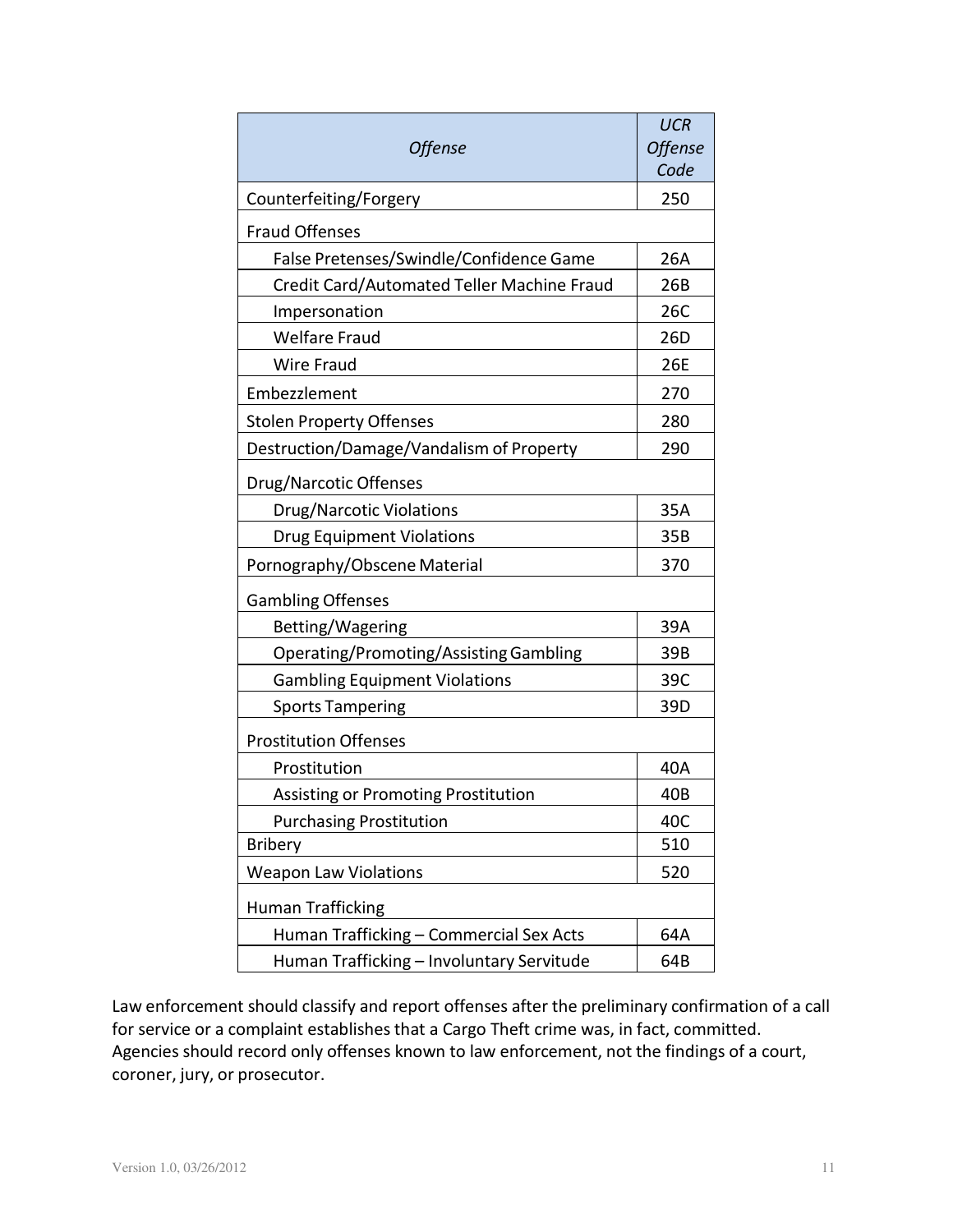| *Offense* | *UCR Offense Code* |
|---|---|
| Counterfeiting/Forgery | 250 |
| Fraud Offenses | |
| False Pretenses/Swindle/Confidence Game | 26A |
| Credit Card/Automated Teller Machine Fraud | 26B |
| Impersonation | 26C |
| Welfare Fraud | 26D |
| Wire Fraud | 26E |
| Embezzlement | 270 |
| Stolen Property Offenses | 280 |
| Destruction/Damage/Vandalism of Property | 290 |
| Drug/Narcotic Offenses | |
| Drug/Narcotic Violations | 35A |
| Drug Equipment Violations | 35B |
| Pornography/Obscene Material | 370 |
| Gambling Offenses | |
| Betting/Wagering | 39A |
| Operating/Promoting/Assisting Gambling | 39B |
| Gambling Equipment Violations | 39C |
| Sports Tampering | 39D |
| Prostitution Offenses | |
| Prostitution | 40A |
| Assisting or Promoting Prostitution | 40B |
| Purchasing Prostitution | 40C |
| Bribery | 510 |
| Weapon Law Violations | 520 |
| Human Trafficking | |
| Human Trafficking – Commercial Sex Acts | 64A |
| Human Trafficking – Involuntary Servitude | 64B |

Law enforcement should classify and report offenses after the preliminary confirmation of a call for service or a complaint establishes that a Cargo Theft crime was, in fact, committed. Agencies should record only offenses known to law enforcement, not the findings of a court, coroner, jury, or prosecutor.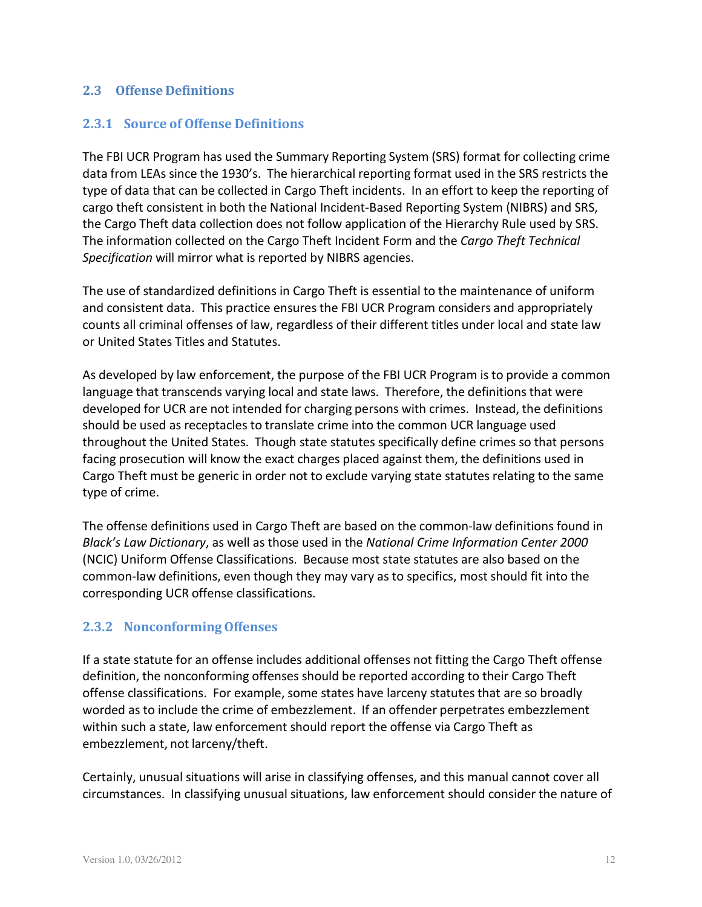## 2.3 Offense Definitions

### 2.3.1 Source of Offense Definitions

The FBI UCR Program has used the Summary Reporting System (SRS) format for collecting crime data from LEAs since the 1930's. The hierarchical reporting format used in the SRS restricts the type of data that can be collected in Cargo Theft incidents. In an effort to keep the reporting of cargo theft consistent in both the National Incident-Based Reporting System (NIBRS) and SRS, the Cargo Theft data collection does not follow application of the Hierarchy Rule used by SRS. The information collected on the Cargo Theft Incident Form and the *Cargo Theft Technical Specification* will mirror what is reported by NIBRS agencies.

The use of standardized definitions in Cargo Theft is essential to the maintenance of uniform and consistent data. This practice ensures the FBI UCR Program considers and appropriately counts all criminal offenses of law, regardless of their different titles under local and state law or United States Titles and Statutes.

As developed by law enforcement, the purpose of the FBI UCR Program is to provide a common language that transcends varying local and state laws. Therefore, the definitions that were developed for UCR are not intended for charging persons with crimes. Instead, the definitions should be used as receptacles to translate crime into the common UCR language used throughout the United States. Though state statutes specifically define crimes so that persons facing prosecution will know the exact charges placed against them, the definitions used in Cargo Theft must be generic in order not to exclude varying state statutes relating to the same type of crime.

The offense definitions used in Cargo Theft are based on the common-law definitions found in *Black's Law Dictionary*, as well as those used in the *National Crime Information Center 2000* (NCIC) Uniform Offense Classifications. Because most state statutes are also based on the common-law definitions, even though they may vary as to specifics, most should fit into the corresponding UCR offense classifications.

### 2.3.2 Nonconforming Offenses

If a state statute for an offense includes additional offenses not fitting the Cargo Theft offense definition, the nonconforming offenses should be reported according to their Cargo Theft offense classifications. For example, some states have larceny statutes that are so broadly worded as to include the crime of embezzlement. If an offender perpetrates embezzlement within such a state, law enforcement should report the offense via Cargo Theft as embezzlement, not larceny/theft.

Certainly, unusual situations will arise in classifying offenses, and this manual cannot cover all circumstances. In classifying unusual situations, law enforcement should consider the nature of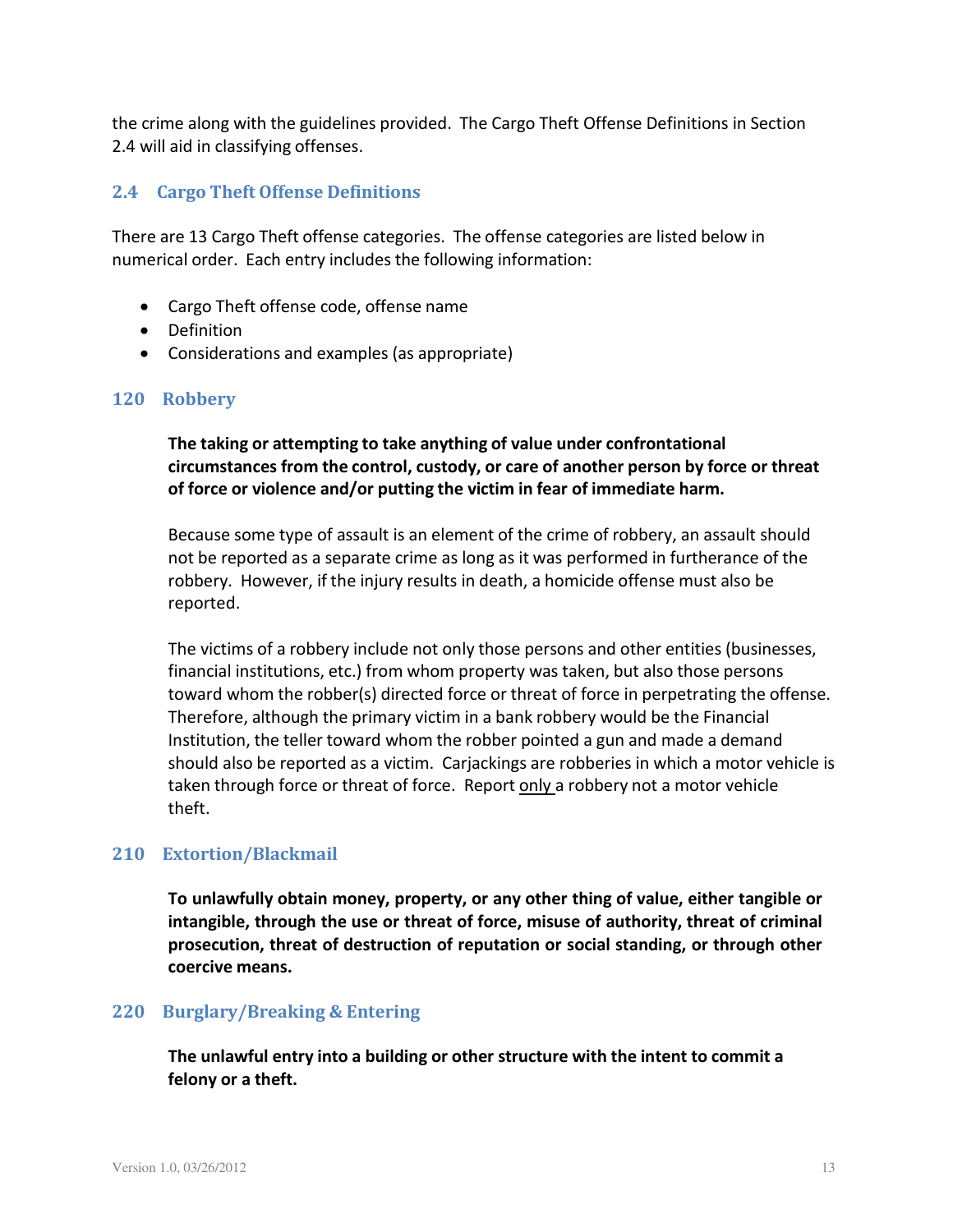the crime along with the guidelines provided. The Cargo Theft Offense Definitions in Section 2.4 will aid in classifying offenses.

## 2.4 Cargo Theft Offense Definitions

There are 13 Cargo Theft offense categories. The offense categories are listed below in numerical order. Each entry includes the following information:

- Cargo Theft offense code, offense name
- Definition
- Considerations and examples (as appropriate)

### 120 Robbery

**The taking or attempting to take anything of value under confrontational circumstances from the control, custody, or care of another person by force or threat of force or violence and/or putting the victim in fear of immediate harm.**

Because some type of assault is an element of the crime of robbery, an assault should not be reported as a separate crime as long as it was performed in furtherance of the robbery. However, if the injury results in death, a homicide offense must also be reported.

The victims of a robbery include not only those persons and other entities (businesses, financial institutions, etc.) from whom property was taken, but also those persons toward whom the robber(s) directed force or threat of force in perpetrating the offense. Therefore, although the primary victim in a bank robbery would be the Financial Institution, the teller toward whom the robber pointed a gun and made a demand should also be reported as a victim. Carjackings are robberies in which a motor vehicle is taken through force or threat of force. Report only a robbery not a motor vehicle theft.

### 210 Extortion/Blackmail

**To unlawfully obtain money, property, or any other thing of value, either tangible or intangible, through the use or threat of force, misuse of authority, threat of criminal prosecution, threat of destruction of reputation or social standing, or through other coercive means.**

### 220 Burglary/Breaking & Entering

**The unlawful entry into a building or other structure with the intent to commit a felony or a theft.**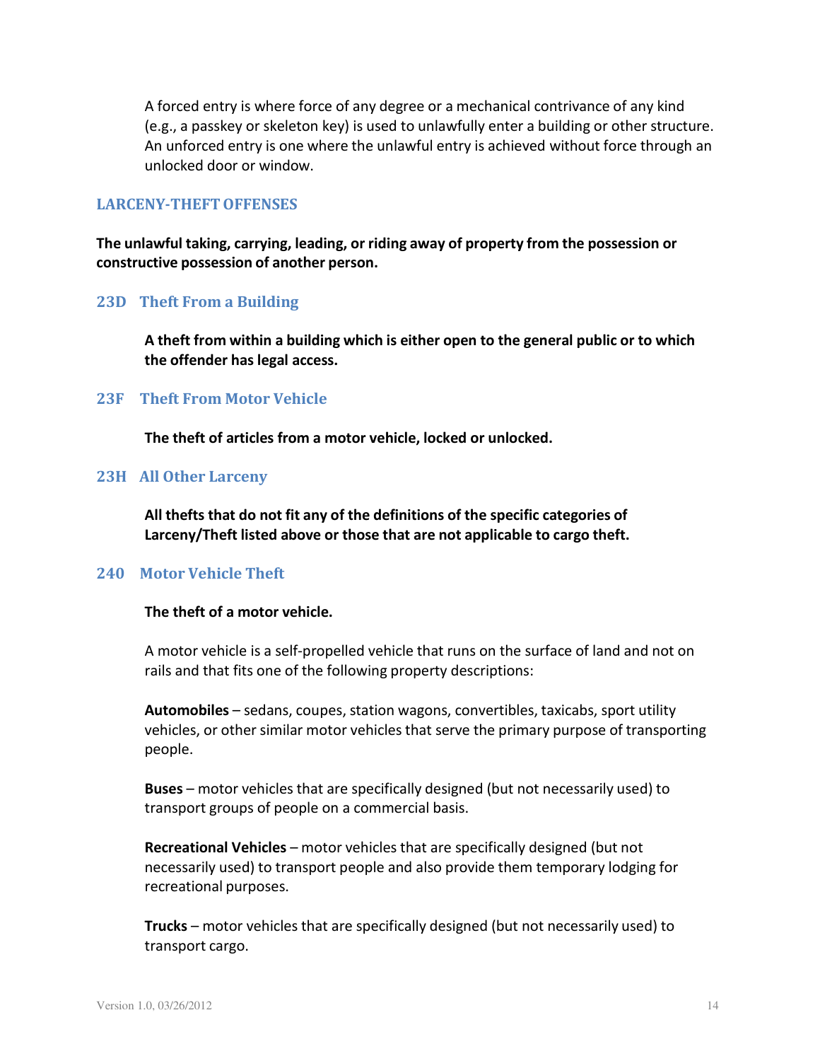A forced entry is where force of any degree or a mechanical contrivance of any kind (e.g., a passkey or skeleton key) is used to unlawfully enter a building or other structure. An unforced entry is one where the unlawful entry is achieved without force through an unlocked door or window.

## LARCENY-THEFT OFFENSES

**The unlawful taking, carrying, leading, or riding away of property from the possession or constructive possession of another person.**

### 23D Theft From a Building

**A theft from within a building which is either open to the general public or to which the offender has legal access.**

### 23F Theft From Motor Vehicle

**The theft of articles from a motor vehicle, locked or unlocked.**

### 23H All Other Larceny

**All thefts that do not fit any of the definitions of the specific categories of Larceny/Theft listed above or those that are not applicable to cargo theft.**

### 240 Motor Vehicle Theft

**The theft of a motor vehicle.**

A motor vehicle is a self-propelled vehicle that runs on the surface of land and not on rails and that fits one of the following property descriptions:

**Automobiles** – sedans, coupes, station wagons, convertibles, taxicabs, sport utility vehicles, or other similar motor vehicles that serve the primary purpose of transporting people.

**Buses** – motor vehicles that are specifically designed (but not necessarily used) to transport groups of people on a commercial basis.

**Recreational Vehicles** – motor vehicles that are specifically designed (but not necessarily used) to transport people and also provide them temporary lodging for recreational purposes.

**Trucks** – motor vehicles that are specifically designed (but not necessarily used) to transport cargo.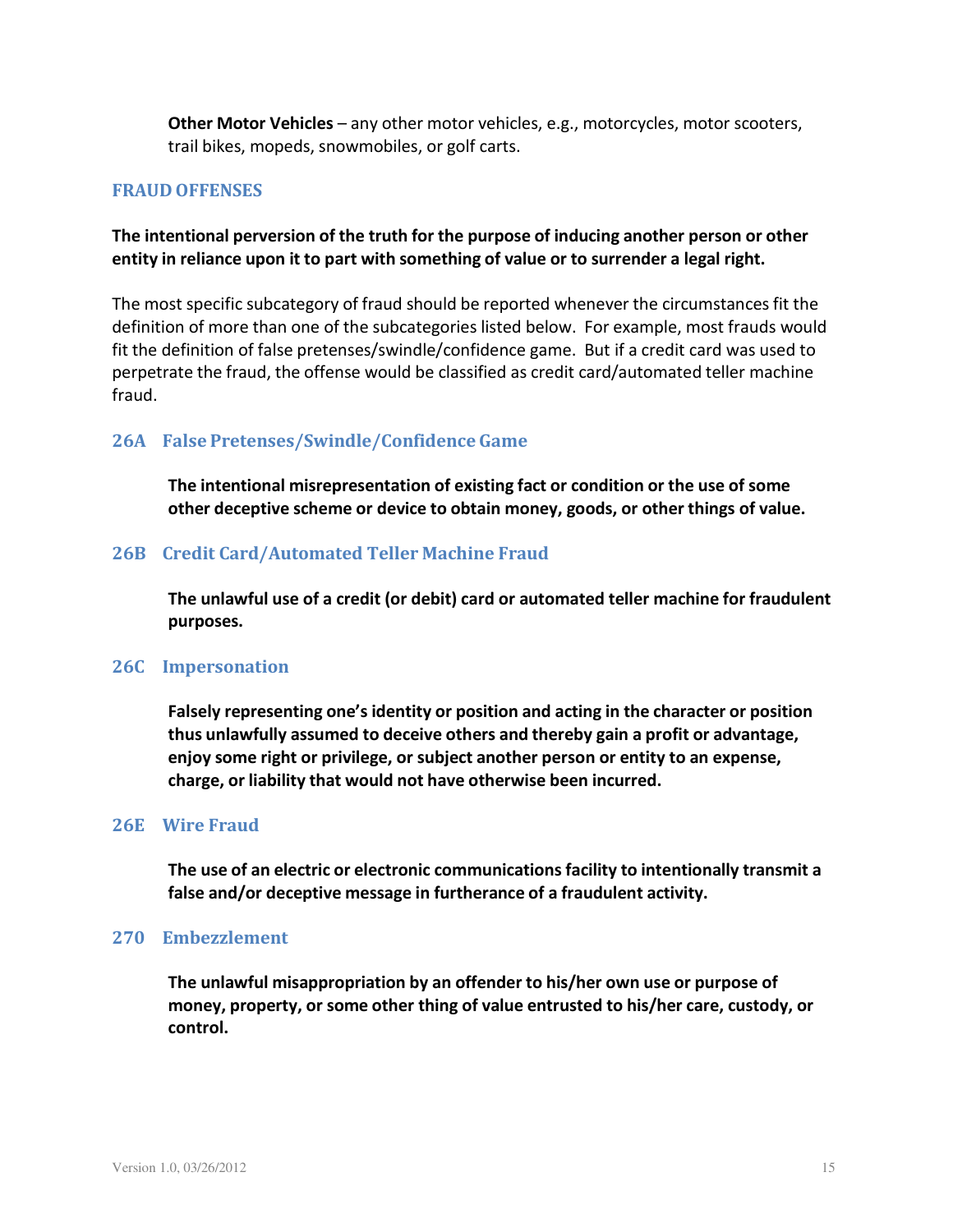**Other Motor Vehicles** – any other motor vehicles, e.g., motorcycles, motor scooters, trail bikes, mopeds, snowmobiles, or golf carts.

## FRAUD OFFENSES

**The intentional perversion of the truth for the purpose of inducing another person or other entity in reliance upon it to part with something of value or to surrender a legal right.**

The most specific subcategory of fraud should be reported whenever the circumstances fit the definition of more than one of the subcategories listed below. For example, most frauds would fit the definition of false pretenses/swindle/confidence game. But if a credit card was used to perpetrate the fraud, the offense would be classified as credit card/automated teller machine fraud.

### 26A False Pretenses/Swindle/Confidence Game

**The intentional misrepresentation of existing fact or condition or the use of some other deceptive scheme or device to obtain money, goods, or other things of value.**

### 26B Credit Card/Automated Teller Machine Fraud

**The unlawful use of a credit (or debit) card or automated teller machine for fraudulent purposes.**

### 26C Impersonation

**Falsely representing one's identity or position and acting in the character or position thus unlawfully assumed to deceive others and thereby gain a profit or advantage, enjoy some right or privilege, or subject another person or entity to an expense, charge, or liability that would not have otherwise been incurred.**

### 26E Wire Fraud

**The use of an electric or electronic communications facility to intentionally transmit a false and/or deceptive message in furtherance of a fraudulent activity.**

### 270 Embezzlement

**The unlawful misappropriation by an offender to his/her own use or purpose of money, property, or some other thing of value entrusted to his/her care, custody, or control.**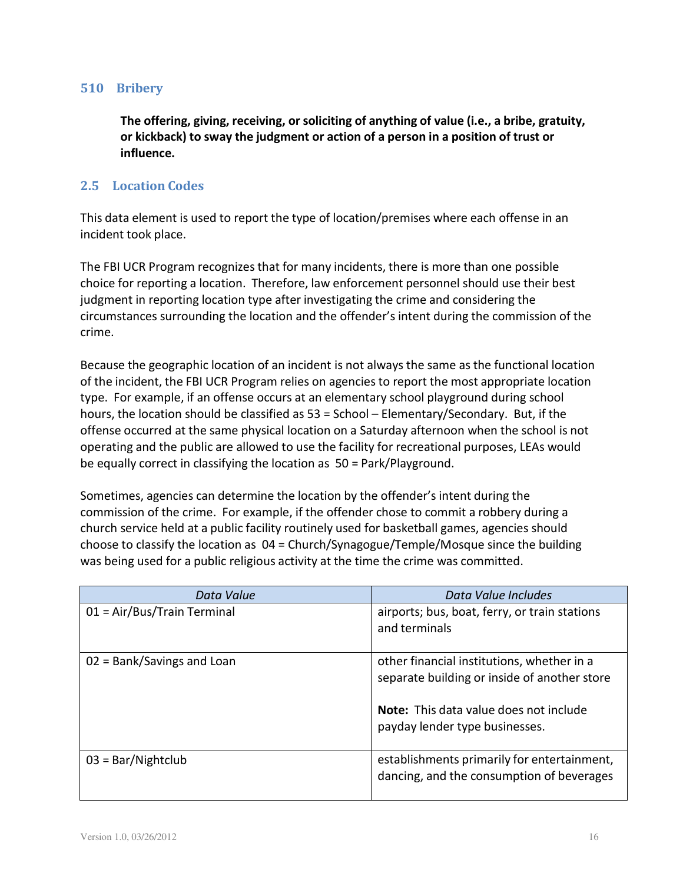### 510 Bribery

**The offering, giving, receiving, or soliciting of anything of value (i.e., a bribe, gratuity, or kickback) to sway the judgment or action of a person in a position of trust or influence.**

## 2.5 Location Codes

This data element is used to report the type of location/premises where each offense in an incident took place.

The FBI UCR Program recognizes that for many incidents, there is more than one possible choice for reporting a location. Therefore, law enforcement personnel should use their best judgment in reporting location type after investigating the crime and considering the circumstances surrounding the location and the offender's intent during the commission of the crime.

Because the geographic location of an incident is not always the same as the functional location of the incident, the FBI UCR Program relies on agencies to report the most appropriate location type. For example, if an offense occurs at an elementary school playground during school hours, the location should be classified as 53 = School – Elementary/Secondary. But, if the offense occurred at the same physical location on a Saturday afternoon when the school is not operating and the public are allowed to use the facility for recreational purposes, LEAs would be equally correct in classifying the location as 50 = Park/Playground.

Sometimes, agencies can determine the location by the offender's intent during the commission of the crime. For example, if the offender chose to commit a robbery during a church service held at a public facility routinely used for basketball games, agencies should choose to classify the location as 04 = Church/Synagogue/Temple/Mosque since the building was being used for a public religious activity at the time the crime was committed.

| *Data Value* | *Data Value Includes* |
|---|---|
| 01 = Air/Bus/Train Terminal | airports; bus, boat, ferry, or train stations and terminals |
| 02 = Bank/Savings and Loan | other financial institutions, whether in a separate building or inside of another store<br><br>**Note:** This data value does not include payday lender type businesses. |
| 03 = Bar/Nightclub | establishments primarily for entertainment, dancing, and the consumption of beverages |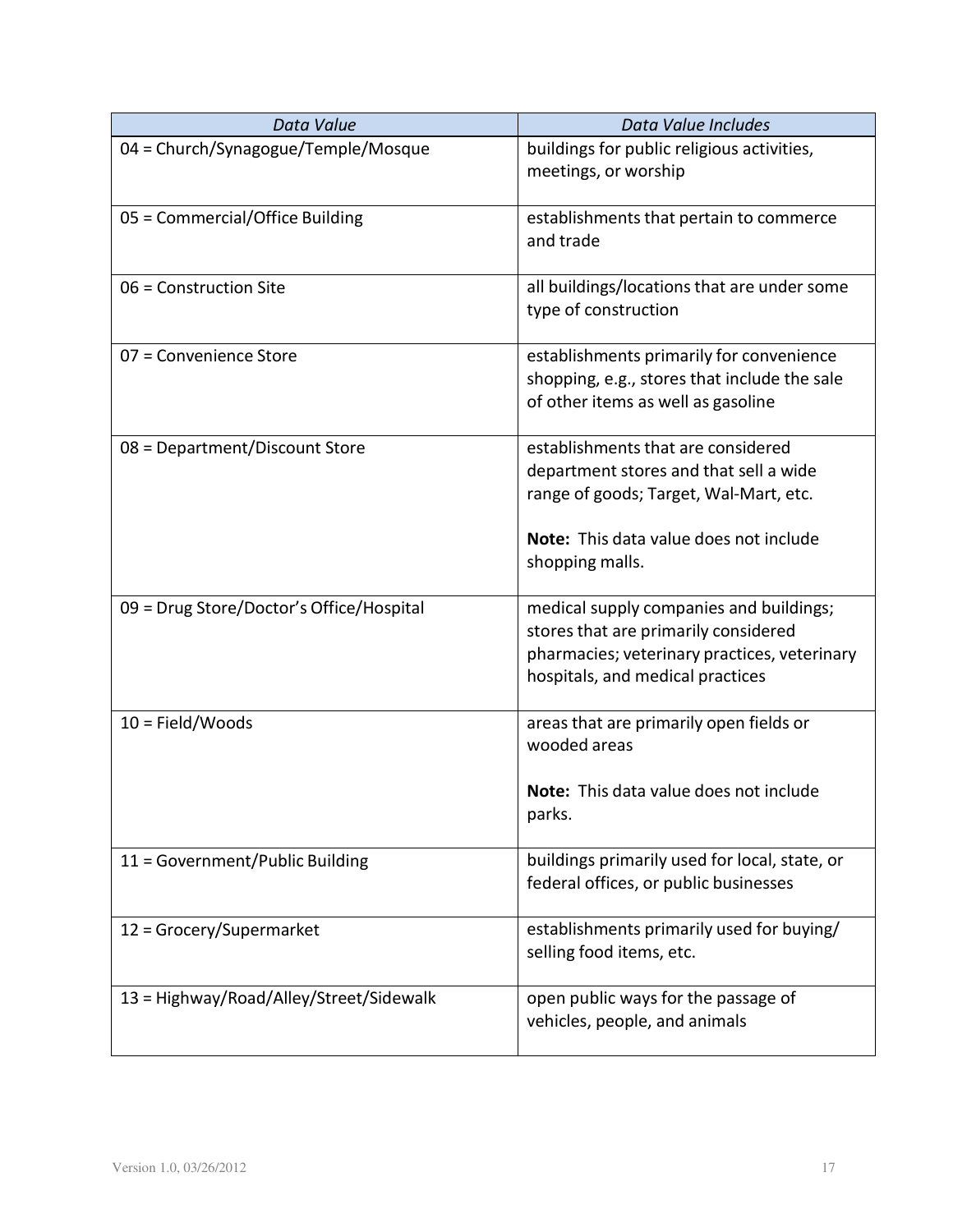| *Data Value* | *Data Value Includes* |
|---|---|
| 04 = Church/Synagogue/Temple/Mosque | buildings for public religious activities, meetings, or worship |
| 05 = Commercial/Office Building | establishments that pertain to commerce and trade |
| 06 = Construction Site | all buildings/locations that are under some type of construction |
| 07 = Convenience Store | establishments primarily for convenience shopping, e.g., stores that include the sale of other items as well as gasoline |
| 08 = Department/Discount Store | establishments that are considered department stores and that sell a wide range of goods; Target, Wal-Mart, etc.<br><br>**Note:** This data value does not include shopping malls. |
| 09 = Drug Store/Doctor's Office/Hospital | medical supply companies and buildings; stores that are primarily considered pharmacies; veterinary practices, veterinary hospitals, and medical practices |
| 10 = Field/Woods | areas that are primarily open fields or wooded areas<br><br>**Note:** This data value does not include parks. |
| 11 = Government/Public Building | buildings primarily used for local, state, or federal offices, or public businesses |
| 12 = Grocery/Supermarket | establishments primarily used for buying/ selling food items, etc. |
| 13 = Highway/Road/Alley/Street/Sidewalk | open public ways for the passage of vehicles, people, and animals |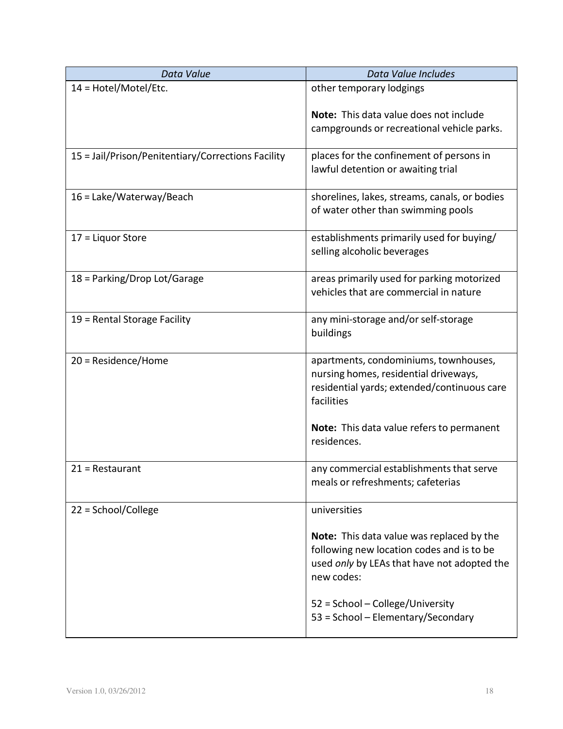| *Data Value* | *Data Value Includes* |
|---|---|
| 14 = Hotel/Motel/Etc. | other temporary lodgings<br><br>**Note:** This data value does not include campgrounds or recreational vehicle parks. |
| 15 = Jail/Prison/Penitentiary/Corrections Facility | places for the confinement of persons in lawful detention or awaiting trial |
| 16 = Lake/Waterway/Beach | shorelines, lakes, streams, canals, or bodies of water other than swimming pools |
| 17 = Liquor Store | establishments primarily used for buying/ selling alcoholic beverages |
| 18 = Parking/Drop Lot/Garage | areas primarily used for parking motorized vehicles that are commercial in nature |
| 19 = Rental Storage Facility | any mini-storage and/or self-storage buildings |
| 20 = Residence/Home | apartments, condominiums, townhouses, nursing homes, residential driveways, residential yards; extended/continuous care facilities<br><br>**Note:** This data value refers to permanent residences. |
| 21 = Restaurant | any commercial establishments that serve meals or refreshments; cafeterias |
| 22 = School/College | universities<br><br>**Note:** This data value was replaced by the following new location codes and is to be used *only* by LEAs that have not adopted the new codes:<br><br>52 = School – College/University<br>53 = School – Elementary/Secondary |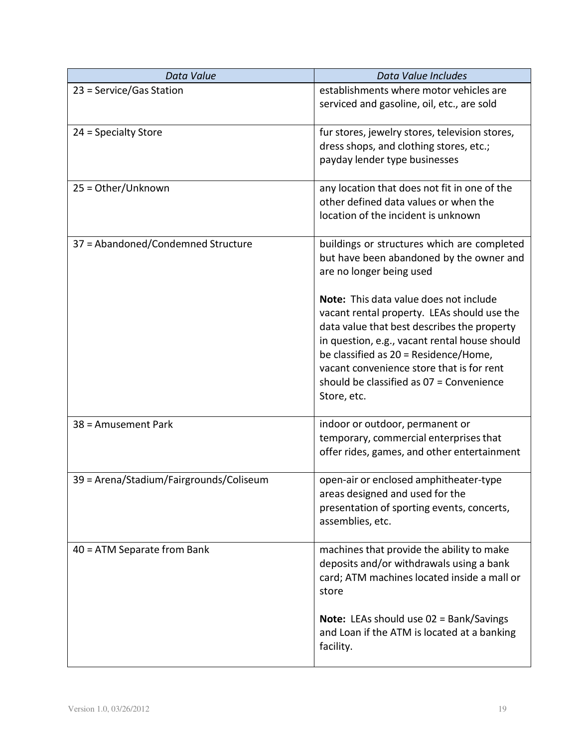| *Data Value* | *Data Value Includes* |
|---|---|
| 23 = Service/Gas Station | establishments where motor vehicles are serviced and gasoline, oil, etc., are sold |
| 24 = Specialty Store | fur stores, jewelry stores, television stores, dress shops, and clothing stores, etc.; payday lender type businesses |
| 25 = Other/Unknown | any location that does not fit in one of the other defined data values or when the location of the incident is unknown |
| 37 = Abandoned/Condemned Structure | buildings or structures which are completed but have been abandoned by the owner and are no longer being used<br><br>**Note:** This data value does not include vacant rental property. LEAs should use the data value that best describes the property in question, e.g., vacant rental house should be classified as 20 = Residence/Home, vacant convenience store that is for rent should be classified as 07 = Convenience Store, etc. |
| 38 = Amusement Park | indoor or outdoor, permanent or temporary, commercial enterprises that offer rides, games, and other entertainment |
| 39 = Arena/Stadium/Fairgrounds/Coliseum | open-air or enclosed amphitheater-type areas designed and used for the presentation of sporting events, concerts, assemblies, etc. |
| 40 = ATM Separate from Bank | machines that provide the ability to make deposits and/or withdrawals using a bank card; ATM machines located inside a mall or store<br><br>**Note:** LEAs should use 02 = Bank/Savings and Loan if the ATM is located at a banking facility. |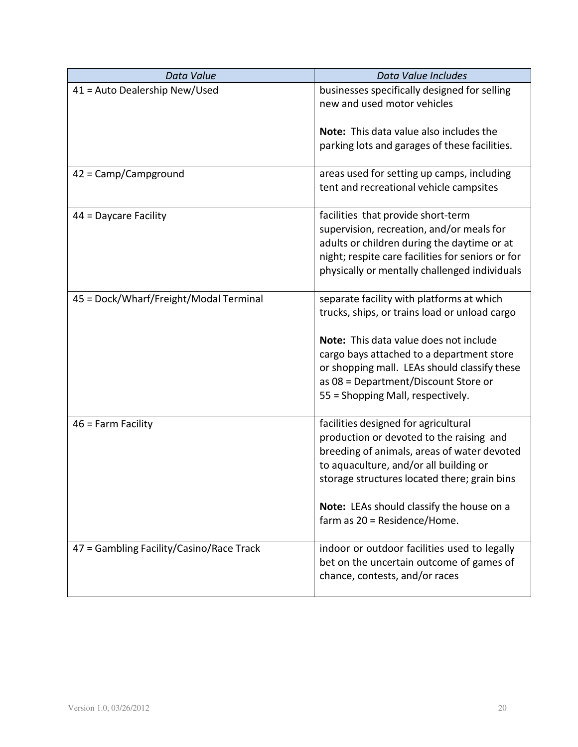| *Data Value* | *Data Value Includes* |
|---|---|
| 41 = Auto Dealership New/Used | businesses specifically designed for selling new and used motor vehicles<br><br>**Note:** This data value also includes the parking lots and garages of these facilities. |
| 42 = Camp/Campground | areas used for setting up camps, including tent and recreational vehicle campsites |
| 44 = Daycare Facility | facilities that provide short-term supervision, recreation, and/or meals for adults or children during the daytime or at night; respite care facilities for seniors or for physically or mentally challenged individuals |
| 45 = Dock/Wharf/Freight/Modal Terminal | separate facility with platforms at which trucks, ships, or trains load or unload cargo<br><br>**Note:** This data value does not include cargo bays attached to a department store or shopping mall. LEAs should classify these as 08 = Department/Discount Store or 55 = Shopping Mall, respectively. |
| 46 = Farm Facility | facilities designed for agricultural production or devoted to the raising and breeding of animals, areas of water devoted to aquaculture, and/or all building or storage structures located there; grain bins<br><br>**Note:** LEAs should classify the house on a farm as 20 = Residence/Home. |
| 47 = Gambling Facility/Casino/Race Track | indoor or outdoor facilities used to legally bet on the uncertain outcome of games of chance, contests, and/or races |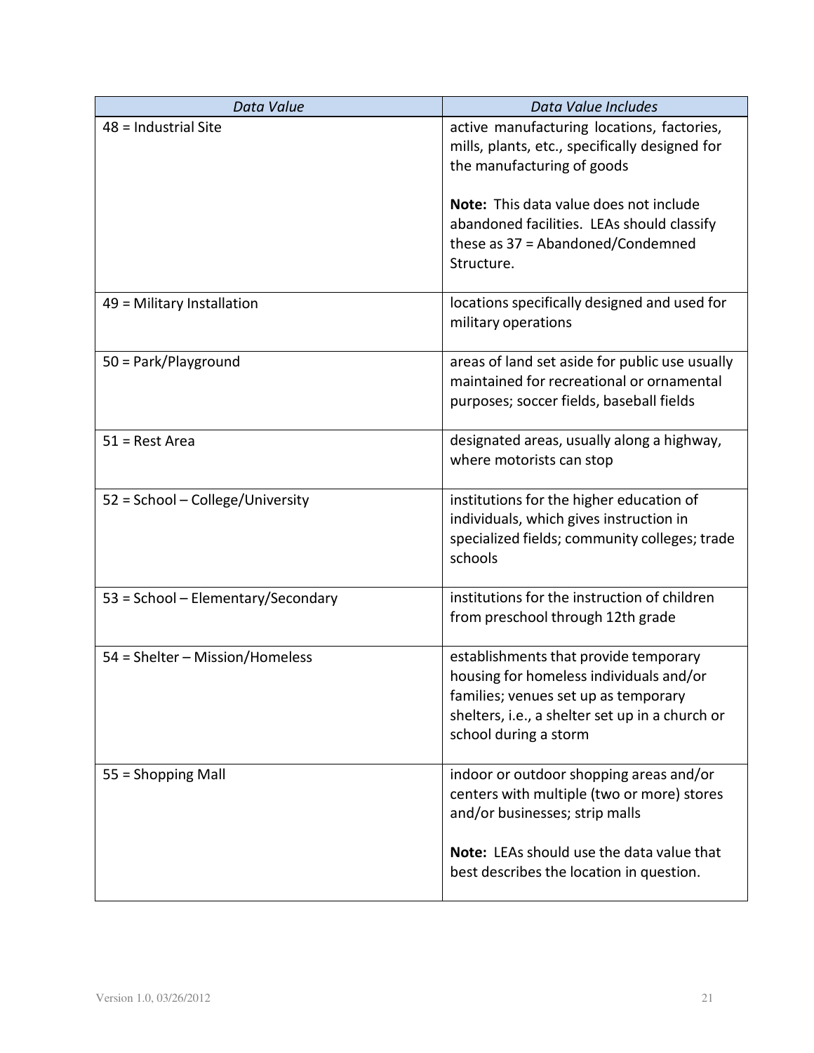| *Data Value* | *Data Value Includes* |
| --- | --- |
| 48 = Industrial Site | active manufacturing locations, factories, mills, plants, etc., specifically designed for the manufacturing of goods<br><br>**Note:** This data value does not include abandoned facilities. LEAs should classify these as 37 = Abandoned/Condemned Structure. |
| 49 = Military Installation | locations specifically designed and used for military operations |
| 50 = Park/Playground | areas of land set aside for public use usually maintained for recreational or ornamental purposes; soccer fields, baseball fields |
| 51 = Rest Area | designated areas, usually along a highway, where motorists can stop |
| 52 = School – College/University | institutions for the higher education of individuals, which gives instruction in specialized fields; community colleges; trade schools |
| 53 = School – Elementary/Secondary | institutions for the instruction of children from preschool through 12th grade |
| 54 = Shelter – Mission/Homeless | establishments that provide temporary housing for homeless individuals and/or families; venues set up as temporary shelters, i.e., a shelter set up in a church or school during a storm |
| 55 = Shopping Mall | indoor or outdoor shopping areas and/or centers with multiple (two or more) stores and/or businesses; strip malls<br><br>**Note:** LEAs should use the data value that best describes the location in question. |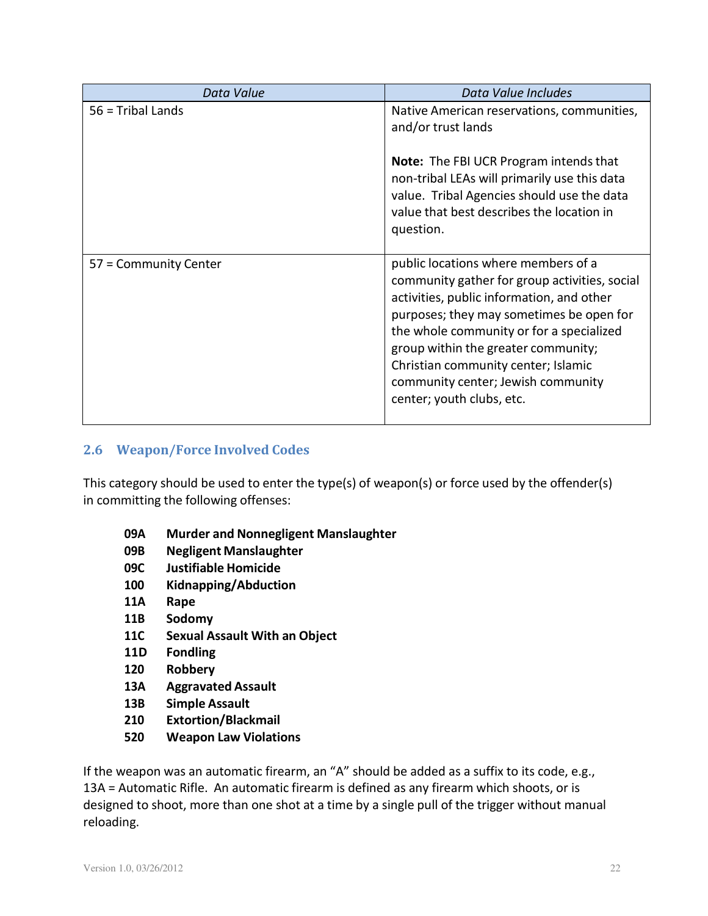| *Data Value* | *Data Value Includes* |
|---|---|
| 56 = Tribal Lands | Native American reservations, communities, and/or trust lands<br><br>**Note:** The FBI UCR Program intends that non-tribal LEAs will primarily use this data value. Tribal Agencies should use the data value that best describes the location in question. |
| 57 = Community Center | public locations where members of a community gather for group activities, social activities, public information, and other purposes; they may sometimes be open for the whole community or for a specialized group within the greater community; Christian community center; Islamic community center; Jewish community center; youth clubs, etc. |

### 2.6 Weapon/Force Involved Codes

This category should be used to enter the type(s) of weapon(s) or force used by the offender(s) in committing the following offenses:

- **09A Murder and Nonnegligent Manslaughter**
- **09B Negligent Manslaughter**
- **09C Justifiable Homicide**
- **100 Kidnapping/Abduction**
- **11A Rape**
- **11B Sodomy**
- **11C Sexual Assault With an Object**
- **11D Fondling**
- **120 Robbery**
- **13A Aggravated Assault**
- **13B Simple Assault**
- **210 Extortion/Blackmail**
- **520 Weapon Law Violations**

If the weapon was an automatic firearm, an "A" should be added as a suffix to its code, e.g., 13A = Automatic Rifle. An automatic firearm is defined as any firearm which shoots, or is designed to shoot, more than one shot at a time by a single pull of the trigger without manual reloading.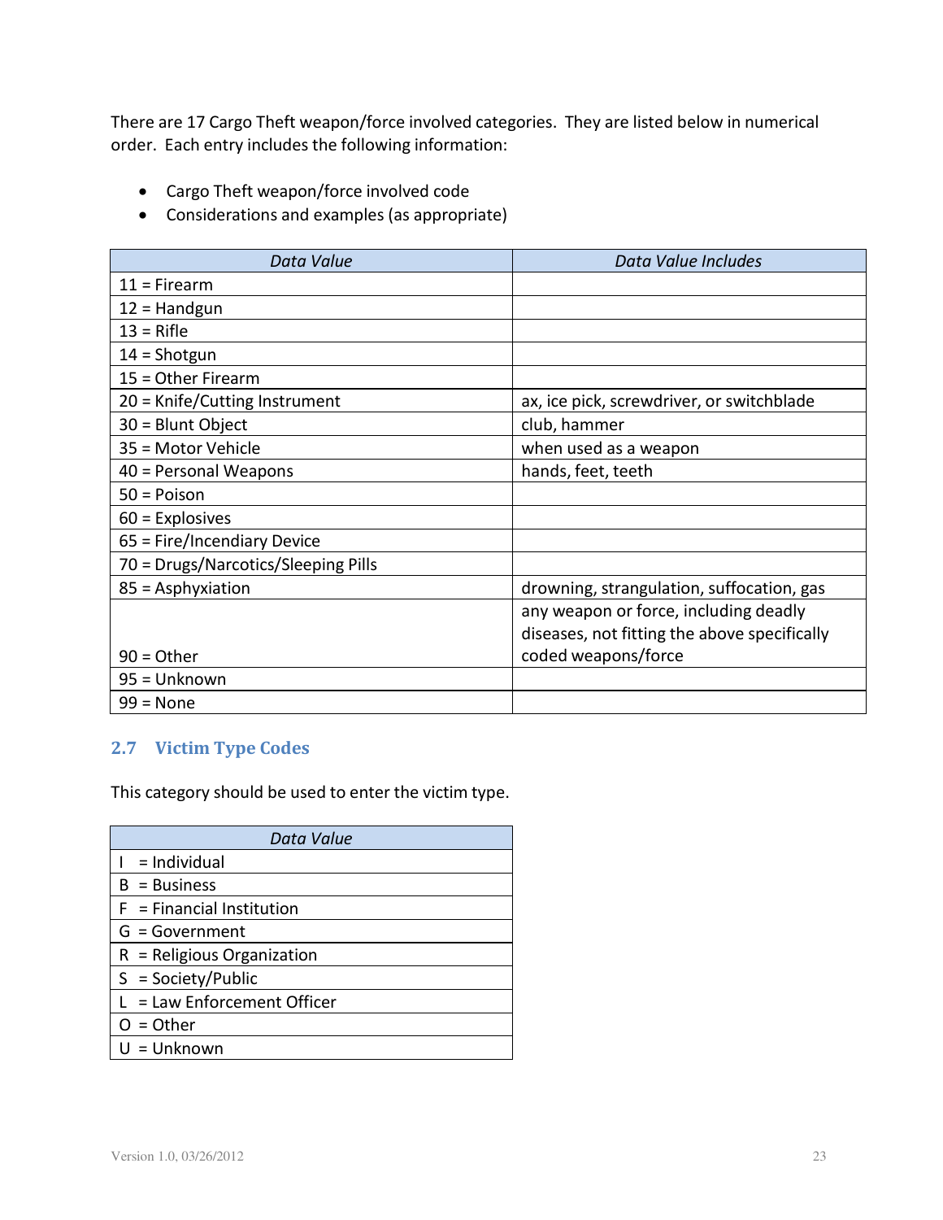There are 17 Cargo Theft weapon/force involved categories. They are listed below in numerical order. Each entry includes the following information:

- Cargo Theft weapon/force involved code
- Considerations and examples (as appropriate)

| *Data Value* | *Data Value Includes* |
|---|---|
| 11 = Firearm | |
| 12 = Handgun | |
| 13 = Rifle | |
| 14 = Shotgun | |
| 15 = Other Firearm | |
| 20 = Knife/Cutting Instrument | ax, ice pick, screwdriver, or switchblade |
| 30 = Blunt Object | club, hammer |
| 35 = Motor Vehicle | when used as a weapon |
| 40 = Personal Weapons | hands, feet, teeth |
| 50 = Poison | |
| 60 = Explosives | |
| 65 = Fire/Incendiary Device | |
| 70 = Drugs/Narcotics/Sleeping Pills | |
| 85 = Asphyxiation | drowning, strangulation, suffocation, gas |
| 90 = Other | any weapon or force, including deadly diseases, not fitting the above specifically coded weapons/force |
| 95 = Unknown | |
| 99 = None | |

## 2.7 Victim Type Codes

This category should be used to enter the victim type.

| *Data Value* |
|---|
| I = Individual |
| B = Business |
| F = Financial Institution |
| G = Government |
| R = Religious Organization |
| S = Society/Public |
| L = Law Enforcement Officer |
| O = Other |
| U = Unknown |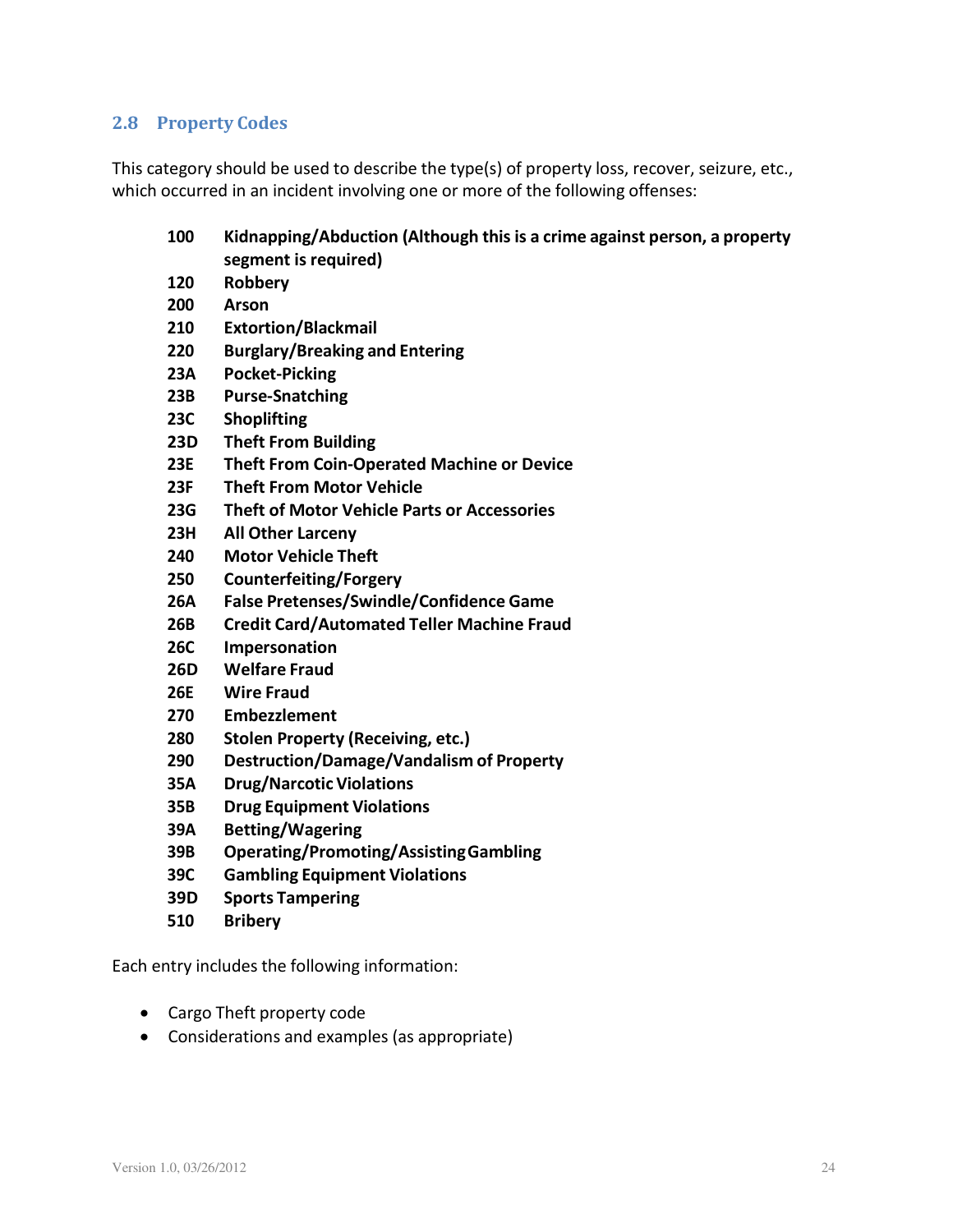## 2.8 Property Codes

This category should be used to describe the type(s) of property loss, recover, seizure, etc., which occurred in an incident involving one or more of the following offenses:

| | |
|---|---|
| **100** | **Kidnapping/Abduction (Although this is a crime against person, a property segment is required)** |
| **120** | **Robbery** |
| **200** | **Arson** |
| **210** | **Extortion/Blackmail** |
| **220** | **Burglary/Breaking and Entering** |
| **23A** | **Pocket-Picking** |
| **23B** | **Purse-Snatching** |
| **23C** | **Shoplifting** |
| **23D** | **Theft From Building** |
| **23E** | **Theft From Coin-Operated Machine or Device** |
| **23F** | **Theft From Motor Vehicle** |
| **23G** | **Theft of Motor Vehicle Parts or Accessories** |
| **23H** | **All Other Larceny** |
| **240** | **Motor Vehicle Theft** |
| **250** | **Counterfeiting/Forgery** |
| **26A** | **False Pretenses/Swindle/Confidence Game** |
| **26B** | **Credit Card/Automated Teller Machine Fraud** |
| **26C** | **Impersonation** |
| **26D** | **Welfare Fraud** |
| **26E** | **Wire Fraud** |
| **270** | **Embezzlement** |
| **280** | **Stolen Property (Receiving, etc.)** |
| **290** | **Destruction/Damage/Vandalism of Property** |
| **35A** | **Drug/Narcotic Violations** |
| **35B** | **Drug Equipment Violations** |
| **39A** | **Betting/Wagering** |
| **39B** | **Operating/Promoting/Assisting Gambling** |
| **39C** | **Gambling Equipment Violations** |
| **39D** | **Sports Tampering** |
| **510** | **Bribery** |

Each entry includes the following information:

- Cargo Theft property code
- Considerations and examples (as appropriate)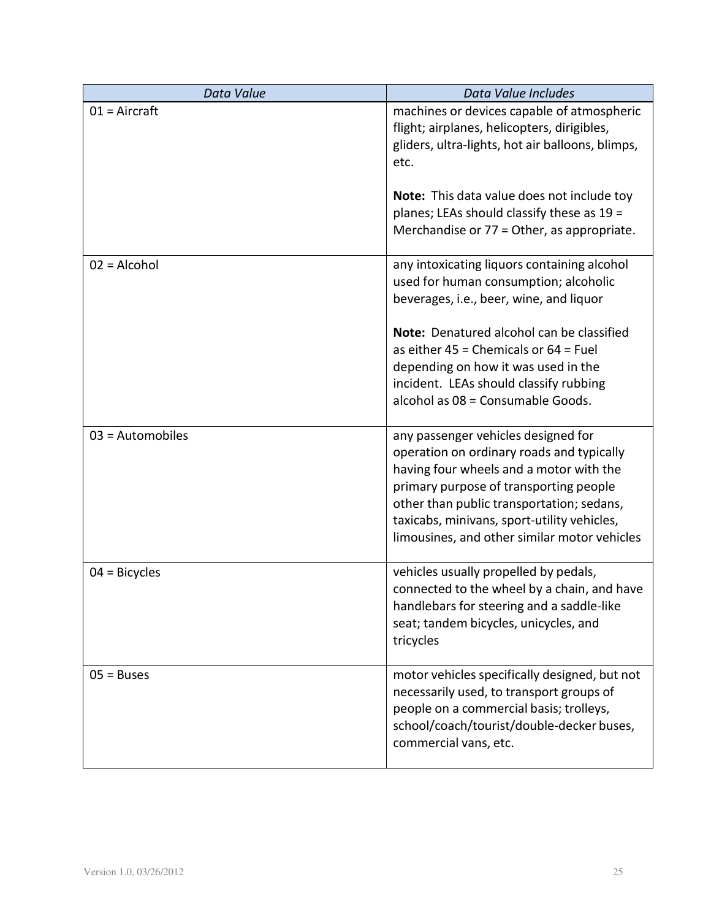| *Data Value* | *Data Value Includes* |
| --- | --- |
| 01 = Aircraft | machines or devices capable of atmospheric flight; airplanes, helicopters, dirigibles, gliders, ultra-lights, hot air balloons, blimps, etc.<br><br>**Note:** This data value does not include toy planes; LEAs should classify these as 19 = Merchandise or 77 = Other, as appropriate. |
| 02 = Alcohol | any intoxicating liquors containing alcohol used for human consumption; alcoholic beverages, i.e., beer, wine, and liquor<br><br>**Note:** Denatured alcohol can be classified as either 45 = Chemicals or 64 = Fuel depending on how it was used in the incident. LEAs should classify rubbing alcohol as 08 = Consumable Goods. |
| 03 = Automobiles | any passenger vehicles designed for operation on ordinary roads and typically having four wheels and a motor with the primary purpose of transporting people other than public transportation; sedans, taxicabs, minivans, sport-utility vehicles, limousines, and other similar motor vehicles |
| 04 = Bicycles | vehicles usually propelled by pedals, connected to the wheel by a chain, and have handlebars for steering and a saddle-like seat; tandem bicycles, unicycles, and tricycles |
| 05 = Buses | motor vehicles specifically designed, but not necessarily used, to transport groups of people on a commercial basis; trolleys, school/coach/tourist/double-decker buses, commercial vans, etc. |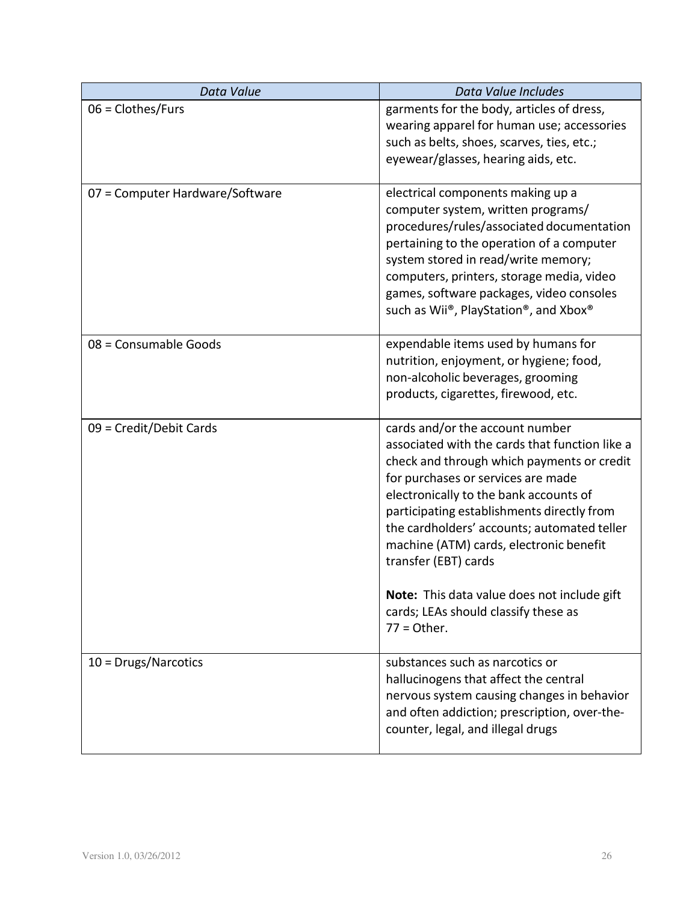| *Data Value* | *Data Value Includes* |
| --- | --- |
| 06 = Clothes/Furs | garments for the body, articles of dress, wearing apparel for human use; accessories such as belts, shoes, scarves, ties, etc.; eyewear/glasses, hearing aids, etc. |
| 07 = Computer Hardware/Software | electrical components making up a computer system, written programs/ procedures/rules/associated documentation pertaining to the operation of a computer system stored in read/write memory; computers, printers, storage media, video games, software packages, video consoles such as Wii®, PlayStation®, and Xbox® |
| 08 = Consumable Goods | expendable items used by humans for nutrition, enjoyment, or hygiene; food, non-alcoholic beverages, grooming products, cigarettes, firewood, etc. |
| 09 = Credit/Debit Cards | cards and/or the account number associated with the cards that function like a check and through which payments or credit for purchases or services are made electronically to the bank accounts of participating establishments directly from the cardholders' accounts; automated teller machine (ATM) cards, electronic benefit transfer (EBT) cards<br><br>**Note:** This data value does not include gift cards; LEAs should classify these as 77 = Other. |
| 10 = Drugs/Narcotics | substances such as narcotics or hallucinogens that affect the central nervous system causing changes in behavior and often addiction; prescription, over-the-counter, legal, and illegal drugs |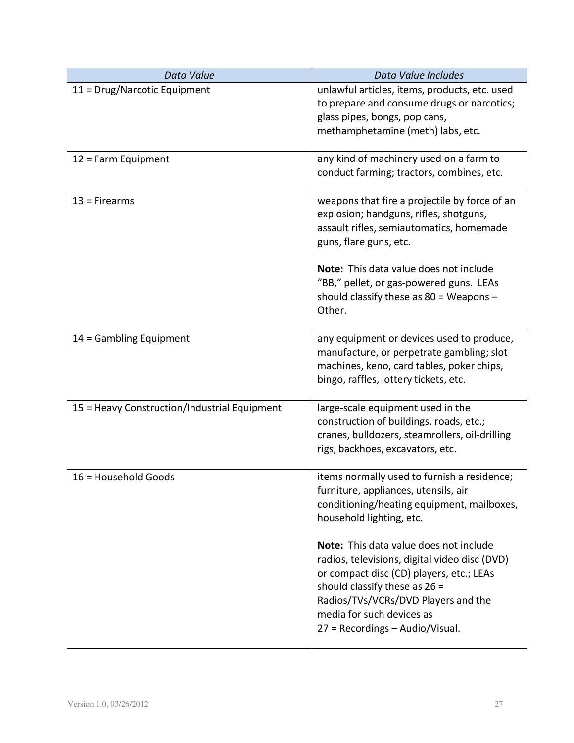| *Data Value* | *Data Value Includes* |
|---|---|
| 11 = Drug/Narcotic Equipment | unlawful articles, items, products, etc. used to prepare and consume drugs or narcotics; glass pipes, bongs, pop cans, methamphetamine (meth) labs, etc. |
| 12 = Farm Equipment | any kind of machinery used on a farm to conduct farming; tractors, combines, etc. |
| 13 = Firearms | weapons that fire a projectile by force of an explosion; handguns, rifles, shotguns, assault rifles, semiautomatics, homemade guns, flare guns, etc.<br><br>**Note:** This data value does not include "BB," pellet, or gas-powered guns. LEAs should classify these as 80 = Weapons – Other. |
| 14 = Gambling Equipment | any equipment or devices used to produce, manufacture, or perpetrate gambling; slot machines, keno, card tables, poker chips, bingo, raffles, lottery tickets, etc. |
| 15 = Heavy Construction/Industrial Equipment | large-scale equipment used in the construction of buildings, roads, etc.; cranes, bulldozers, steamrollers, oil-drilling rigs, backhoes, excavators, etc. |
| 16 = Household Goods | items normally used to furnish a residence; furniture, appliances, utensils, air conditioning/heating equipment, mailboxes, household lighting, etc.<br><br>**Note:** This data value does not include radios, televisions, digital video disc (DVD) or compact disc (CD) players, etc.; LEAs should classify these as 26 = Radios/TVs/VCRs/DVD Players and the media for such devices as 27 = Recordings – Audio/Visual. |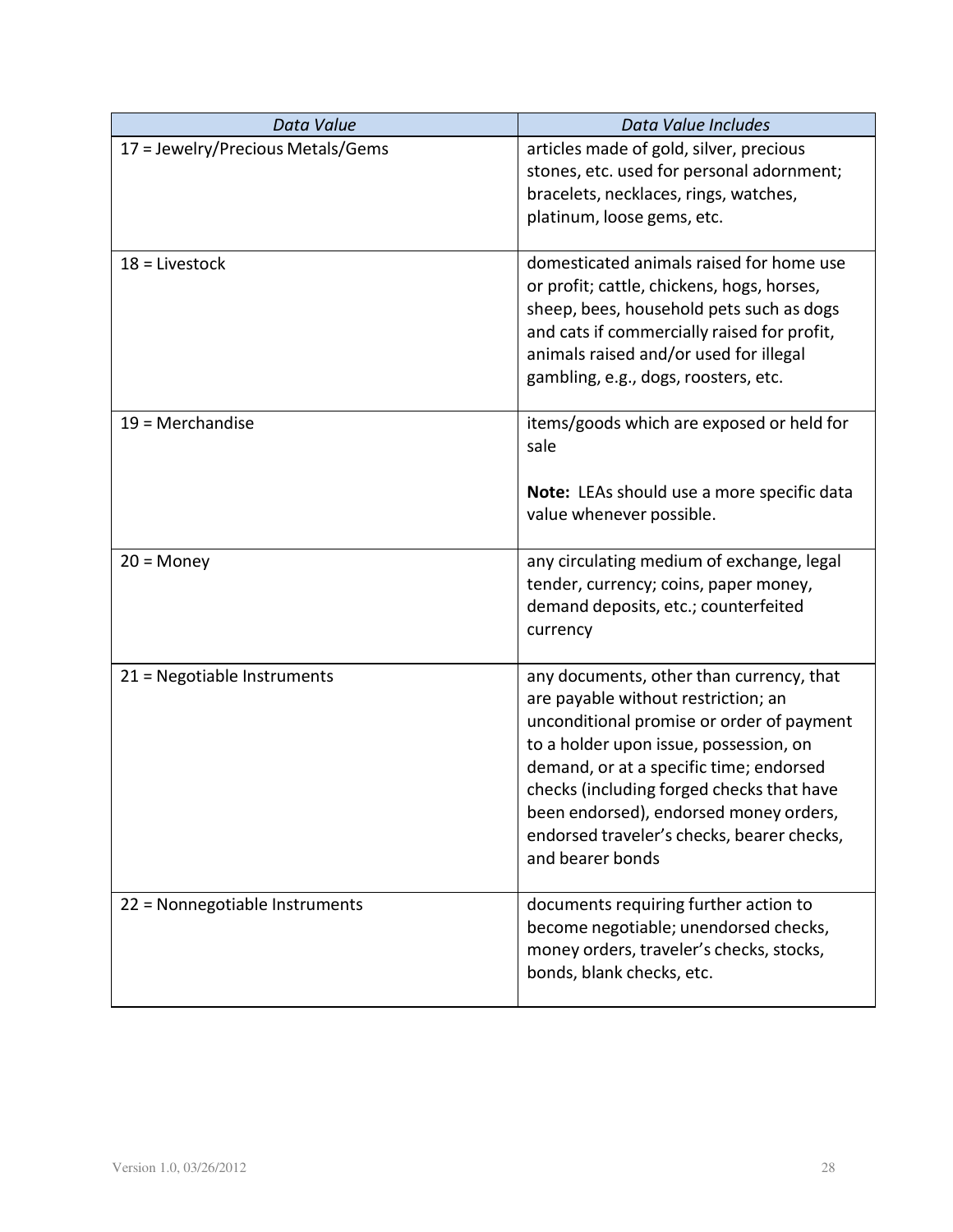| *Data Value* | *Data Value Includes* |
|---|---|
| 17 = Jewelry/Precious Metals/Gems | articles made of gold, silver, precious stones, etc. used for personal adornment; bracelets, necklaces, rings, watches, platinum, loose gems, etc. |
| 18 = Livestock | domesticated animals raised for home use or profit; cattle, chickens, hogs, horses, sheep, bees, household pets such as dogs and cats if commercially raised for profit, animals raised and/or used for illegal gambling, e.g., dogs, roosters, etc. |
| 19 = Merchandise | items/goods which are exposed or held for sale<br><br>**Note:** LEAs should use a more specific data value whenever possible. |
| 20 = Money | any circulating medium of exchange, legal tender, currency; coins, paper money, demand deposits, etc.; counterfeited currency |
| 21 = Negotiable Instruments | any documents, other than currency, that are payable without restriction; an unconditional promise or order of payment to a holder upon issue, possession, on demand, or at a specific time; endorsed checks (including forged checks that have been endorsed), endorsed money orders, endorsed traveler's checks, bearer checks, and bearer bonds |
| 22 = Nonnegotiable Instruments | documents requiring further action to become negotiable; unendorsed checks, money orders, traveler's checks, stocks, bonds, blank checks, etc. |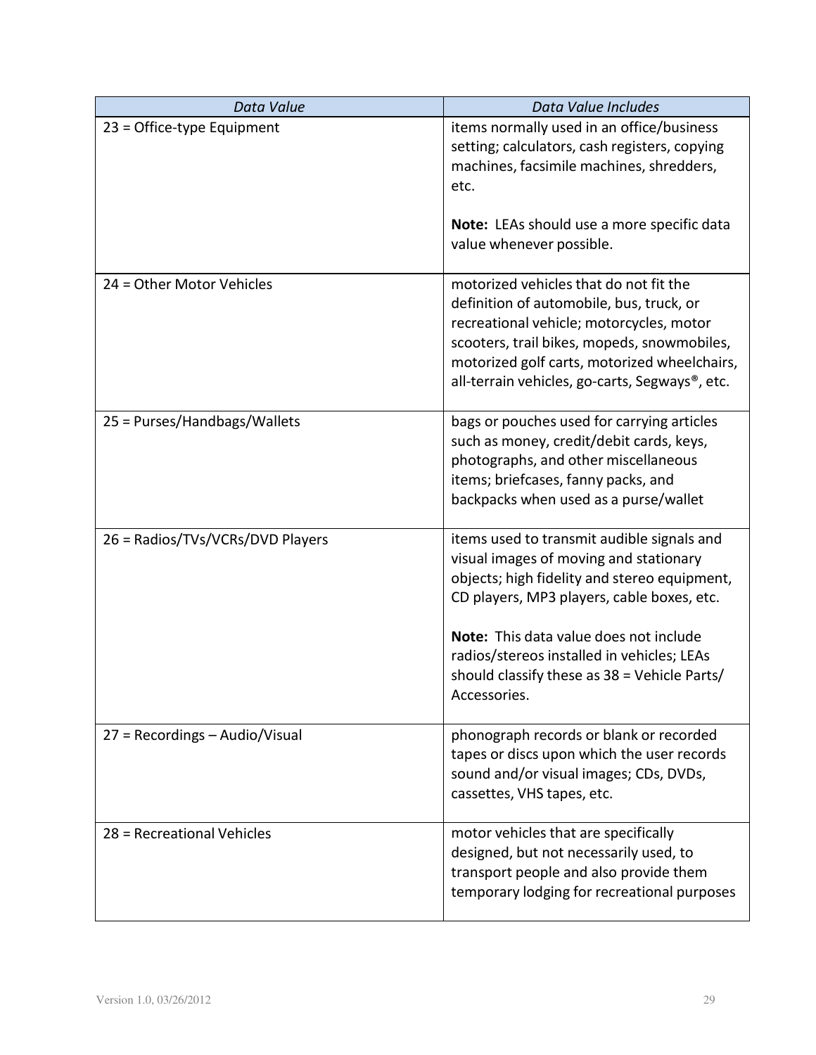| *Data Value* | *Data Value Includes* |
|---|---|
| 23 = Office-type Equipment | items normally used in an office/business setting; calculators, cash registers, copying machines, facsimile machines, shredders, etc.<br><br>**Note:** LEAs should use a more specific data value whenever possible. |
| 24 = Other Motor Vehicles | motorized vehicles that do not fit the definition of automobile, bus, truck, or recreational vehicle; motorcycles, motor scooters, trail bikes, mopeds, snowmobiles, motorized golf carts, motorized wheelchairs, all-terrain vehicles, go-carts, Segways®, etc. |
| 25 = Purses/Handbags/Wallets | bags or pouches used for carrying articles such as money, credit/debit cards, keys, photographs, and other miscellaneous items; briefcases, fanny packs, and backpacks when used as a purse/wallet |
| 26 = Radios/TVs/VCRs/DVD Players | items used to transmit audible signals and visual images of moving and stationary objects; high fidelity and stereo equipment, CD players, MP3 players, cable boxes, etc.<br><br>**Note:** This data value does not include radios/stereos installed in vehicles; LEAs should classify these as 38 = Vehicle Parts/ Accessories. |
| 27 = Recordings – Audio/Visual | phonograph records or blank or recorded tapes or discs upon which the user records sound and/or visual images; CDs, DVDs, cassettes, VHS tapes, etc. |
| 28 = Recreational Vehicles | motor vehicles that are specifically designed, but not necessarily used, to transport people and also provide them temporary lodging for recreational purposes |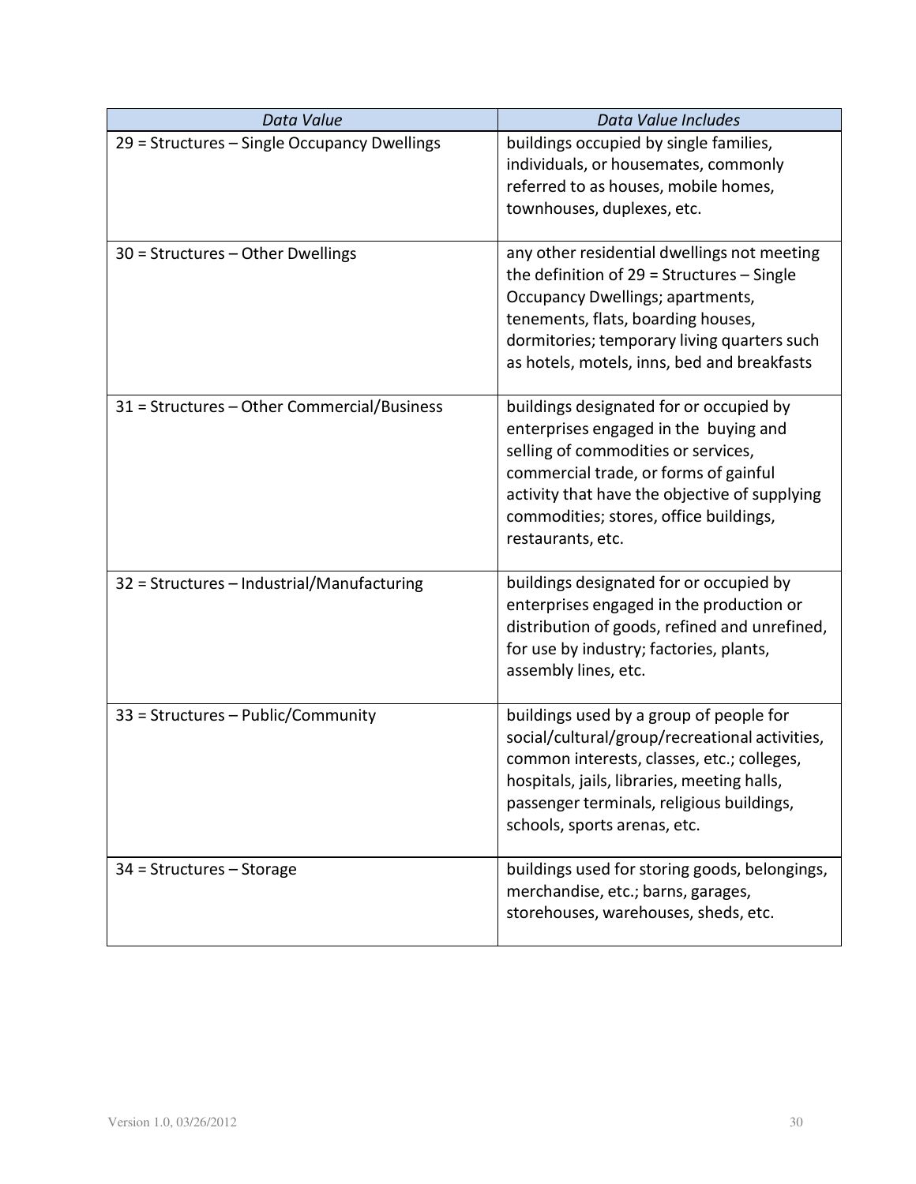| *Data Value* | *Data Value Includes* |
|---|---|
| 29 = Structures – Single Occupancy Dwellings | buildings occupied by single families, individuals, or housemates, commonly referred to as houses, mobile homes, townhouses, duplexes, etc. |
| 30 = Structures – Other Dwellings | any other residential dwellings not meeting the definition of 29 = Structures – Single Occupancy Dwellings; apartments, tenements, flats, boarding houses, dormitories; temporary living quarters such as hotels, motels, inns, bed and breakfasts |
| 31 = Structures – Other Commercial/Business | buildings designated for or occupied by enterprises engaged in the buying and selling of commodities or services, commercial trade, or forms of gainful activity that have the objective of supplying commodities; stores, office buildings, restaurants, etc. |
| 32 = Structures – Industrial/Manufacturing | buildings designated for or occupied by enterprises engaged in the production or distribution of goods, refined and unrefined, for use by industry; factories, plants, assembly lines, etc. |
| 33 = Structures – Public/Community | buildings used by a group of people for social/cultural/group/recreational activities, common interests, classes, etc.; colleges, hospitals, jails, libraries, meeting halls, passenger terminals, religious buildings, schools, sports arenas, etc. |
| 34 = Structures – Storage | buildings used for storing goods, belongings, merchandise, etc.; barns, garages, storehouses, warehouses, sheds, etc. |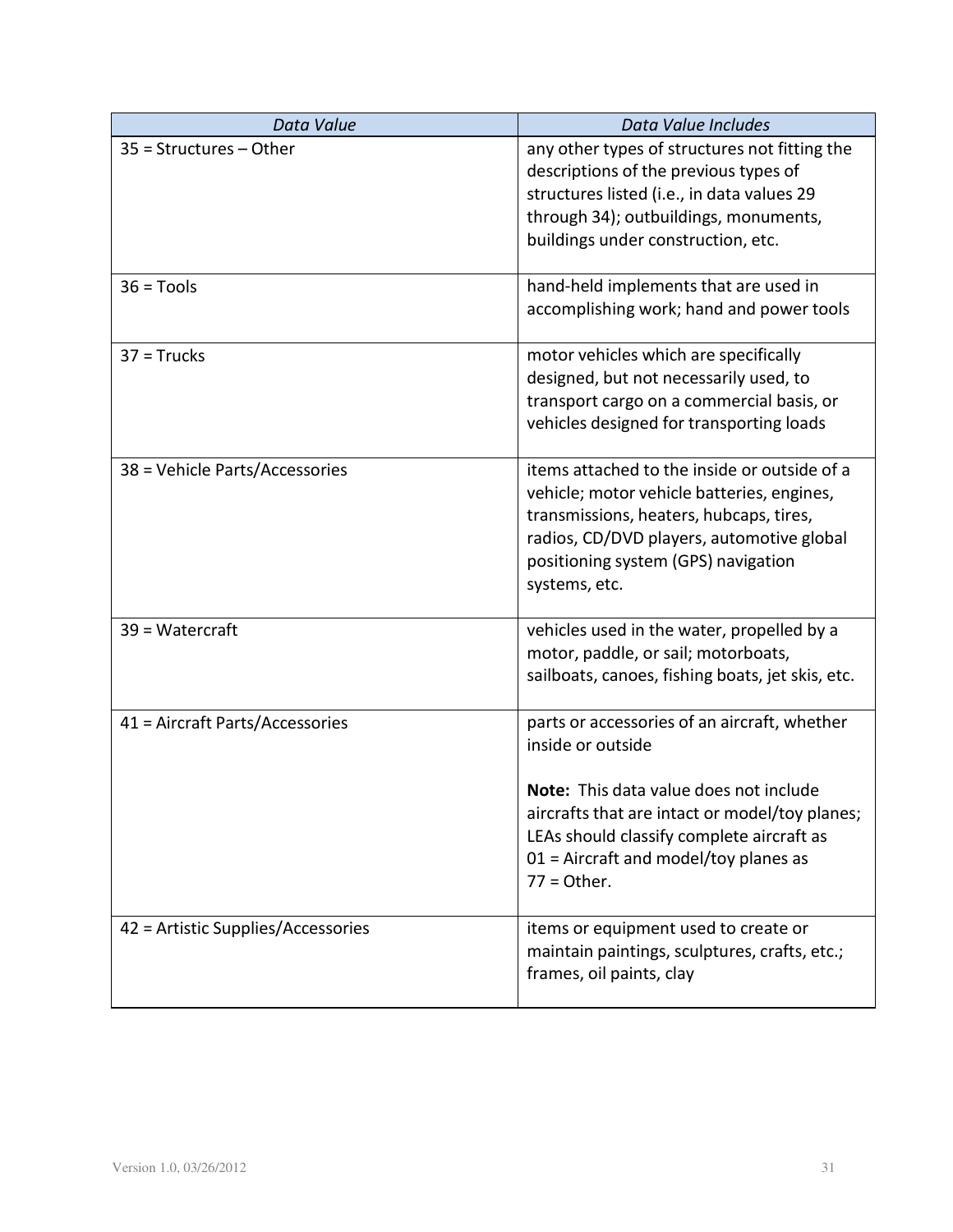| *Data Value* | *Data Value Includes* |
|---|---|
| 35 = Structures – Other | any other types of structures not fitting the descriptions of the previous types of structures listed (i.e., in data values 29 through 34); outbuildings, monuments, buildings under construction, etc. |
| 36 = Tools | hand-held implements that are used in accomplishing work; hand and power tools |
| 37 = Trucks | motor vehicles which are specifically designed, but not necessarily used, to transport cargo on a commercial basis, or vehicles designed for transporting loads |
| 38 = Vehicle Parts/Accessories | items attached to the inside or outside of a vehicle; motor vehicle batteries, engines, transmissions, heaters, hubcaps, tires, radios, CD/DVD players, automotive global positioning system (GPS) navigation systems, etc. |
| 39 = Watercraft | vehicles used in the water, propelled by a motor, paddle, or sail; motorboats, sailboats, canoes, fishing boats, jet skis, etc. |
| 41 = Aircraft Parts/Accessories | parts or accessories of an aircraft, whether inside or outside<br><br>**Note:** This data value does not include aircrafts that are intact or model/toy planes; LEAs should classify complete aircraft as 01 = Aircraft and model/toy planes as 77 = Other. |
| 42 = Artistic Supplies/Accessories | items or equipment used to create or maintain paintings, sculptures, crafts, etc.; frames, oil paints, clay |

Version 1.0, 03/26/2012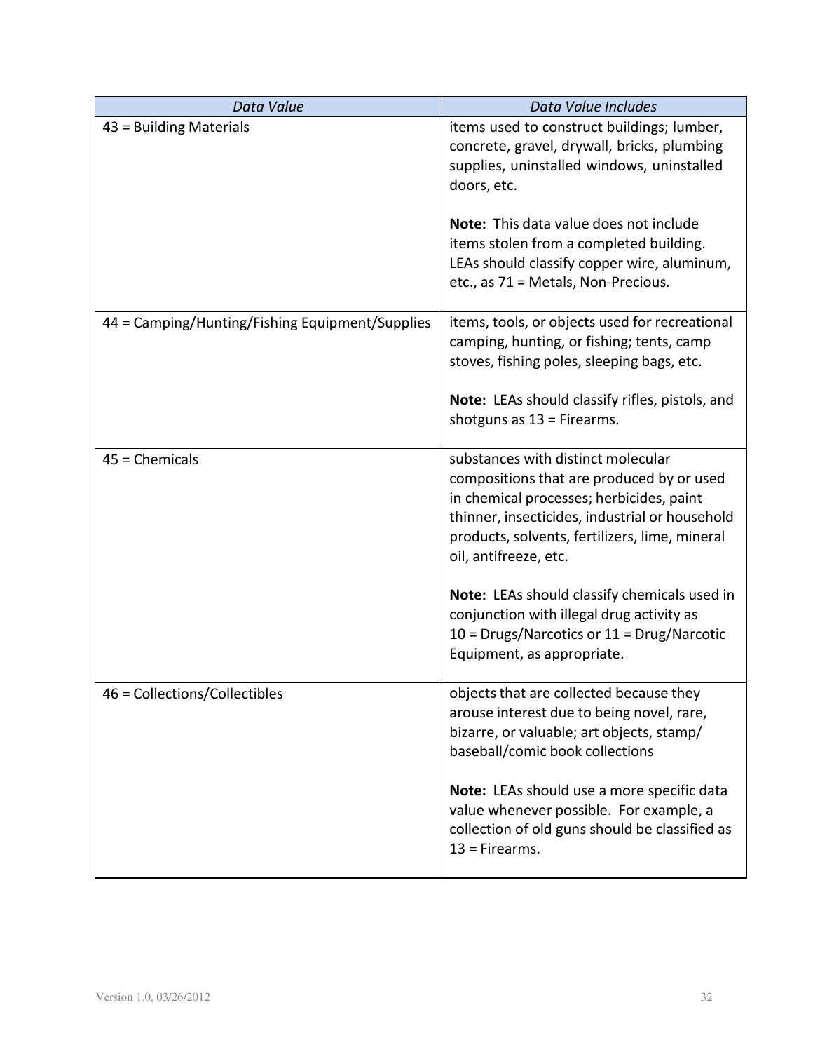| *Data Value* | *Data Value Includes* |
|---|---|
| 43 = Building Materials | items used to construct buildings; lumber, concrete, gravel, drywall, bricks, plumbing supplies, uninstalled windows, uninstalled doors, etc.<br><br>**Note:** This data value does not include items stolen from a completed building. LEAs should classify copper wire, aluminum, etc., as 71 = Metals, Non-Precious. |
| 44 = Camping/Hunting/Fishing Equipment/Supplies | items, tools, or objects used for recreational camping, hunting, or fishing; tents, camp stoves, fishing poles, sleeping bags, etc.<br><br>**Note:** LEAs should classify rifles, pistols, and shotguns as 13 = Firearms. |
| 45 = Chemicals | substances with distinct molecular compositions that are produced by or used in chemical processes; herbicides, paint thinner, insecticides, industrial or household products, solvents, fertilizers, lime, mineral oil, antifreeze, etc.<br><br>**Note:** LEAs should classify chemicals used in conjunction with illegal drug activity as 10 = Drugs/Narcotics or 11 = Drug/Narcotic Equipment, as appropriate. |
| 46 = Collections/Collectibles | objects that are collected because they arouse interest due to being novel, rare, bizarre, or valuable; art objects, stamp/baseball/comic book collections<br><br>**Note:** LEAs should use a more specific data value whenever possible. For example, a collection of old guns should be classified as 13 = Firearms. |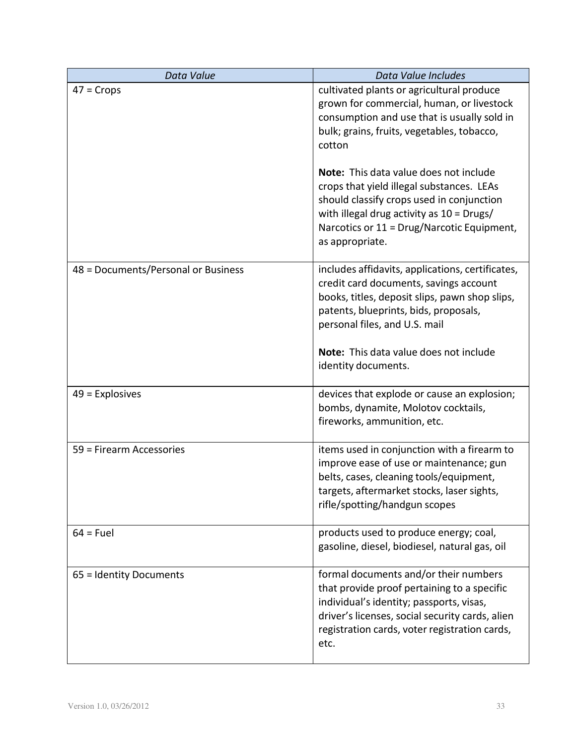| *Data Value* | *Data Value Includes* |
|---|---|
| 47 = Crops | cultivated plants or agricultural produce grown for commercial, human, or livestock consumption and use that is usually sold in bulk; grains, fruits, vegetables, tobacco, cotton<br><br>**Note:** This data value does not include crops that yield illegal substances. LEAs should classify crops used in conjunction with illegal drug activity as 10 = Drugs/ Narcotics or 11 = Drug/Narcotic Equipment, as appropriate. |
| 48 = Documents/Personal or Business | includes affidavits, applications, certificates, credit card documents, savings account books, titles, deposit slips, pawn shop slips, patents, blueprints, bids, proposals, personal files, and U.S. mail<br><br>**Note:** This data value does not include identity documents. |
| 49 = Explosives | devices that explode or cause an explosion; bombs, dynamite, Molotov cocktails, fireworks, ammunition, etc. |
| 59 = Firearm Accessories | items used in conjunction with a firearm to improve ease of use or maintenance; gun belts, cases, cleaning tools/equipment, targets, aftermarket stocks, laser sights, rifle/spotting/handgun scopes |
| 64 = Fuel | products used to produce energy; coal, gasoline, diesel, biodiesel, natural gas, oil |
| 65 = Identity Documents | formal documents and/or their numbers that provide proof pertaining to a specific individual's identity; passports, visas, driver's licenses, social security cards, alien registration cards, voter registration cards, etc. |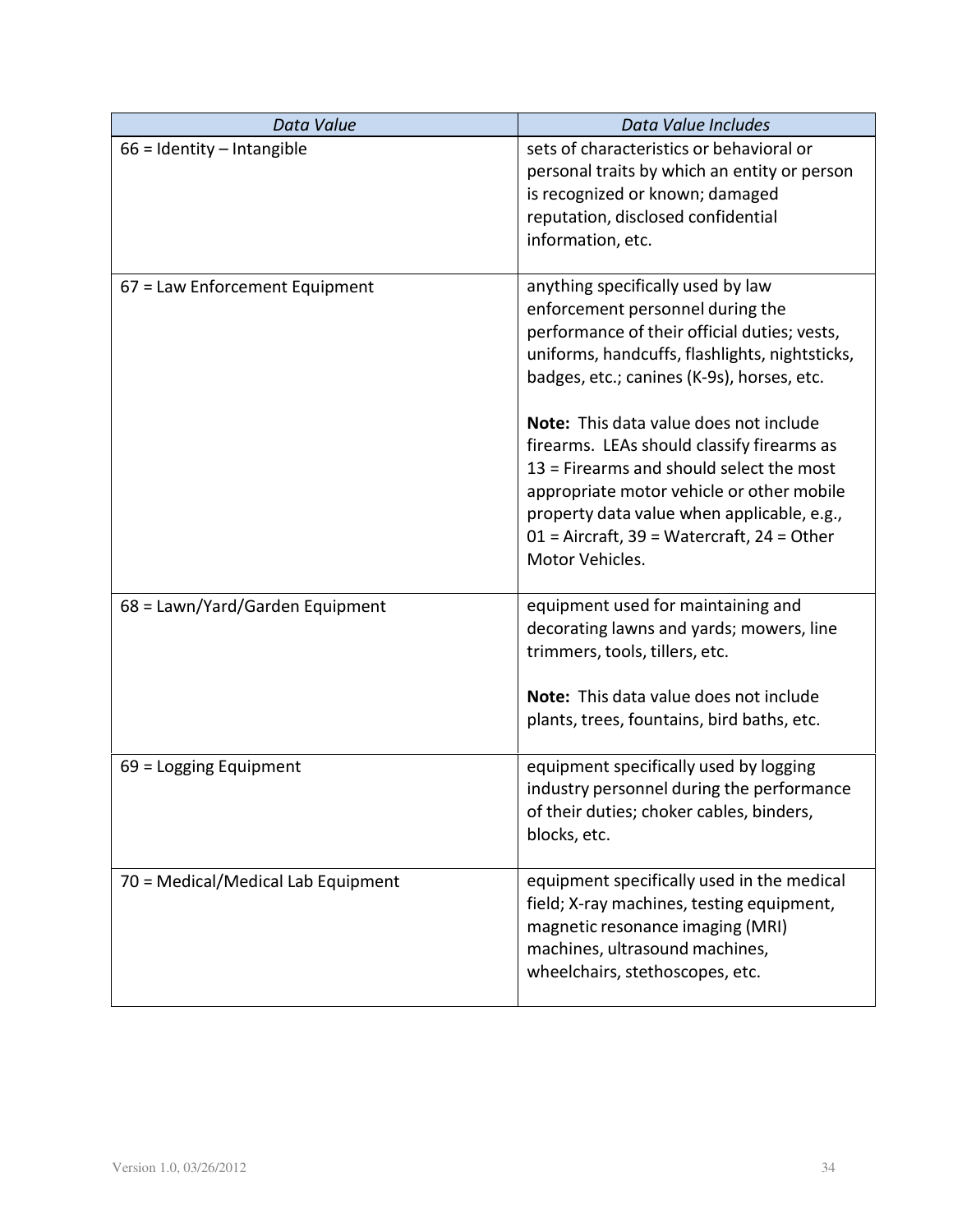| *Data Value* | *Data Value Includes* |
|---|---|
| 66 = Identity – Intangible | sets of characteristics or behavioral or personal traits by which an entity or person is recognized or known; damaged reputation, disclosed confidential information, etc. |
| 67 = Law Enforcement Equipment | anything specifically used by law enforcement personnel during the performance of their official duties; vests, uniforms, handcuffs, flashlights, nightsticks, badges, etc.; canines (K-9s), horses, etc.<br><br>**Note:** This data value does not include firearms. LEAs should classify firearms as 13 = Firearms and should select the most appropriate motor vehicle or other mobile property data value when applicable, e.g., 01 = Aircraft, 39 = Watercraft, 24 = Other Motor Vehicles. |
| 68 = Lawn/Yard/Garden Equipment | equipment used for maintaining and decorating lawns and yards; mowers, line trimmers, tools, tillers, etc.<br><br>**Note:** This data value does not include plants, trees, fountains, bird baths, etc. |
| 69 = Logging Equipment | equipment specifically used by logging industry personnel during the performance of their duties; choker cables, binders, blocks, etc. |
| 70 = Medical/Medical Lab Equipment | equipment specifically used in the medical field; X-ray machines, testing equipment, magnetic resonance imaging (MRI) machines, ultrasound machines, wheelchairs, stethoscopes, etc. |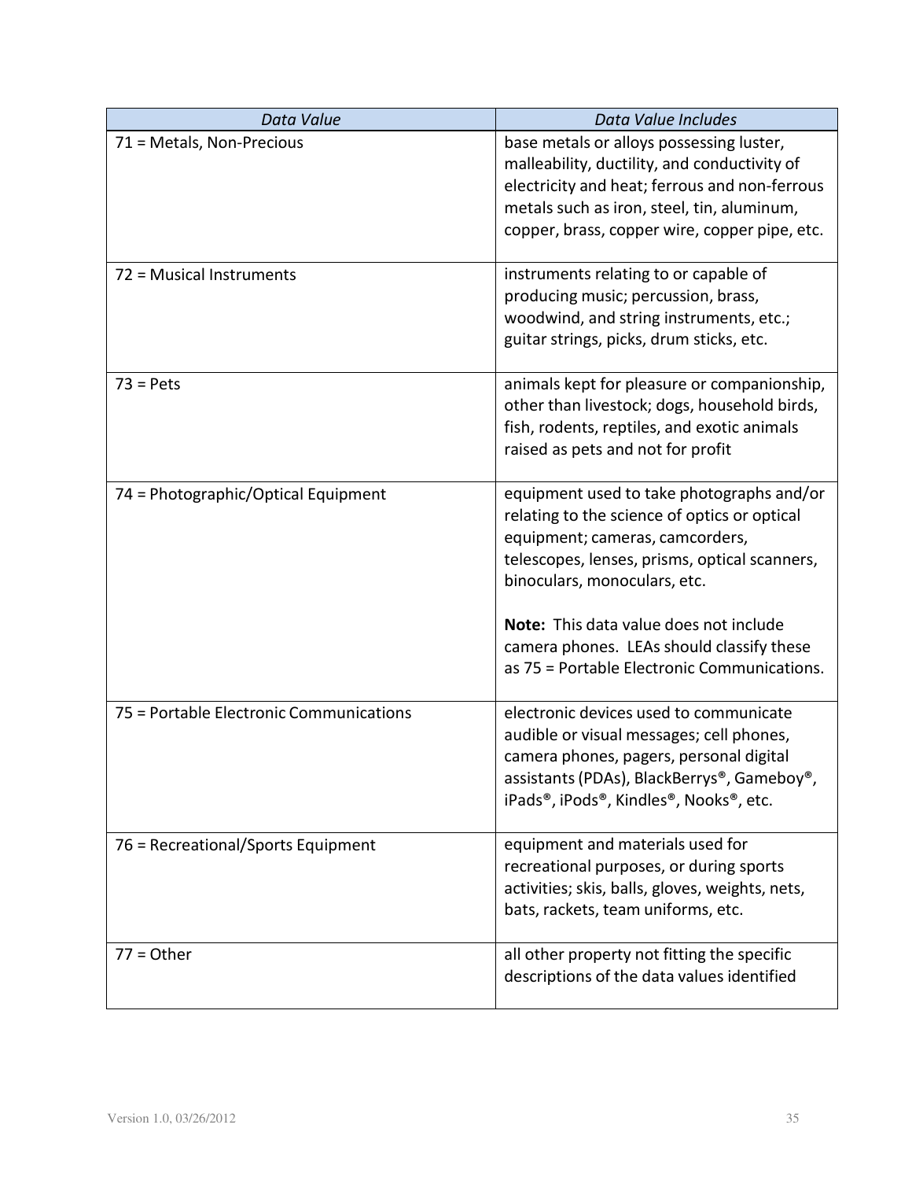| *Data Value* | *Data Value Includes* |
|---|---|
| 71 = Metals, Non-Precious | base metals or alloys possessing luster, malleability, ductility, and conductivity of electricity and heat; ferrous and non-ferrous metals such as iron, steel, tin, aluminum, copper, brass, copper wire, copper pipe, etc. |
| 72 = Musical Instruments | instruments relating to or capable of producing music; percussion, brass, woodwind, and string instruments, etc.; guitar strings, picks, drum sticks, etc. |
| 73 = Pets | animals kept for pleasure or companionship, other than livestock; dogs, household birds, fish, rodents, reptiles, and exotic animals raised as pets and not for profit |
| 74 = Photographic/Optical Equipment | equipment used to take photographs and/or relating to the science of optics or optical equipment; cameras, camcorders, telescopes, lenses, prisms, optical scanners, binoculars, monoculars, etc.<br><br>**Note:** This data value does not include camera phones. LEAs should classify these as 75 = Portable Electronic Communications. |
| 75 = Portable Electronic Communications | electronic devices used to communicate audible or visual messages; cell phones, camera phones, pagers, personal digital assistants (PDAs), BlackBerrys®, Gameboy®, iPads®, iPods®, Kindles®, Nooks®, etc. |
| 76 = Recreational/Sports Equipment | equipment and materials used for recreational purposes, or during sports activities; skis, balls, gloves, weights, nets, bats, rackets, team uniforms, etc. |
| 77 = Other | all other property not fitting the specific descriptions of the data values identified |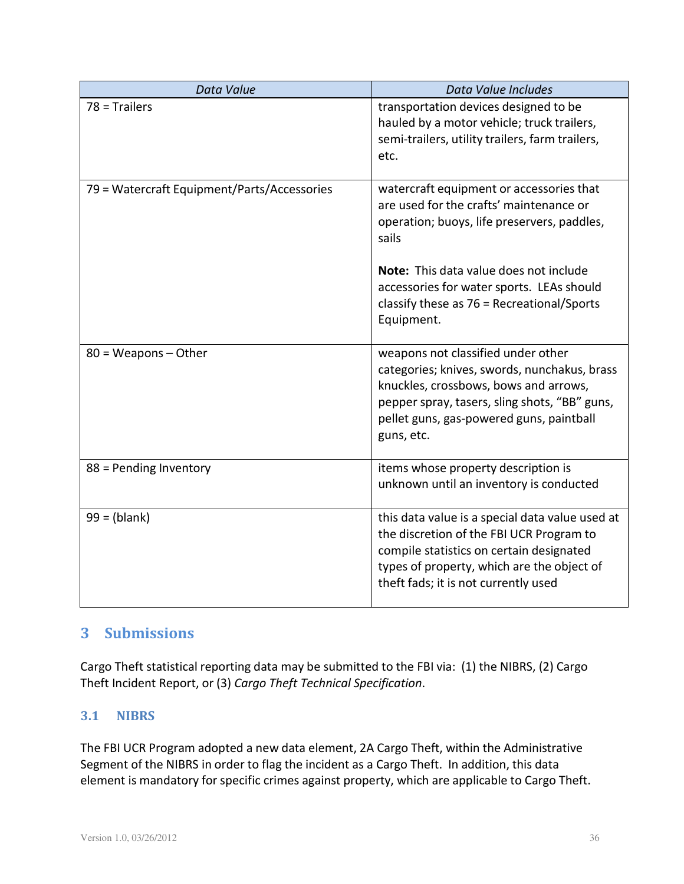| *Data Value* | *Data Value Includes* |
| --- | --- |
| 78 = Trailers | transportation devices designed to be hauled by a motor vehicle; truck trailers, semi-trailers, utility trailers, farm trailers, etc. |
| 79 = Watercraft Equipment/Parts/Accessories | watercraft equipment or accessories that are used for the crafts' maintenance or operation; buoys, life preservers, paddles, sails<br><br>**Note:** This data value does not include accessories for water sports. LEAs should classify these as 76 = Recreational/Sports Equipment. |
| 80 = Weapons – Other | weapons not classified under other categories; knives, swords, nunchakus, brass knuckles, crossbows, bows and arrows, pepper spray, tasers, sling shots, "BB" guns, pellet guns, gas-powered guns, paintball guns, etc. |
| 88 = Pending Inventory | items whose property description is unknown until an inventory is conducted |
| 99 = (blank) | this data value is a special data value used at the discretion of the FBI UCR Program to compile statistics on certain designated types of property, which are the object of theft fads; it is not currently used |

# 3 Submissions

Cargo Theft statistical reporting data may be submitted to the FBI via: (1) the NIBRS, (2) Cargo Theft Incident Report, or (3) *Cargo Theft Technical Specification*.

## 3.1 NIBRS

The FBI UCR Program adopted a new data element, 2A Cargo Theft, within the Administrative Segment of the NIBRS in order to flag the incident as a Cargo Theft. In addition, this data element is mandatory for specific crimes against property, which are applicable to Cargo Theft.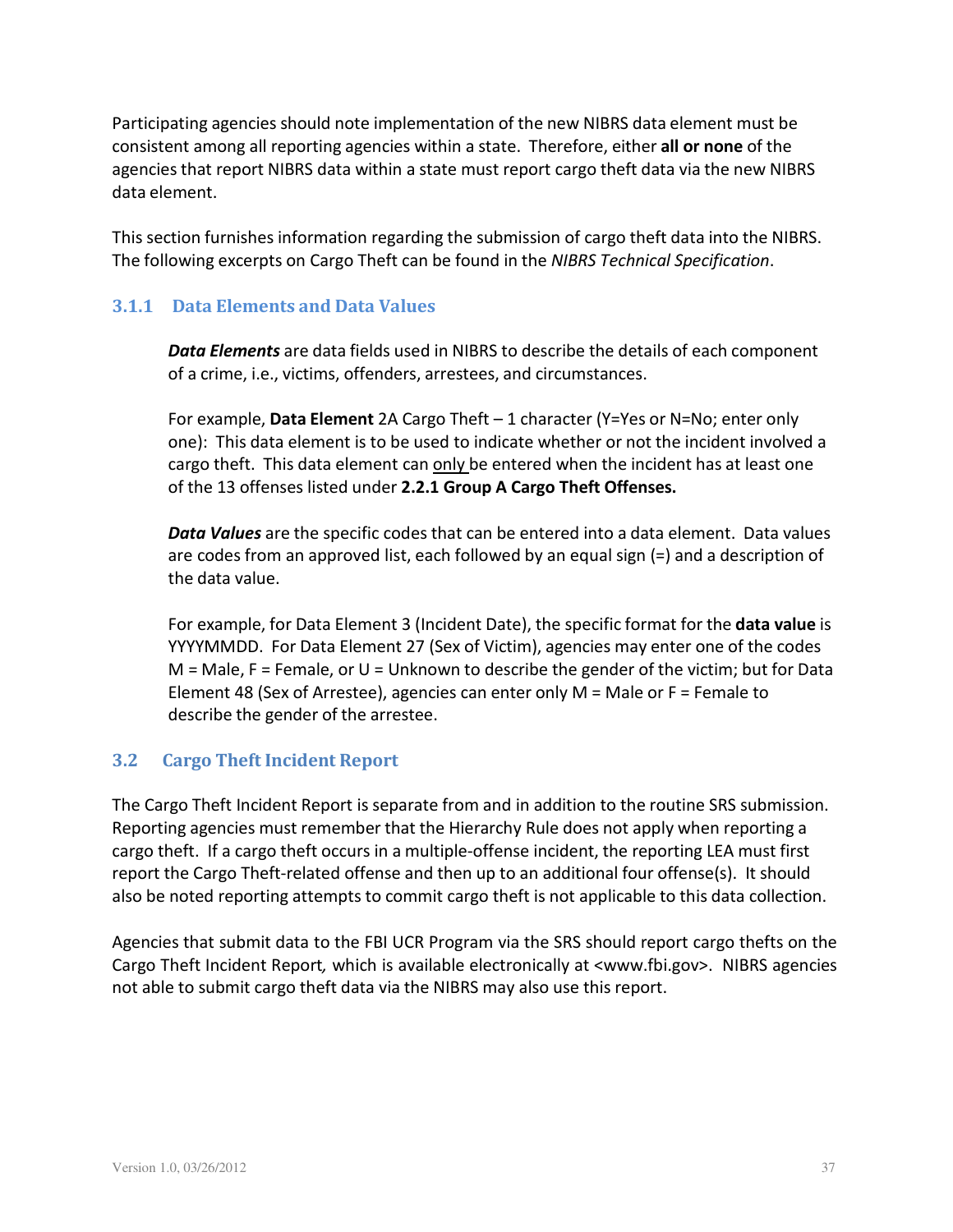Participating agencies should note implementation of the new NIBRS data element must be consistent among all reporting agencies within a state. Therefore, either **all or none** of the agencies that report NIBRS data within a state must report cargo theft data via the new NIBRS data element.

This section furnishes information regarding the submission of cargo theft data into the NIBRS. The following excerpts on Cargo Theft can be found in the *NIBRS Technical Specification*.

### 3.1.1 Data Elements and Data Values

***Data Elements*** are data fields used in NIBRS to describe the details of each component of a crime, i.e., victims, offenders, arrestees, and circumstances.

For example, **Data Element** 2A Cargo Theft – 1 character (Y=Yes or N=No; enter only one): This data element is to be used to indicate whether or not the incident involved a cargo theft. This data element can only be entered when the incident has at least one of the 13 offenses listed under **2.2.1 Group A Cargo Theft Offenses.**

***Data Values*** are the specific codes that can be entered into a data element. Data values are codes from an approved list, each followed by an equal sign (=) and a description of the data value.

For example, for Data Element 3 (Incident Date), the specific format for the **data value** is YYYYMMDD. For Data Element 27 (Sex of Victim), agencies may enter one of the codes M = Male, F = Female, or U = Unknown to describe the gender of the victim; but for Data Element 48 (Sex of Arrestee), agencies can enter only M = Male or F = Female to describe the gender of the arrestee.

## 3.2 Cargo Theft Incident Report

The Cargo Theft Incident Report is separate from and in addition to the routine SRS submission. Reporting agencies must remember that the Hierarchy Rule does not apply when reporting a cargo theft. If a cargo theft occurs in a multiple-offense incident, the reporting LEA must first report the Cargo Theft-related offense and then up to an additional four offense(s). It should also be noted reporting attempts to commit cargo theft is not applicable to this data collection.

Agencies that submit data to the FBI UCR Program via the SRS should report cargo thefts on the Cargo Theft Incident Report*,* which is available electronically at <www.fbi.gov>. NIBRS agencies not able to submit cargo theft data via the NIBRS may also use this report.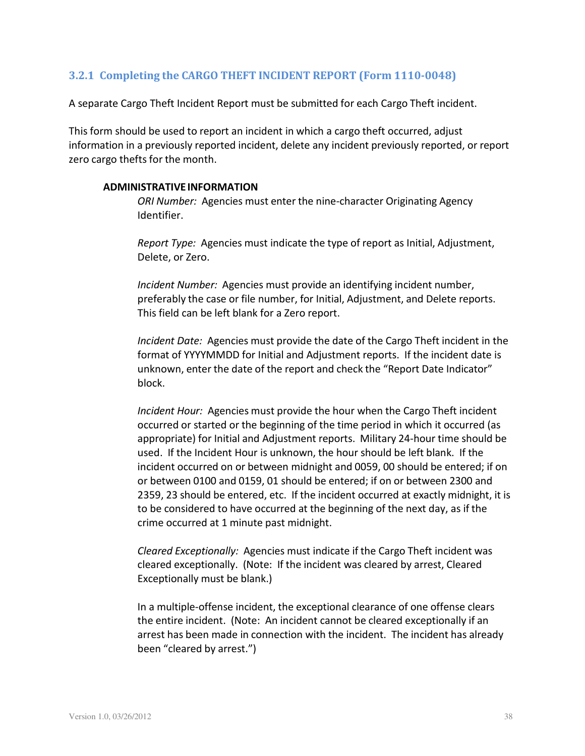### 3.2.1 Completing the CARGO THEFT INCIDENT REPORT (Form 1110-0048)

A separate Cargo Theft Incident Report must be submitted for each Cargo Theft incident.

This form should be used to report an incident in which a cargo theft occurred, adjust information in a previously reported incident, delete any incident previously reported, or report zero cargo thefts for the month.

**ADMINISTRATIVE INFORMATION**

*ORI Number:* Agencies must enter the nine-character Originating Agency Identifier.

*Report Type:* Agencies must indicate the type of report as Initial, Adjustment, Delete, or Zero.

*Incident Number:* Agencies must provide an identifying incident number, preferably the case or file number, for Initial, Adjustment, and Delete reports. This field can be left blank for a Zero report.

*Incident Date:* Agencies must provide the date of the Cargo Theft incident in the format of YYYYMMDD for Initial and Adjustment reports. If the incident date is unknown, enter the date of the report and check the "Report Date Indicator" block.

*Incident Hour:* Agencies must provide the hour when the Cargo Theft incident occurred or started or the beginning of the time period in which it occurred (as appropriate) for Initial and Adjustment reports. Military 24-hour time should be used. If the Incident Hour is unknown, the hour should be left blank. If the incident occurred on or between midnight and 0059, 00 should be entered; if on or between 0100 and 0159, 01 should be entered; if on or between 2300 and 2359, 23 should be entered, etc. If the incident occurred at exactly midnight, it is to be considered to have occurred at the beginning of the next day, as if the crime occurred at 1 minute past midnight.

*Cleared Exceptionally:* Agencies must indicate if the Cargo Theft incident was cleared exceptionally. (Note: If the incident was cleared by arrest, Cleared Exceptionally must be blank.)

In a multiple-offense incident, the exceptional clearance of one offense clears the entire incident. (Note: An incident cannot be cleared exceptionally if an arrest has been made in connection with the incident. The incident has already been "cleared by arrest.")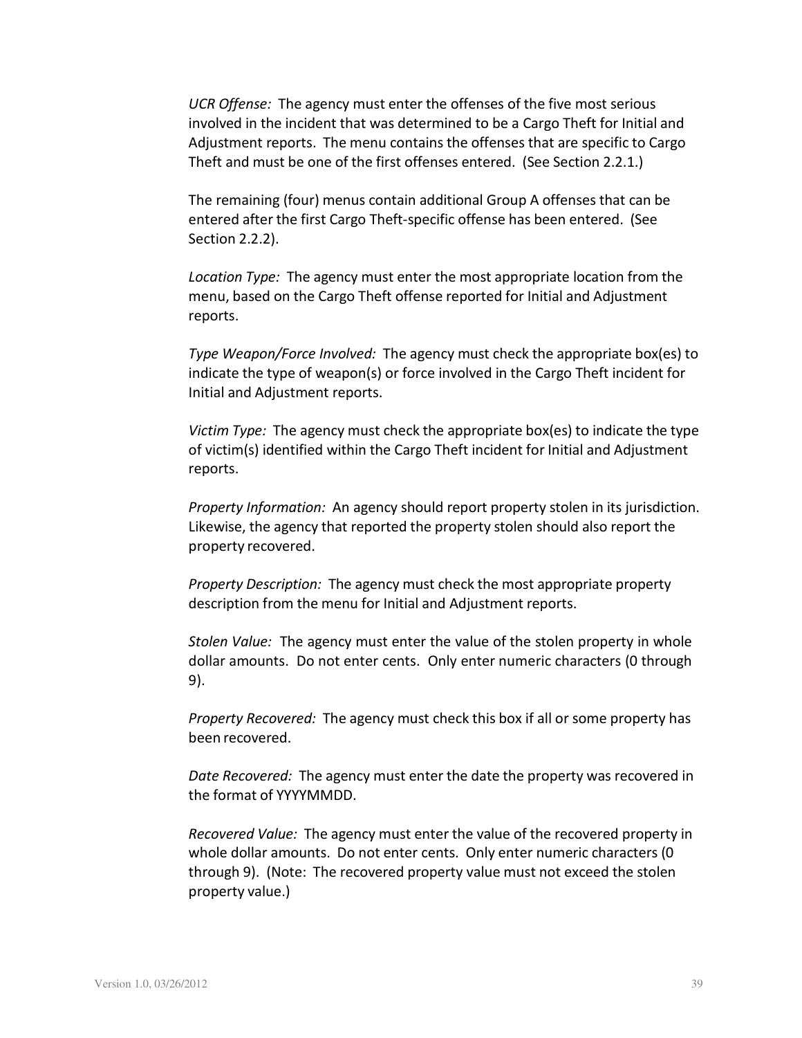*UCR Offense:* The agency must enter the offenses of the five most serious involved in the incident that was determined to be a Cargo Theft for Initial and Adjustment reports. The menu contains the offenses that are specific to Cargo Theft and must be one of the first offenses entered. (See Section 2.2.1.)

The remaining (four) menus contain additional Group A offenses that can be entered after the first Cargo Theft-specific offense has been entered. (See Section 2.2.2).

*Location Type:* The agency must enter the most appropriate location from the menu, based on the Cargo Theft offense reported for Initial and Adjustment reports.

*Type Weapon/Force Involved:* The agency must check the appropriate box(es) to indicate the type of weapon(s) or force involved in the Cargo Theft incident for Initial and Adjustment reports.

*Victim Type:* The agency must check the appropriate box(es) to indicate the type of victim(s) identified within the Cargo Theft incident for Initial and Adjustment reports.

*Property Information:* An agency should report property stolen in its jurisdiction. Likewise, the agency that reported the property stolen should also report the property recovered.

*Property Description:* The agency must check the most appropriate property description from the menu for Initial and Adjustment reports.

*Stolen Value:* The agency must enter the value of the stolen property in whole dollar amounts. Do not enter cents. Only enter numeric characters (0 through 9).

*Property Recovered:* The agency must check this box if all or some property has been recovered.

*Date Recovered:* The agency must enter the date the property was recovered in the format of YYYYMMDD.

*Recovered Value:* The agency must enter the value of the recovered property in whole dollar amounts. Do not enter cents. Only enter numeric characters (0 through 9). (Note: The recovered property value must not exceed the stolen property value.)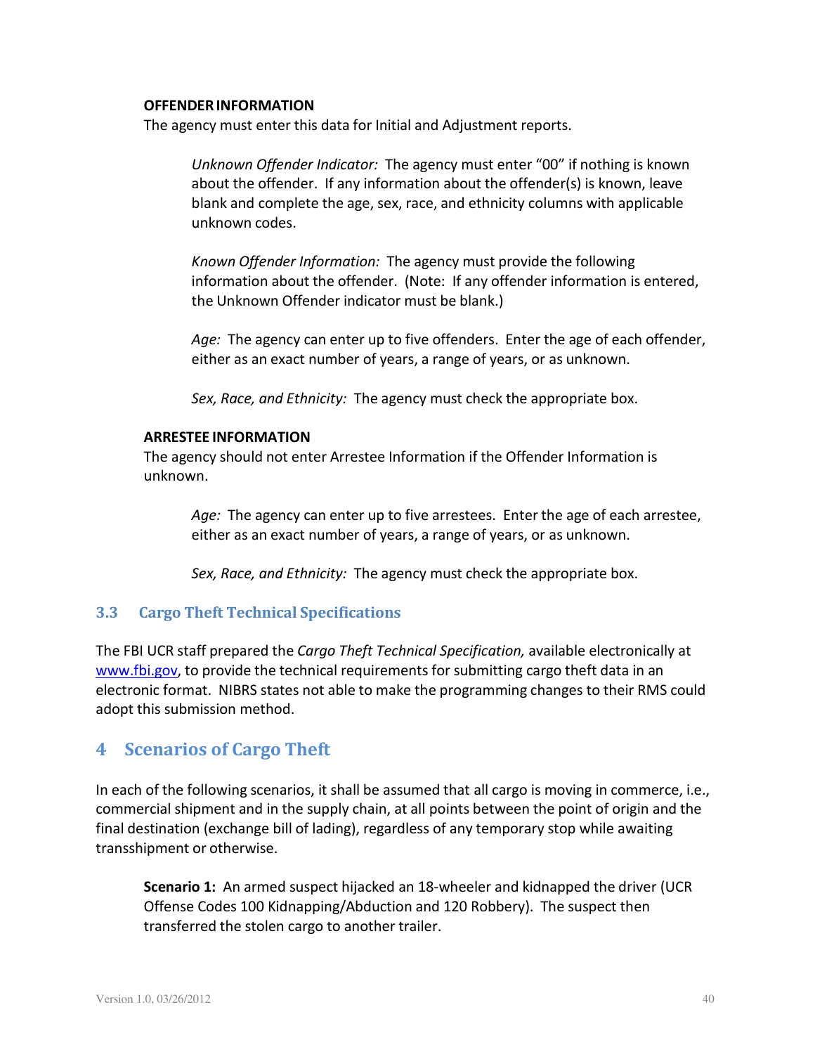**OFFENDER INFORMATION**

The agency must enter this data for Initial and Adjustment reports.

> *Unknown Offender Indicator:* The agency must enter "00" if nothing is known about the offender. If any information about the offender(s) is known, leave blank and complete the age, sex, race, and ethnicity columns with applicable unknown codes.
>
> *Known Offender Information:* The agency must provide the following information about the offender. (Note: If any offender information is entered, the Unknown Offender indicator must be blank.)
>
> *Age:* The agency can enter up to five offenders. Enter the age of each offender, either as an exact number of years, a range of years, or as unknown.
>
> *Sex, Race, and Ethnicity:* The agency must check the appropriate box.

**ARRESTEE INFORMATION**

The agency should not enter Arrestee Information if the Offender Information is unknown.

> *Age:* The agency can enter up to five arrestees. Enter the age of each arrestee, either as an exact number of years, a range of years, or as unknown.
>
> *Sex, Race, and Ethnicity:* The agency must check the appropriate box.

### 3.3 Cargo Theft Technical Specifications

The FBI UCR staff prepared the *Cargo Theft Technical Specification,* available electronically at www.fbi.gov, to provide the technical requirements for submitting cargo theft data in an electronic format. NIBRS states not able to make the programming changes to their RMS could adopt this submission method.

## 4 Scenarios of Cargo Theft

In each of the following scenarios, it shall be assumed that all cargo is moving in commerce, i.e., commercial shipment and in the supply chain, at all points between the point of origin and the final destination (exchange bill of lading), regardless of any temporary stop while awaiting transshipment or otherwise.

> **Scenario 1:** An armed suspect hijacked an 18-wheeler and kidnapped the driver (UCR Offense Codes 100 Kidnapping/Abduction and 120 Robbery). The suspect then transferred the stolen cargo to another trailer.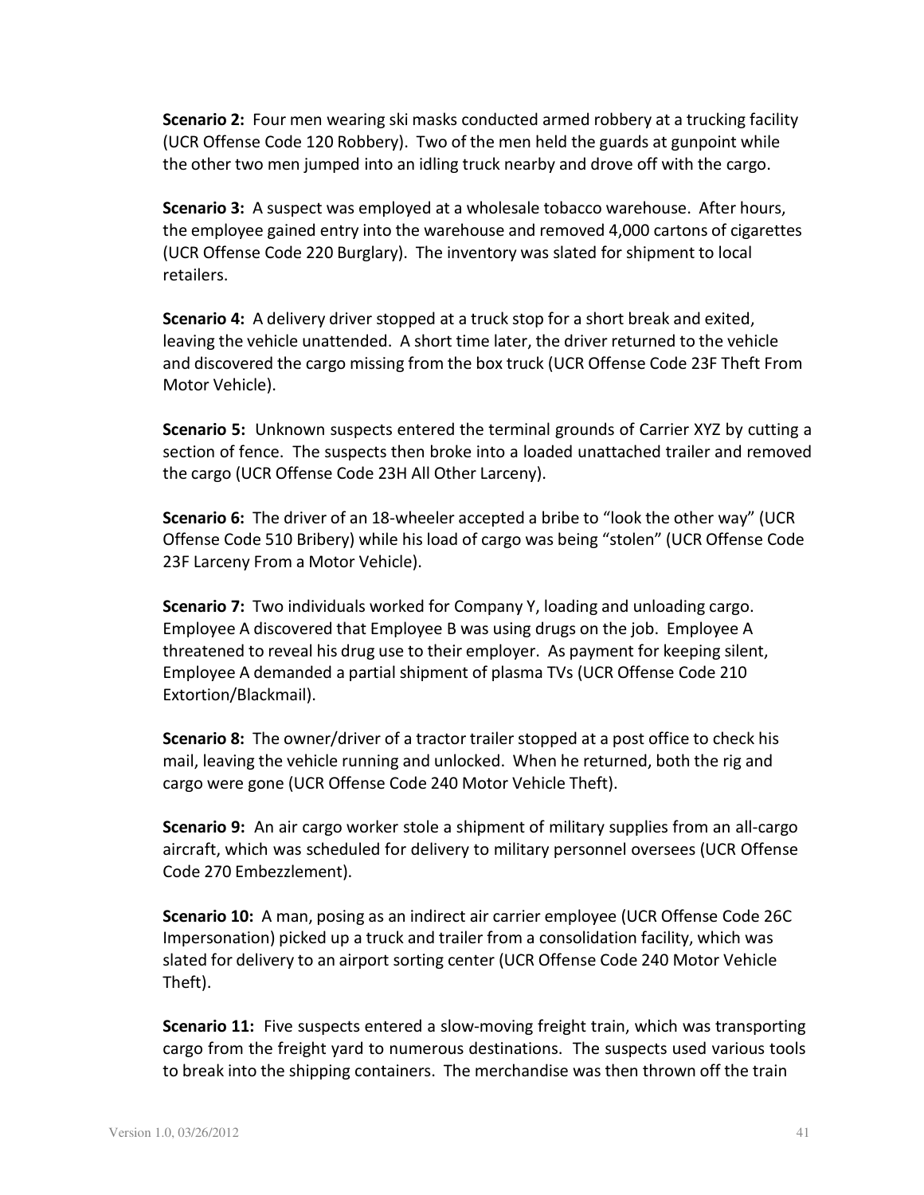**Scenario 2:** Four men wearing ski masks conducted armed robbery at a trucking facility (UCR Offense Code 120 Robbery). Two of the men held the guards at gunpoint while the other two men jumped into an idling truck nearby and drove off with the cargo.

**Scenario 3:** A suspect was employed at a wholesale tobacco warehouse. After hours, the employee gained entry into the warehouse and removed 4,000 cartons of cigarettes (UCR Offense Code 220 Burglary). The inventory was slated for shipment to local retailers.

**Scenario 4:** A delivery driver stopped at a truck stop for a short break and exited, leaving the vehicle unattended. A short time later, the driver returned to the vehicle and discovered the cargo missing from the box truck (UCR Offense Code 23F Theft From Motor Vehicle).

**Scenario 5:** Unknown suspects entered the terminal grounds of Carrier XYZ by cutting a section of fence. The suspects then broke into a loaded unattached trailer and removed the cargo (UCR Offense Code 23H All Other Larceny).

**Scenario 6:** The driver of an 18-wheeler accepted a bribe to "look the other way" (UCR Offense Code 510 Bribery) while his load of cargo was being "stolen" (UCR Offense Code 23F Larceny From a Motor Vehicle).

**Scenario 7:** Two individuals worked for Company Y, loading and unloading cargo. Employee A discovered that Employee B was using drugs on the job. Employee A threatened to reveal his drug use to their employer. As payment for keeping silent, Employee A demanded a partial shipment of plasma TVs (UCR Offense Code 210 Extortion/Blackmail).

**Scenario 8:** The owner/driver of a tractor trailer stopped at a post office to check his mail, leaving the vehicle running and unlocked. When he returned, both the rig and cargo were gone (UCR Offense Code 240 Motor Vehicle Theft).

**Scenario 9:** An air cargo worker stole a shipment of military supplies from an all-cargo aircraft, which was scheduled for delivery to military personnel oversees (UCR Offense Code 270 Embezzlement).

**Scenario 10:** A man, posing as an indirect air carrier employee (UCR Offense Code 26C Impersonation) picked up a truck and trailer from a consolidation facility, which was slated for delivery to an airport sorting center (UCR Offense Code 240 Motor Vehicle Theft).

**Scenario 11:** Five suspects entered a slow-moving freight train, which was transporting cargo from the freight yard to numerous destinations. The suspects used various tools to break into the shipping containers. The merchandise was then thrown off the train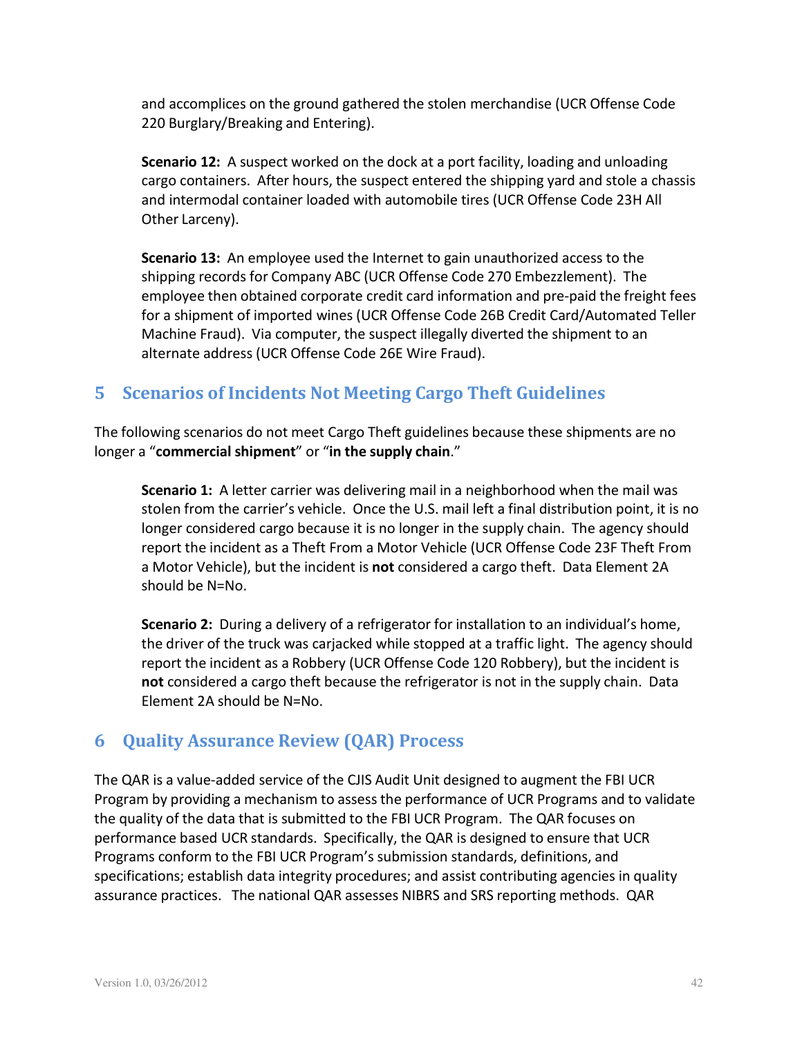and accomplices on the ground gathered the stolen merchandise (UCR Offense Code 220 Burglary/Breaking and Entering).

**Scenario 12:** A suspect worked on the dock at a port facility, loading and unloading cargo containers. After hours, the suspect entered the shipping yard and stole a chassis and intermodal container loaded with automobile tires (UCR Offense Code 23H All Other Larceny).

**Scenario 13:** An employee used the Internet to gain unauthorized access to the shipping records for Company ABC (UCR Offense Code 270 Embezzlement). The employee then obtained corporate credit card information and pre-paid the freight fees for a shipment of imported wines (UCR Offense Code 26B Credit Card/Automated Teller Machine Fraud). Via computer, the suspect illegally diverted the shipment to an alternate address (UCR Offense Code 26E Wire Fraud).

## 5 Scenarios of Incidents Not Meeting Cargo Theft Guidelines

The following scenarios do not meet Cargo Theft guidelines because these shipments are no longer a "**commercial shipment**" or "**in the supply chain**."

**Scenario 1:** A letter carrier was delivering mail in a neighborhood when the mail was stolen from the carrier's vehicle. Once the U.S. mail left a final distribution point, it is no longer considered cargo because it is no longer in the supply chain. The agency should report the incident as a Theft From a Motor Vehicle (UCR Offense Code 23F Theft From a Motor Vehicle), but the incident is **not** considered a cargo theft. Data Element 2A should be N=No.

**Scenario 2:** During a delivery of a refrigerator for installation to an individual's home, the driver of the truck was carjacked while stopped at a traffic light. The agency should report the incident as a Robbery (UCR Offense Code 120 Robbery), but the incident is **not** considered a cargo theft because the refrigerator is not in the supply chain. Data Element 2A should be N=No.

## 6 Quality Assurance Review (QAR) Process

The QAR is a value-added service of the CJIS Audit Unit designed to augment the FBI UCR Program by providing a mechanism to assess the performance of UCR Programs and to validate the quality of the data that is submitted to the FBI UCR Program. The QAR focuses on performance based UCR standards. Specifically, the QAR is designed to ensure that UCR Programs conform to the FBI UCR Program's submission standards, definitions, and specifications; establish data integrity procedures; and assist contributing agencies in quality assurance practices. The national QAR assesses NIBRS and SRS reporting methods. QAR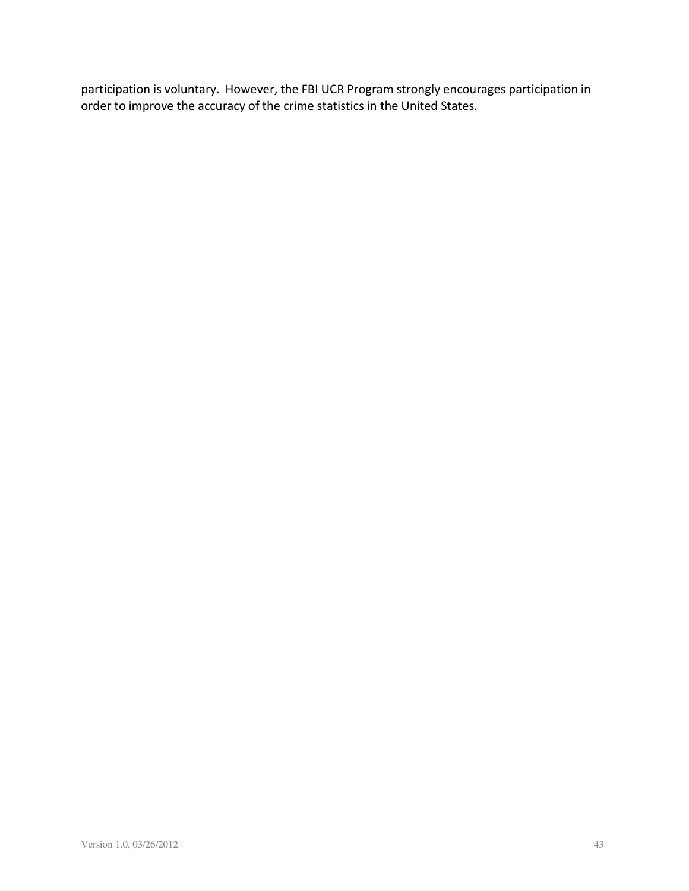participation is voluntary. However, the FBI UCR Program strongly encourages participation in order to improve the accuracy of the crime statistics in the United States.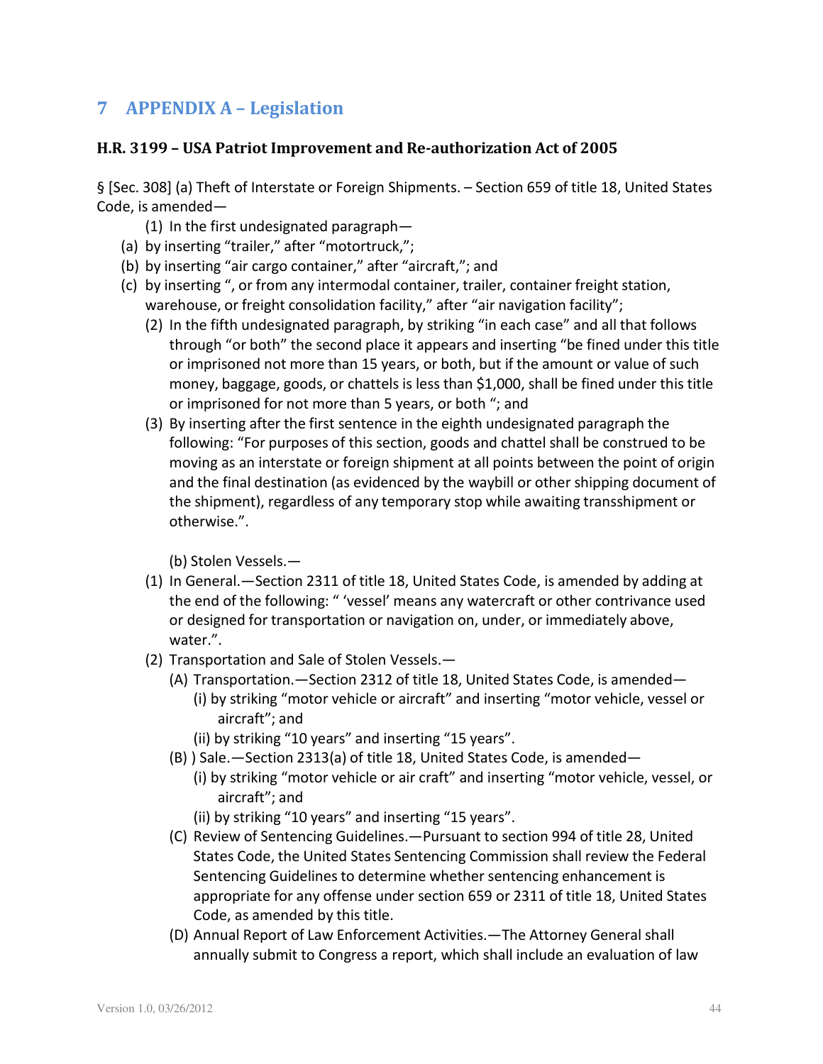# 7 APPENDIX A – Legislation

### H.R. 3199 – USA Patriot Improvement and Re-authorization Act of 2005

§ [Sec. 308] (a) Theft of Interstate or Foreign Shipments. – Section 659 of title 18, United States Code, is amended—

(1) In the first undesignated paragraph—

(a) by inserting “trailer,” after “motortruck,”;

(b) by inserting “air cargo container,” after “aircraft,”; and

(c) by inserting “, or from any intermodal container, trailer, container freight station, warehouse, or freight consolidation facility,” after “air navigation facility”;

(2) In the fifth undesignated paragraph, by striking “in each case” and all that follows through “or both” the second place it appears and inserting “be fined under this title or imprisoned not more than 15 years, or both, but if the amount or value of such money, baggage, goods, or chattels is less than $1,000, shall be fined under this title or imprisoned for not more than 5 years, or both “; and

(3) By inserting after the first sentence in the eighth undesignated paragraph the following: “For purposes of this section, goods and chattel shall be construed to be moving as an interstate or foreign shipment at all points between the point of origin and the final destination (as evidenced by the waybill or other shipping document of the shipment), regardless of any temporary stop while awaiting transshipment or otherwise.”.

(b) Stolen Vessels.—

(1) In General.—Section 2311 of title 18, United States Code, is amended by adding at the end of the following: “ ‘vessel’ means any watercraft or other contrivance used or designed for transportation or navigation on, under, or immediately above, water.”.

(2) Transportation and Sale of Stolen Vessels.—

(A) Transportation.—Section 2312 of title 18, United States Code, is amended—

(i) by striking “motor vehicle or aircraft” and inserting “motor vehicle, vessel or aircraft”; and

(ii) by striking “10 years” and inserting “15 years”.

(B) ) Sale.—Section 2313(a) of title 18, United States Code, is amended—

(i) by striking “motor vehicle or air craft” and inserting “motor vehicle, vessel, or aircraft”; and

(ii) by striking “10 years” and inserting “15 years”.

(C) Review of Sentencing Guidelines.—Pursuant to section 994 of title 28, United States Code, the United States Sentencing Commission shall review the Federal Sentencing Guidelines to determine whether sentencing enhancement is appropriate for any offense under section 659 or 2311 of title 18, United States Code, as amended by this title.

(D) Annual Report of Law Enforcement Activities.—The Attorney General shall annually submit to Congress a report, which shall include an evaluation of law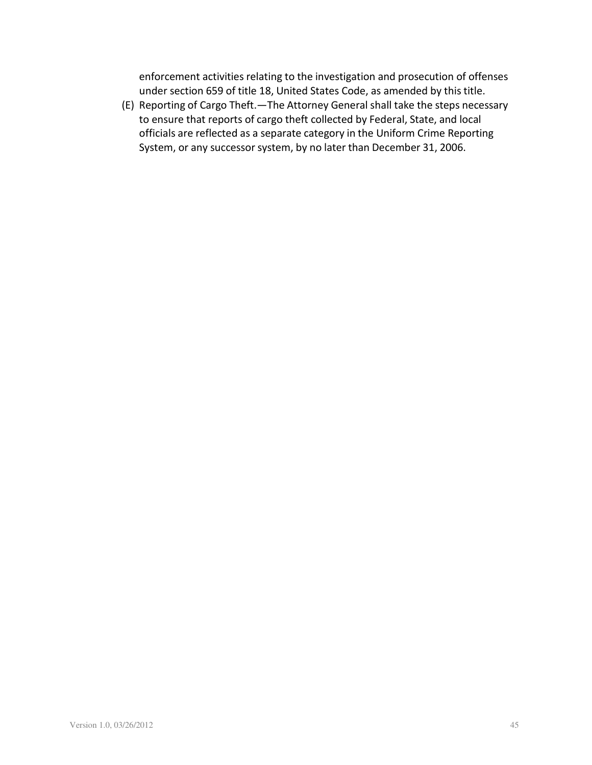enforcement activities relating to the investigation and prosecution of offenses under section 659 of title 18, United States Code, as amended by this title.

(E) Reporting of Cargo Theft.—The Attorney General shall take the steps necessary to ensure that reports of cargo theft collected by Federal, State, and local officials are reflected as a separate category in the Uniform Crime Reporting System, or any successor system, by no later than December 31, 2006.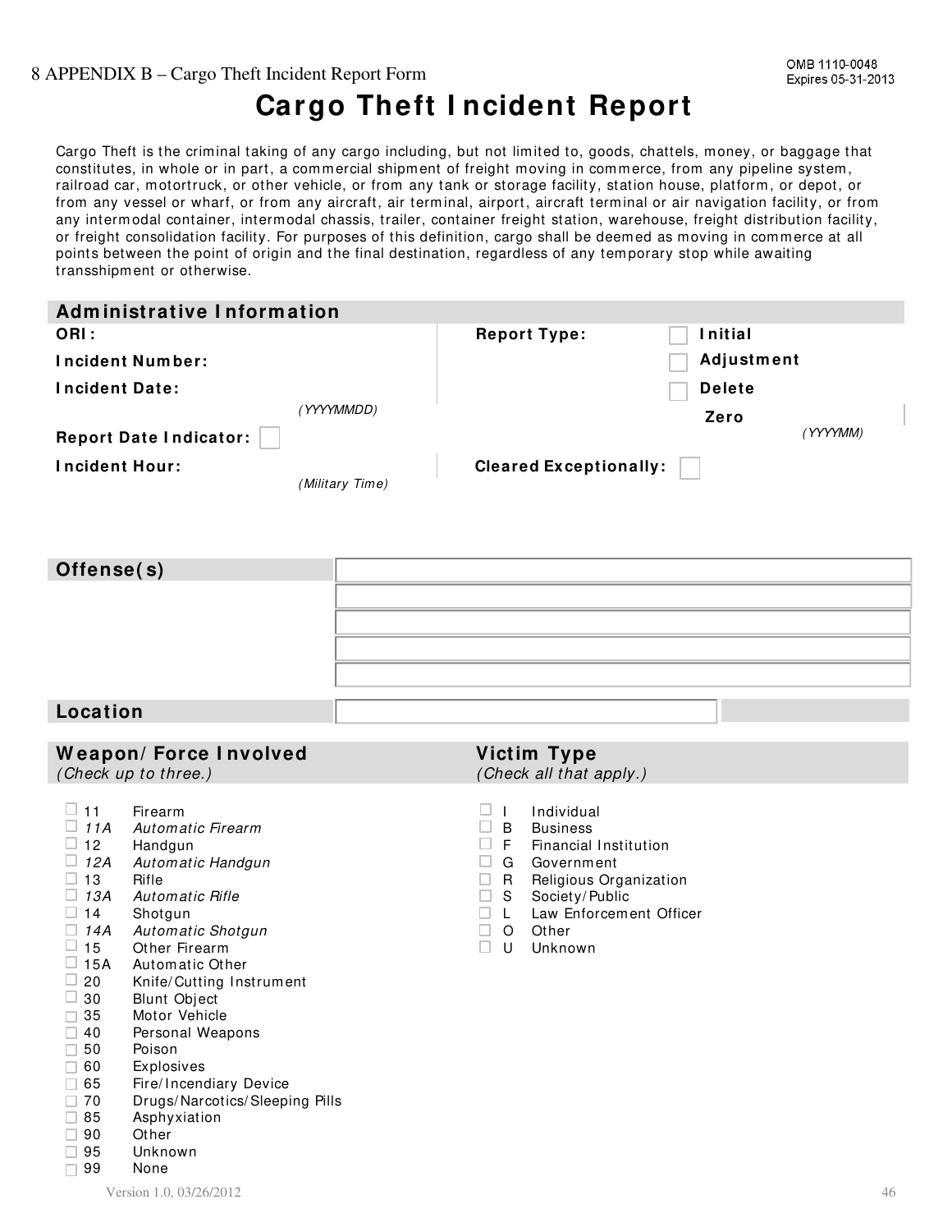8 APPENDIX B – Cargo Theft Incident Report Form

OMB 1110-0048
Expires 05-31-2013

# Cargo Theft Incident Report

Cargo Theft is the criminal taking of any cargo including, but not limited to, goods, chattels, money, or baggage that constitutes, in whole or in part, a commercial shipment of freight moving in commerce, from any pipeline system, railroad car, motortruck, or other vehicle, or from any tank or storage facility, station house, platform, or depot, or from any vessel or wharf, or from any aircraft, air terminal, airport, aircraft terminal or air navigation facility, or from any intermodal container, intermodal chassis, trailer, container freight station, warehouse, freight distribution facility, or freight consolidation facility. For purposes of this definition, cargo shall be deemed as moving in commerce at all points between the point of origin and the final destination, regardless of any temporary stop while awaiting transshipment or otherwise.

## Administrative Information

**ORI:**

**Incident Number:**

**Incident Date:** *(YYYYMMDD)*

**Report Date Indicator:** ☐

**Incident Hour:** *(Military Time)*

**Report Type:**
- ☐ **Initial**
- ☐ **Adjustment**
- ☐ **Delete**
- **Zero** *(YYYYMM)*

**Cleared Exceptionally:** ☐

## Offense(s)

## Location

## Weapon/Force Involved

*(Check up to three.)*

- ☐ 11 Firearm
- ☐ *11A Automatic Firearm*
- ☐ 12 Handgun
- ☐ *12A Automatic Handgun*
- ☐ 13 Rifle
- ☐ *13A Automatic Rifle*
- ☐ 14 Shotgun
- ☐ *14A Automatic Shotgun*
- ☐ 15 Other Firearm
- ☐ 15A Automatic Other
- ☐ 20 Knife/Cutting Instrument
- ☐ 30 Blunt Object
- ☐ 35 Motor Vehicle
- ☐ 40 Personal Weapons
- ☐ 50 Poison
- ☐ 60 Explosives
- ☐ 65 Fire/Incendiary Device
- ☐ 70 Drugs/Narcotics/Sleeping Pills
- ☐ 85 Asphyxiation
- ☐ 90 Other
- ☐ 95 Unknown
- ☐ 99 None

## Victim Type

*(Check all that apply.)*

- ☐ I Individual
- ☐ B Business
- ☐ F Financial Institution
- ☐ G Government
- ☐ R Religious Organization
- ☐ S Society/Public
- ☐ L Law Enforcement Officer
- ☐ O Other
- ☐ U Unknown

Version 1.0, 03/26/2012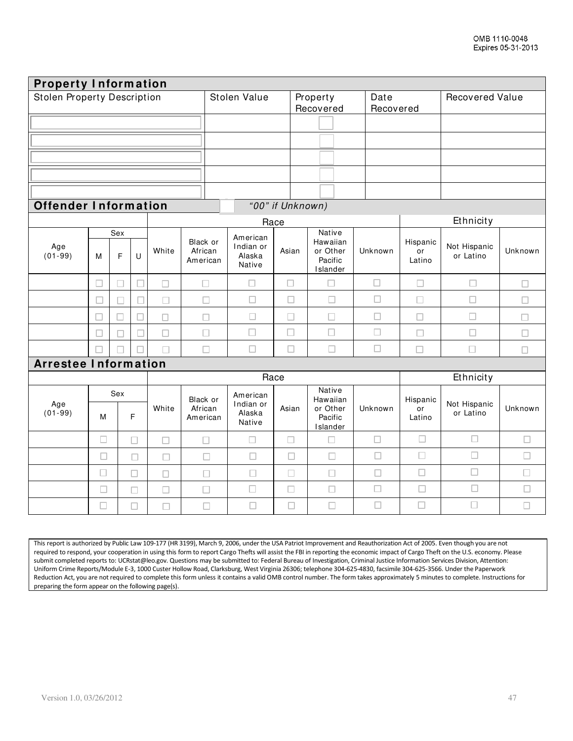OMB 1110-0048
Expires 05-31-2013

## Property Information

| Stolen Property Description | Stolen Value | Property Recovered | Date Recovered | Recovered Value |
|---|---|---|---|---|
| | | ☐ | | |
| | | ☐ | | |
| | | ☐ | | |
| | | ☐ | | |
| | | ☐ | | |

## Offender Information

☐ *"00" if Unknown)*

| | | | | Race | | | | | | Ethnicity | | |
|---|---|---|---|---|---|---|---|---|---|---|---|---|
| Age (01-99) | Sex | | | White | Black or African American | American Indian or Alaska Native | Asian | Native Hawaiian or Other Pacific Islander | Unknown | Hispanic or Latino | Not Hispanic or Latino | Unknown |
| | M | F | U | | | | | | | | | |
| | ☐ | ☐ | ☐ | ☐ | ☐ | ☐ | ☐ | ☐ | ☐ | ☐ | ☐ | ☐ |
| | ☐ | ☐ | ☐ | ☐ | ☐ | ☐ | ☐ | ☐ | ☐ | ☐ | ☐ | ☐ |
| | ☐ | ☐ | ☐ | ☐ | ☐ | ☐ | ☐ | ☐ | ☐ | ☐ | ☐ | ☐ |
| | ☐ | ☐ | ☐ | ☐ | ☐ | ☐ | ☐ | ☐ | ☐ | ☐ | ☐ | ☐ |
| | ☐ | ☐ | ☐ | ☐ | ☐ | ☐ | ☐ | ☐ | ☐ | ☐ | ☐ | ☐ |

## Arrestee Information

| | | | Race | | | | | | Ethnicity | | |
|---|---|---|---|---|---|---|---|---|---|---|---|
| Age (01-99) | Sex | | White | Black or African American | American Indian or Alaska Native | Asian | Native Hawaiian or Other Pacific Islander | Unknown | Hispanic or Latino | Not Hispanic or Latino | Unknown |
| | M | F | | | | | | | | | |
| | ☐ | ☐ | ☐ | ☐ | ☐ | ☐ | ☐ | ☐ | ☐ | ☐ | ☐ |
| | ☐ | ☐ | ☐ | ☐ | ☐ | ☐ | ☐ | ☐ | ☐ | ☐ | ☐ |
| | ☐ | ☐ | ☐ | ☐ | ☐ | ☐ | ☐ | ☐ | ☐ | ☐ | ☐ |
| | ☐ | ☐ | ☐ | ☐ | ☐ | ☐ | ☐ | ☐ | ☐ | ☐ | ☐ |
| | ☐ | ☐ | ☐ | ☐ | ☐ | ☐ | ☐ | ☐ | ☐ | ☐ | ☐ |

This report is authorized by Public Law 109-177 (HR 3199), March 9, 2006, under the USA Patriot Improvement and Reauthorization Act of 2005. Even though you are not required to respond, your cooperation in using this form to report Cargo Thefts will assist the FBI in reporting the economic impact of Cargo Theft on the U.S. economy. Please submit completed reports to: UCRstat@leo.gov. Questions may be submitted to: Federal Bureau of Investigation, Criminal Justice Information Services Division, Attention: Uniform Crime Reports/Module E-3, 1000 Custer Hollow Road, Clarksburg, West Virginia 26306; telephone 304-625-4830, facsimile 304-625-3566. Under the Paperwork Reduction Act, you are not required to complete this form unless it contains a valid OMB control number. The form takes approximately 5 minutes to complete. Instructions for preparing the form appear on the following page(s).

Version 1.0, 03/26/2012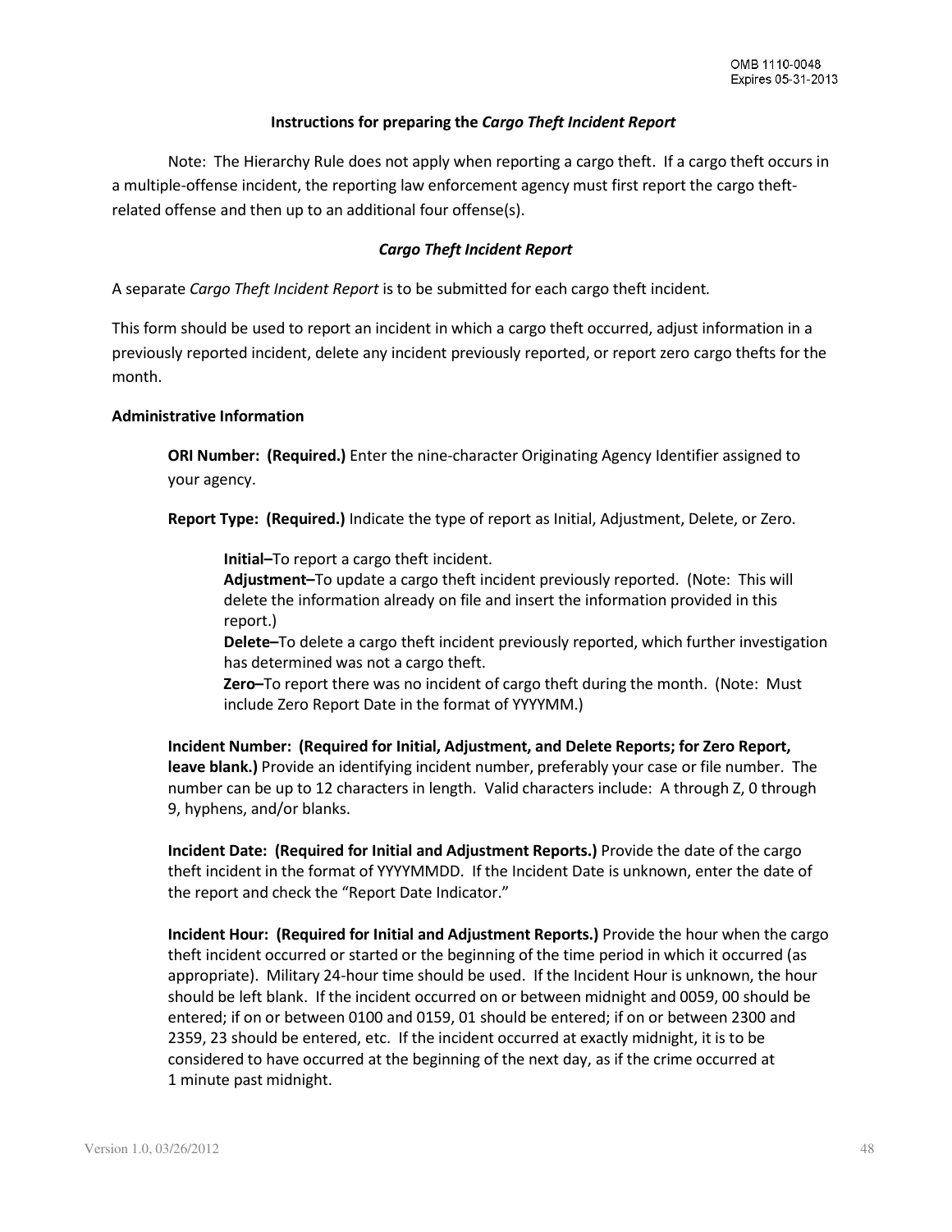### Instructions for preparing the *Cargo Theft Incident Report*

Note: The Hierarchy Rule does not apply when reporting a cargo theft. If a cargo theft occurs in a multiple-offense incident, the reporting law enforcement agency must first report the cargo theft-related offense and then up to an additional four offense(s).

### *Cargo Theft Incident Report*

A separate *Cargo Theft Incident Report* is to be submitted for each cargo theft incident.

This form should be used to report an incident in which a cargo theft occurred, adjust information in a previously reported incident, delete any incident previously reported, or report zero cargo thefts for the month.

**Administrative Information**

**ORI Number: (Required.)** Enter the nine-character Originating Agency Identifier assigned to your agency.

**Report Type: (Required.)** Indicate the type of report as Initial, Adjustment, Delete, or Zero.

> **Initial–**To report a cargo theft incident.
> **Adjustment–**To update a cargo theft incident previously reported. (Note: This will delete the information already on file and insert the information provided in this report.)
> **Delete–**To delete a cargo theft incident previously reported, which further investigation has determined was not a cargo theft.
> **Zero–**To report there was no incident of cargo theft during the month. (Note: Must include Zero Report Date in the format of YYYYMM.)

**Incident Number: (Required for Initial, Adjustment, and Delete Reports; for Zero Report, leave blank.)** Provide an identifying incident number, preferably your case or file number. The number can be up to 12 characters in length. Valid characters include: A through Z, 0 through 9, hyphens, and/or blanks.

**Incident Date: (Required for Initial and Adjustment Reports.)** Provide the date of the cargo theft incident in the format of YYYYMMDD. If the Incident Date is unknown, enter the date of the report and check the "Report Date Indicator."

**Incident Hour: (Required for Initial and Adjustment Reports.)** Provide the hour when the cargo theft incident occurred or started or the beginning of the time period in which it occurred (as appropriate). Military 24-hour time should be used. If the Incident Hour is unknown, the hour should be left blank. If the incident occurred on or between midnight and 0059, 00 should be entered; if on or between 0100 and 0159, 01 should be entered; if on or between 2300 and 2359, 23 should be entered, etc. If the incident occurred at exactly midnight, it is to be considered to have occurred at the beginning of the next day, as if the crime occurred at 1 minute past midnight.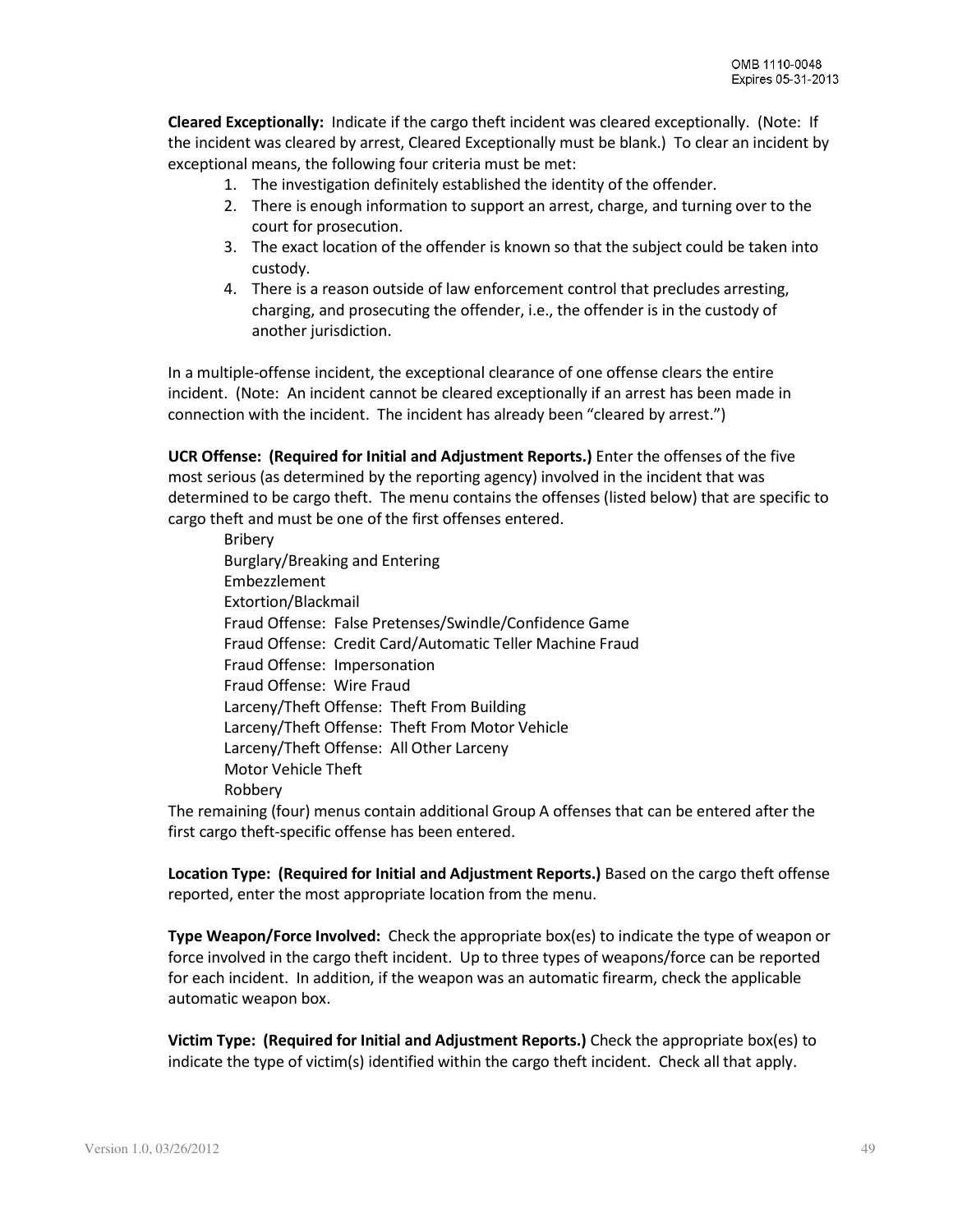**Cleared Exceptionally:** Indicate if the cargo theft incident was cleared exceptionally. (Note: If the incident was cleared by arrest, Cleared Exceptionally must be blank.) To clear an incident by exceptional means, the following four criteria must be met:

1. The investigation definitely established the identity of the offender.
2. There is enough information to support an arrest, charge, and turning over to the court for prosecution.
3. The exact location of the offender is known so that the subject could be taken into custody.
4. There is a reason outside of law enforcement control that precludes arresting, charging, and prosecuting the offender, i.e., the offender is in the custody of another jurisdiction.

In a multiple-offense incident, the exceptional clearance of one offense clears the entire incident. (Note: An incident cannot be cleared exceptionally if an arrest has been made in connection with the incident. The incident has already been "cleared by arrest.")

**UCR Offense: (Required for Initial and Adjustment Reports.)** Enter the offenses of the five most serious (as determined by the reporting agency) involved in the incident that was determined to be cargo theft. The menu contains the offenses (listed below) that are specific to cargo theft and must be one of the first offenses entered.

Bribery
Burglary/Breaking and Entering
Embezzlement
Extortion/Blackmail
Fraud Offense: False Pretenses/Swindle/Confidence Game
Fraud Offense: Credit Card/Automatic Teller Machine Fraud
Fraud Offense: Impersonation
Fraud Offense: Wire Fraud
Larceny/Theft Offense: Theft From Building
Larceny/Theft Offense: Theft From Motor Vehicle
Larceny/Theft Offense: All Other Larceny
Motor Vehicle Theft
Robbery

The remaining (four) menus contain additional Group A offenses that can be entered after the first cargo theft-specific offense has been entered.

**Location Type: (Required for Initial and Adjustment Reports.)** Based on the cargo theft offense reported, enter the most appropriate location from the menu.

**Type Weapon/Force Involved:** Check the appropriate box(es) to indicate the type of weapon or force involved in the cargo theft incident. Up to three types of weapons/force can be reported for each incident. In addition, if the weapon was an automatic firearm, check the applicable automatic weapon box.

**Victim Type: (Required for Initial and Adjustment Reports.)** Check the appropriate box(es) to indicate the type of victim(s) identified within the cargo theft incident. Check all that apply.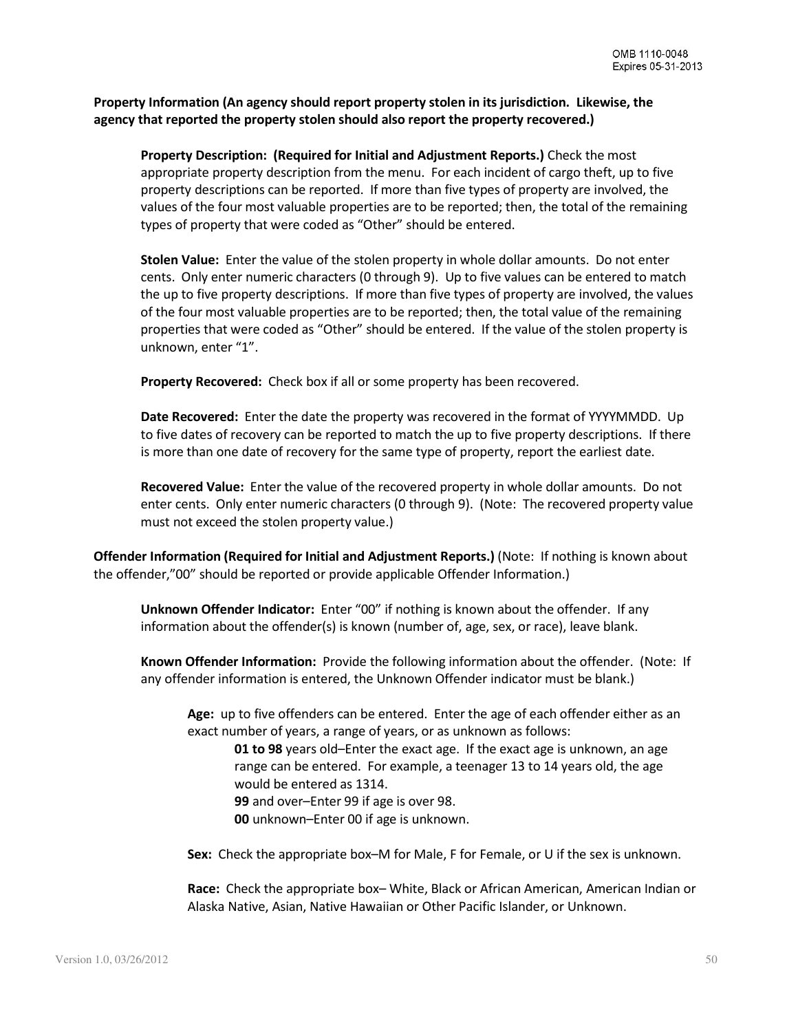**Property Information (An agency should report property stolen in its jurisdiction. Likewise, the agency that reported the property stolen should also report the property recovered.)**

**Property Description: (Required for Initial and Adjustment Reports.)** Check the most appropriate property description from the menu. For each incident of cargo theft, up to five property descriptions can be reported. If more than five types of property are involved, the values of the four most valuable properties are to be reported; then, the total of the remaining types of property that were coded as "Other" should be entered.

**Stolen Value:** Enter the value of the stolen property in whole dollar amounts. Do not enter cents. Only enter numeric characters (0 through 9). Up to five values can be entered to match the up to five property descriptions. If more than five types of property are involved, the values of the four most valuable properties are to be reported; then, the total value of the remaining properties that were coded as "Other" should be entered. If the value of the stolen property is unknown, enter "1".

**Property Recovered:** Check box if all or some property has been recovered.

**Date Recovered:** Enter the date the property was recovered in the format of YYYYMMDD. Up to five dates of recovery can be reported to match the up to five property descriptions. If there is more than one date of recovery for the same type of property, report the earliest date.

**Recovered Value:** Enter the value of the recovered property in whole dollar amounts. Do not enter cents. Only enter numeric characters (0 through 9). (Note: The recovered property value must not exceed the stolen property value.)

**Offender Information (Required for Initial and Adjustment Reports.)** (Note: If nothing is known about the offender,"00" should be reported or provide applicable Offender Information.)

**Unknown Offender Indicator:** Enter "00" if nothing is known about the offender. If any information about the offender(s) is known (number of, age, sex, or race), leave blank.

**Known Offender Information:** Provide the following information about the offender. (Note: If any offender information is entered, the Unknown Offender indicator must be blank.)

**Age:** up to five offenders can be entered. Enter the age of each offender either as an exact number of years, a range of years, or as unknown as follows:

**01 to 98** years old–Enter the exact age. If the exact age is unknown, an age range can be entered. For example, a teenager 13 to 14 years old, the age would be entered as 1314.

**99** and over–Enter 99 if age is over 98.

**00** unknown–Enter 00 if age is unknown.

**Sex:** Check the appropriate box–M for Male, F for Female, or U if the sex is unknown.

**Race:** Check the appropriate box– White, Black or African American, American Indian or Alaska Native, Asian, Native Hawaiian or Other Pacific Islander, or Unknown.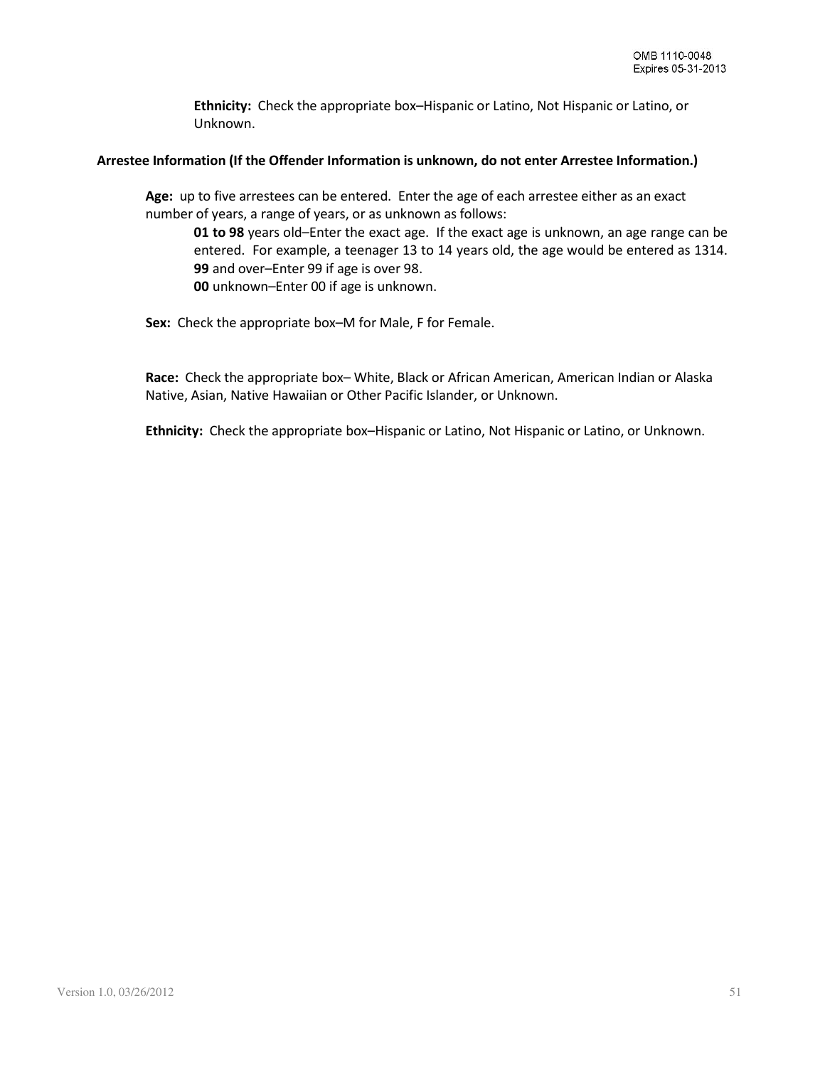**Ethnicity:** Check the appropriate box–Hispanic or Latino, Not Hispanic or Latino, or Unknown.

**Arrestee Information (If the Offender Information is unknown, do not enter Arrestee Information.)**

**Age:** up to five arrestees can be entered. Enter the age of each arrestee either as an exact number of years, a range of years, or as unknown as follows:

**01 to 98** years old–Enter the exact age. If the exact age is unknown, an age range can be entered. For example, a teenager 13 to 14 years old, the age would be entered as 1314.
**99** and over–Enter 99 if age is over 98.
**00** unknown–Enter 00 if age is unknown.

**Sex:** Check the appropriate box–M for Male, F for Female.

**Race:** Check the appropriate box– White, Black or African American, American Indian or Alaska Native, Asian, Native Hawaiian or Other Pacific Islander, or Unknown.

**Ethnicity:** Check the appropriate box–Hispanic or Latino, Not Hispanic or Latino, or Unknown.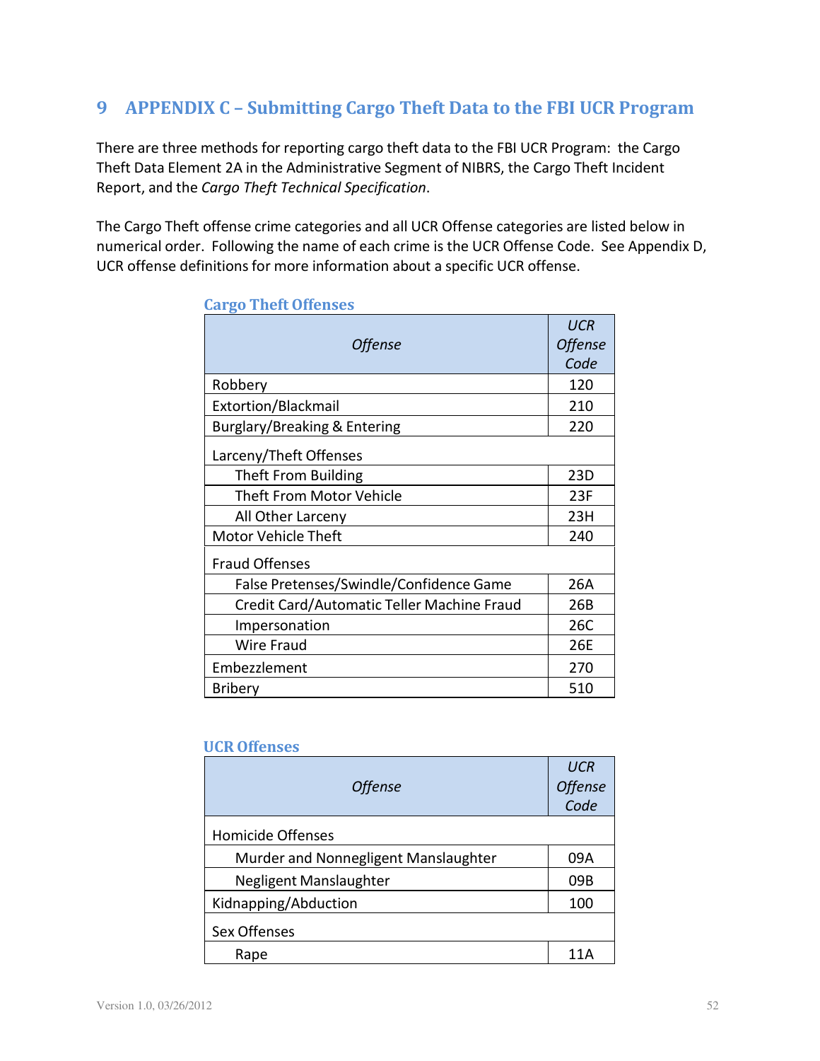# 9 APPENDIX C – Submitting Cargo Theft Data to the FBI UCR Program

There are three methods for reporting cargo theft data to the FBI UCR Program: the Cargo Theft Data Element 2A in the Administrative Segment of NIBRS, the Cargo Theft Incident Report, and the *Cargo Theft Technical Specification*.

The Cargo Theft offense crime categories and all UCR Offense categories are listed below in numerical order. Following the name of each crime is the UCR Offense Code. See Appendix D, UCR offense definitions for more information about a specific UCR offense.

### Cargo Theft Offenses

| *Offense* | *UCR Offense Code* |
|---|---|
| Robbery | 120 |
| Extortion/Blackmail | 210 |
| Burglary/Breaking & Entering | 220 |
| Larceny/Theft Offenses | |
| Theft From Building | 23D |
| Theft From Motor Vehicle | 23F |
| All Other Larceny | 23H |
| Motor Vehicle Theft | 240 |
| Fraud Offenses | |
| False Pretenses/Swindle/Confidence Game | 26A |
| Credit Card/Automatic Teller Machine Fraud | 26B |
| Impersonation | 26C |
| Wire Fraud | 26E |
| Embezzlement | 270 |
| Bribery | 510 |

### UCR Offenses

| *Offense* | *UCR Offense Code* |
|---|---|
| Homicide Offenses | |
| Murder and Nonnegligent Manslaughter | 09A |
| Negligent Manslaughter | 09B |
| Kidnapping/Abduction | 100 |
| Sex Offenses | |
| Rape | 11A |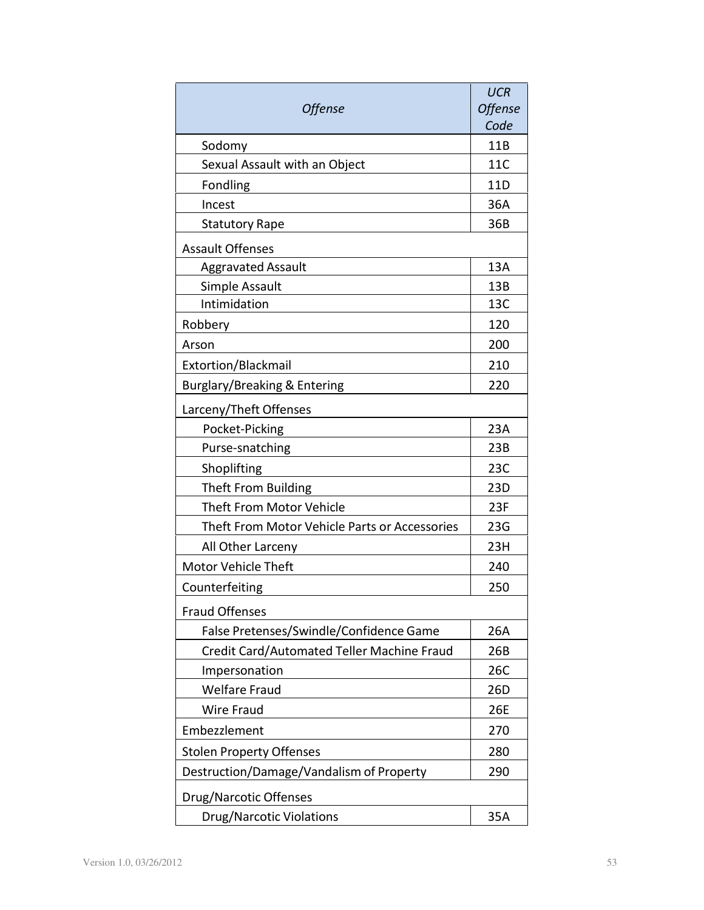| *Offense* | *UCR Offense Code* |
|---|---|
| Sodomy | 11B |
| Sexual Assault with an Object | 11C |
| Fondling | 11D |
| Incest | 36A |
| Statutory Rape | 36B |
| Assault Offenses | |
| Aggravated Assault | 13A |
| Simple Assault | 13B |
| Intimidation | 13C |
| Robbery | 120 |
| Arson | 200 |
| Extortion/Blackmail | 210 |
| Burglary/Breaking & Entering | 220 |
| Larceny/Theft Offenses | |
| Pocket-Picking | 23A |
| Purse-snatching | 23B |
| Shoplifting | 23C |
| Theft From Building | 23D |
| Theft From Motor Vehicle | 23F |
| Theft From Motor Vehicle Parts or Accessories | 23G |
| All Other Larceny | 23H |
| Motor Vehicle Theft | 240 |
| Counterfeiting | 250 |
| Fraud Offenses | |
| False Pretenses/Swindle/Confidence Game | 26A |
| Credit Card/Automated Teller Machine Fraud | 26B |
| Impersonation | 26C |
| Welfare Fraud | 26D |
| Wire Fraud | 26E |
| Embezzlement | 270 |
| Stolen Property Offenses | 280 |
| Destruction/Damage/Vandalism of Property | 290 |
| Drug/Narcotic Offenses | |
| Drug/Narcotic Violations | 35A |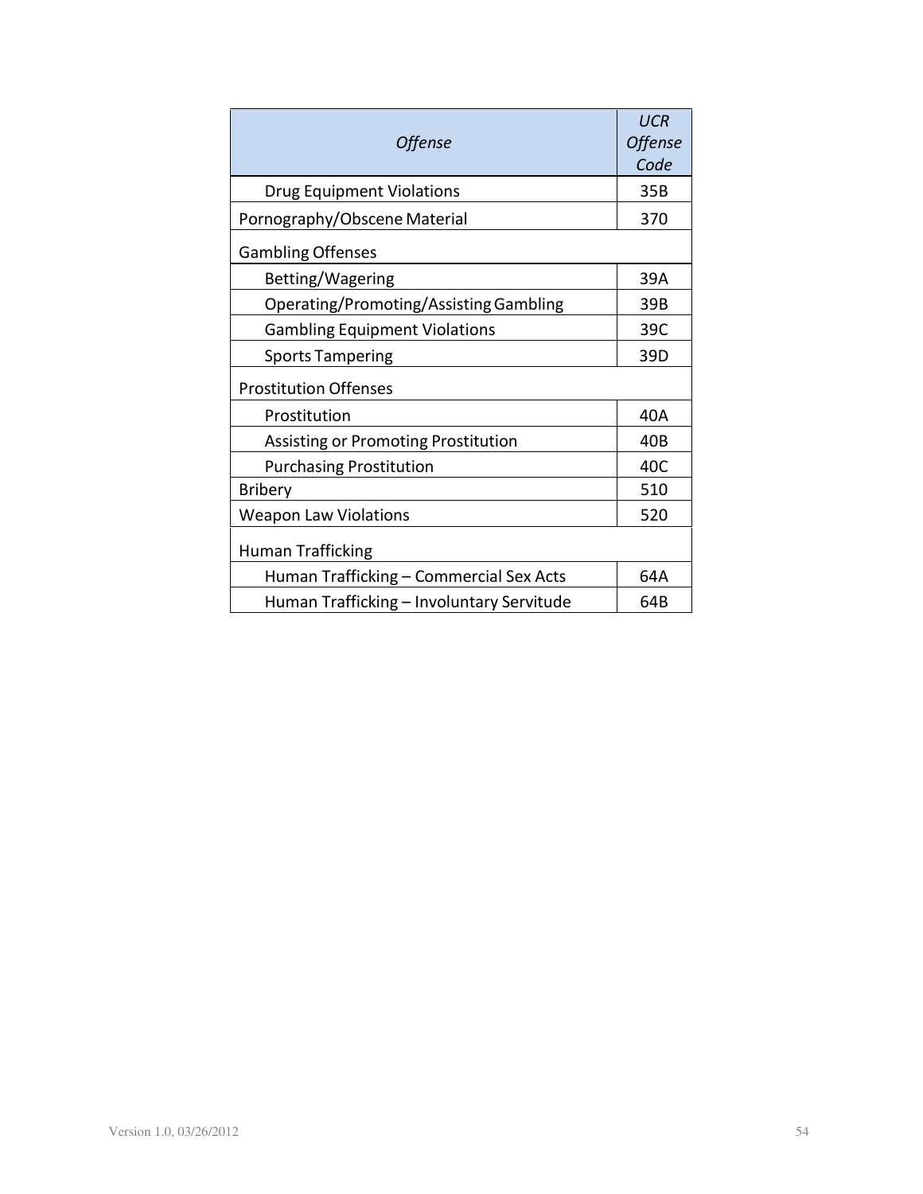| *Offense* | *UCR Offense Code* |
|---|---|
| Drug Equipment Violations | 35B |
| Pornography/Obscene Material | 370 |
| Gambling Offenses | |
| Betting/Wagering | 39A |
| Operating/Promoting/Assisting Gambling | 39B |
| Gambling Equipment Violations | 39C |
| Sports Tampering | 39D |
| Prostitution Offenses | |
| Prostitution | 40A |
| Assisting or Promoting Prostitution | 40B |
| Purchasing Prostitution | 40C |
| Bribery | 510 |
| Weapon Law Violations | 520 |
| Human Trafficking | |
| Human Trafficking – Commercial Sex Acts | 64A |
| Human Trafficking – Involuntary Servitude | 64B |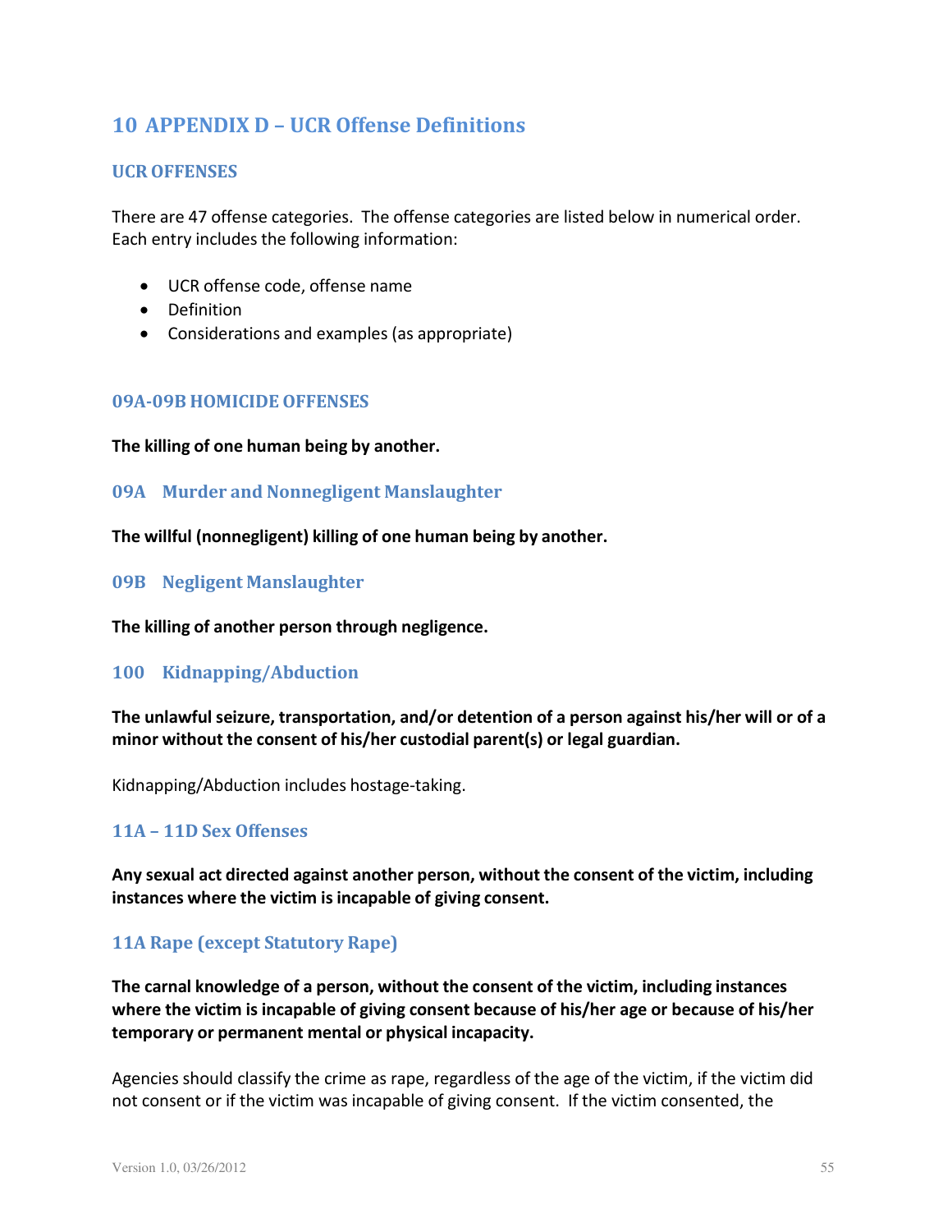# 10 APPENDIX D – UCR Offense Definitions

## UCR OFFENSES

There are 47 offense categories. The offense categories are listed below in numerical order. Each entry includes the following information:

- UCR offense code, offense name
- Definition
- Considerations and examples (as appropriate)

### 09A-09B HOMICIDE OFFENSES

**The killing of one human being by another.**

### 09A Murder and Nonnegligent Manslaughter

**The willful (nonnegligent) killing of one human being by another.**

### 09B Negligent Manslaughter

**The killing of another person through negligence.**

### 100 Kidnapping/Abduction

**The unlawful seizure, transportation, and/or detention of a person against his/her will or of a minor without the consent of his/her custodial parent(s) or legal guardian.**

Kidnapping/Abduction includes hostage-taking.

### 11A – 11D Sex Offenses

**Any sexual act directed against another person, without the consent of the victim, including instances where the victim is incapable of giving consent.**

### 11A Rape (except Statutory Rape)

**The carnal knowledge of a person, without the consent of the victim, including instances where the victim is incapable of giving consent because of his/her age or because of his/her temporary or permanent mental or physical incapacity.**

Agencies should classify the crime as rape, regardless of the age of the victim, if the victim did not consent or if the victim was incapable of giving consent. If the victim consented, the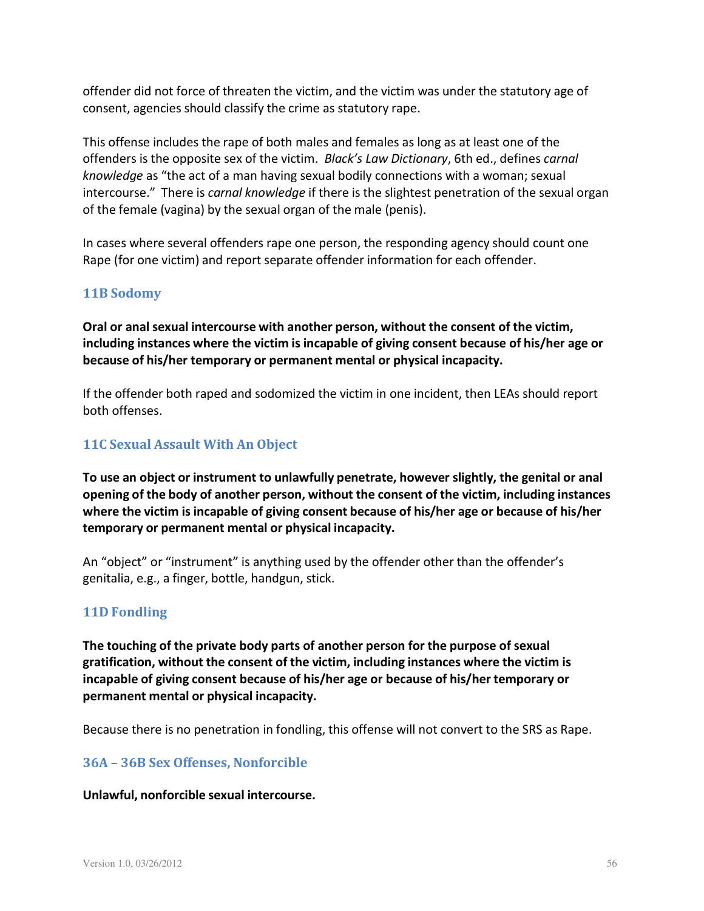offender did not force of threaten the victim, and the victim was under the statutory age of consent, agencies should classify the crime as statutory rape.

This offense includes the rape of both males and females as long as at least one of the offenders is the opposite sex of the victim. *Black's Law Dictionary*, 6th ed., defines *carnal knowledge* as "the act of a man having sexual bodily connections with a woman; sexual intercourse." There is *carnal knowledge* if there is the slightest penetration of the sexual organ of the female (vagina) by the sexual organ of the male (penis).

In cases where several offenders rape one person, the responding agency should count one Rape (for one victim) and report separate offender information for each offender.

### 11B Sodomy

**Oral or anal sexual intercourse with another person, without the consent of the victim, including instances where the victim is incapable of giving consent because of his/her age or because of his/her temporary or permanent mental or physical incapacity.**

If the offender both raped and sodomized the victim in one incident, then LEAs should report both offenses.

### 11C Sexual Assault With An Object

**To use an object or instrument to unlawfully penetrate, however slightly, the genital or anal opening of the body of another person, without the consent of the victim, including instances where the victim is incapable of giving consent because of his/her age or because of his/her temporary or permanent mental or physical incapacity.**

An "object" or "instrument" is anything used by the offender other than the offender's genitalia, e.g., a finger, bottle, handgun, stick.

### 11D Fondling

**The touching of the private body parts of another person for the purpose of sexual gratification, without the consent of the victim, including instances where the victim is incapable of giving consent because of his/her age or because of his/her temporary or permanent mental or physical incapacity.**

Because there is no penetration in fondling, this offense will not convert to the SRS as Rape.

### 36A – 36B Sex Offenses, Nonforcible

**Unlawful, nonforcible sexual intercourse.**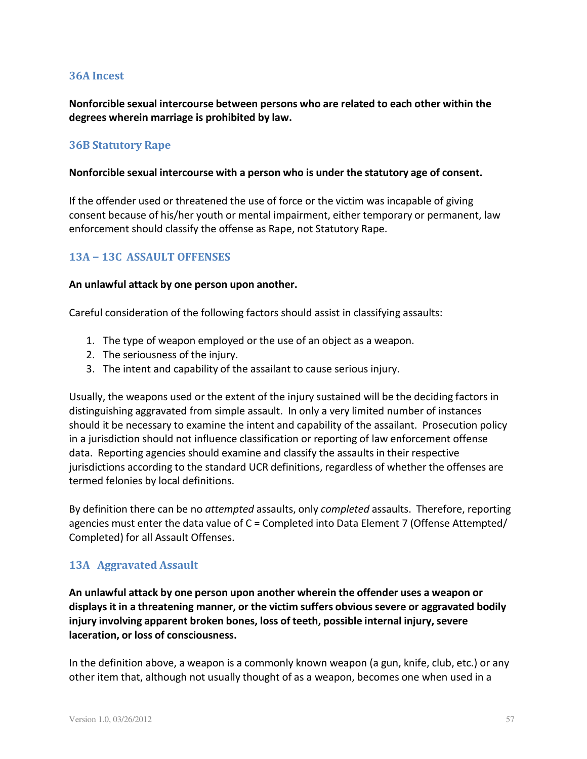### 36A Incest

**Nonforcible sexual intercourse between persons who are related to each other within the degrees wherein marriage is prohibited by law.**

### 36B Statutory Rape

**Nonforcible sexual intercourse with a person who is under the statutory age of consent.**

If the offender used or threatened the use of force or the victim was incapable of giving consent because of his/her youth or mental impairment, either temporary or permanent, law enforcement should classify the offense as Rape, not Statutory Rape.

### 13A – 13C ASSAULT OFFENSES

**An unlawful attack by one person upon another.**

Careful consideration of the following factors should assist in classifying assaults:

1. The type of weapon employed or the use of an object as a weapon.
2. The seriousness of the injury.
3. The intent and capability of the assailant to cause serious injury.

Usually, the weapons used or the extent of the injury sustained will be the deciding factors in distinguishing aggravated from simple assault. In only a very limited number of instances should it be necessary to examine the intent and capability of the assailant. Prosecution policy in a jurisdiction should not influence classification or reporting of law enforcement offense data. Reporting agencies should examine and classify the assaults in their respective jurisdictions according to the standard UCR definitions, regardless of whether the offenses are termed felonies by local definitions.

By definition there can be no *attempted* assaults, only *completed* assaults. Therefore, reporting agencies must enter the data value of C = Completed into Data Element 7 (Offense Attempted/ Completed) for all Assault Offenses.

### 13A Aggravated Assault

**An unlawful attack by one person upon another wherein the offender uses a weapon or displays it in a threatening manner, or the victim suffers obvious severe or aggravated bodily injury involving apparent broken bones, loss of teeth, possible internal injury, severe laceration, or loss of consciousness.**

In the definition above, a weapon is a commonly known weapon (a gun, knife, club, etc.) or any other item that, although not usually thought of as a weapon, becomes one when used in a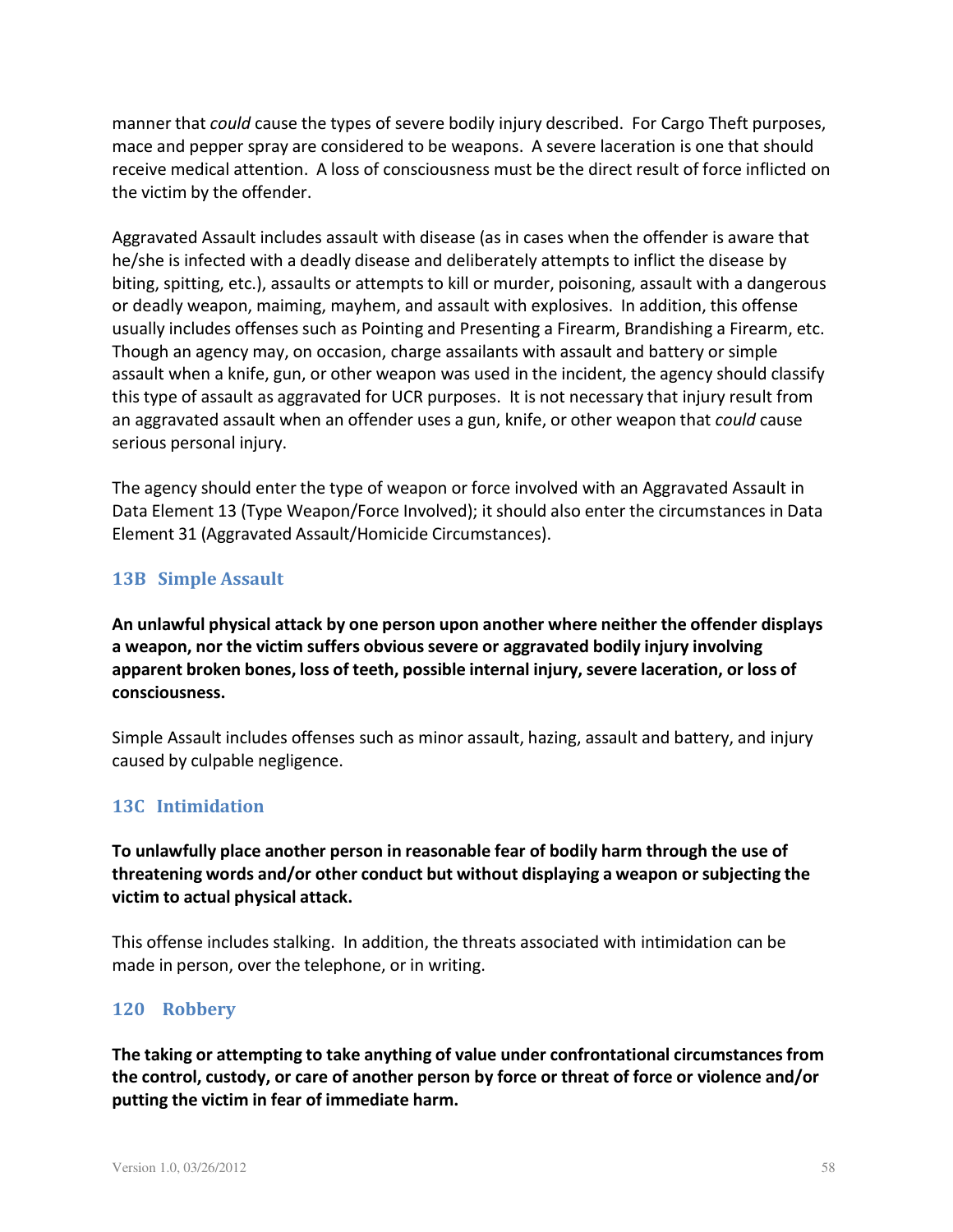manner that *could* cause the types of severe bodily injury described. For Cargo Theft purposes, mace and pepper spray are considered to be weapons. A severe laceration is one that should receive medical attention. A loss of consciousness must be the direct result of force inflicted on the victim by the offender.

Aggravated Assault includes assault with disease (as in cases when the offender is aware that he/she is infected with a deadly disease and deliberately attempts to inflict the disease by biting, spitting, etc.), assaults or attempts to kill or murder, poisoning, assault with a dangerous or deadly weapon, maiming, mayhem, and assault with explosives. In addition, this offense usually includes offenses such as Pointing and Presenting a Firearm, Brandishing a Firearm, etc. Though an agency may, on occasion, charge assailants with assault and battery or simple assault when a knife, gun, or other weapon was used in the incident, the agency should classify this type of assault as aggravated for UCR purposes. It is not necessary that injury result from an aggravated assault when an offender uses a gun, knife, or other weapon that *could* cause serious personal injury.

The agency should enter the type of weapon or force involved with an Aggravated Assault in Data Element 13 (Type Weapon/Force Involved); it should also enter the circumstances in Data Element 31 (Aggravated Assault/Homicide Circumstances).

### 13B Simple Assault

**An unlawful physical attack by one person upon another where neither the offender displays a weapon, nor the victim suffers obvious severe or aggravated bodily injury involving apparent broken bones, loss of teeth, possible internal injury, severe laceration, or loss of consciousness.**

Simple Assault includes offenses such as minor assault, hazing, assault and battery, and injury caused by culpable negligence.

### 13C Intimidation

**To unlawfully place another person in reasonable fear of bodily harm through the use of threatening words and/or other conduct but without displaying a weapon or subjecting the victim to actual physical attack.**

This offense includes stalking. In addition, the threats associated with intimidation can be made in person, over the telephone, or in writing.

### 120 Robbery

**The taking or attempting to take anything of value under confrontational circumstances from the control, custody, or care of another person by force or threat of force or violence and/or putting the victim in fear of immediate harm.**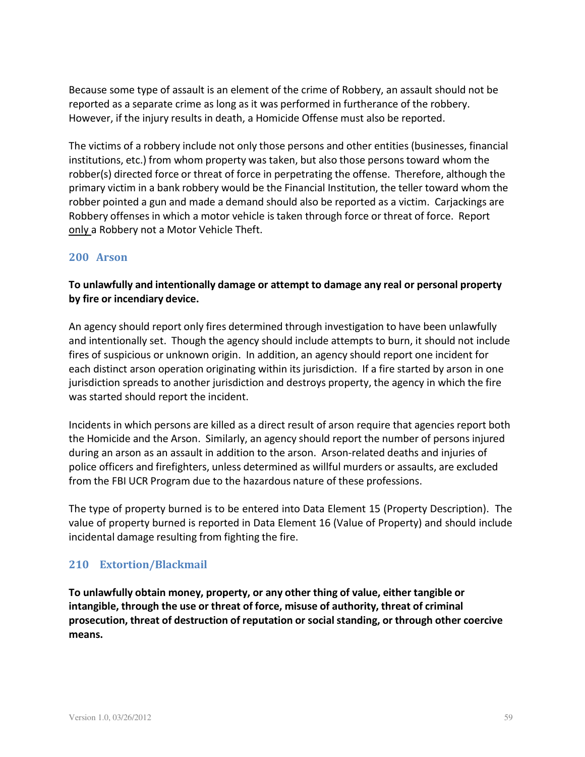Because some type of assault is an element of the crime of Robbery, an assault should not be reported as a separate crime as long as it was performed in furtherance of the robbery. However, if the injury results in death, a Homicide Offense must also be reported.

The victims of a robbery include not only those persons and other entities (businesses, financial institutions, etc.) from whom property was taken, but also those persons toward whom the robber(s) directed force or threat of force in perpetrating the offense. Therefore, although the primary victim in a bank robbery would be the Financial Institution, the teller toward whom the robber pointed a gun and made a demand should also be reported as a victim. Carjackings are Robbery offenses in which a motor vehicle is taken through force or threat of force. Report only a Robbery not a Motor Vehicle Theft.

### 200 Arson

**To unlawfully and intentionally damage or attempt to damage any real or personal property by fire or incendiary device.**

An agency should report only fires determined through investigation to have been unlawfully and intentionally set. Though the agency should include attempts to burn, it should not include fires of suspicious or unknown origin. In addition, an agency should report one incident for each distinct arson operation originating within its jurisdiction. If a fire started by arson in one jurisdiction spreads to another jurisdiction and destroys property, the agency in which the fire was started should report the incident.

Incidents in which persons are killed as a direct result of arson require that agencies report both the Homicide and the Arson. Similarly, an agency should report the number of persons injured during an arson as an assault in addition to the arson. Arson-related deaths and injuries of police officers and firefighters, unless determined as willful murders or assaults, are excluded from the FBI UCR Program due to the hazardous nature of these professions.

The type of property burned is to be entered into Data Element 15 (Property Description). The value of property burned is reported in Data Element 16 (Value of Property) and should include incidental damage resulting from fighting the fire.

### 210 Extortion/Blackmail

**To unlawfully obtain money, property, or any other thing of value, either tangible or intangible, through the use or threat of force, misuse of authority, threat of criminal prosecution, threat of destruction of reputation or social standing, or through other coercive means.**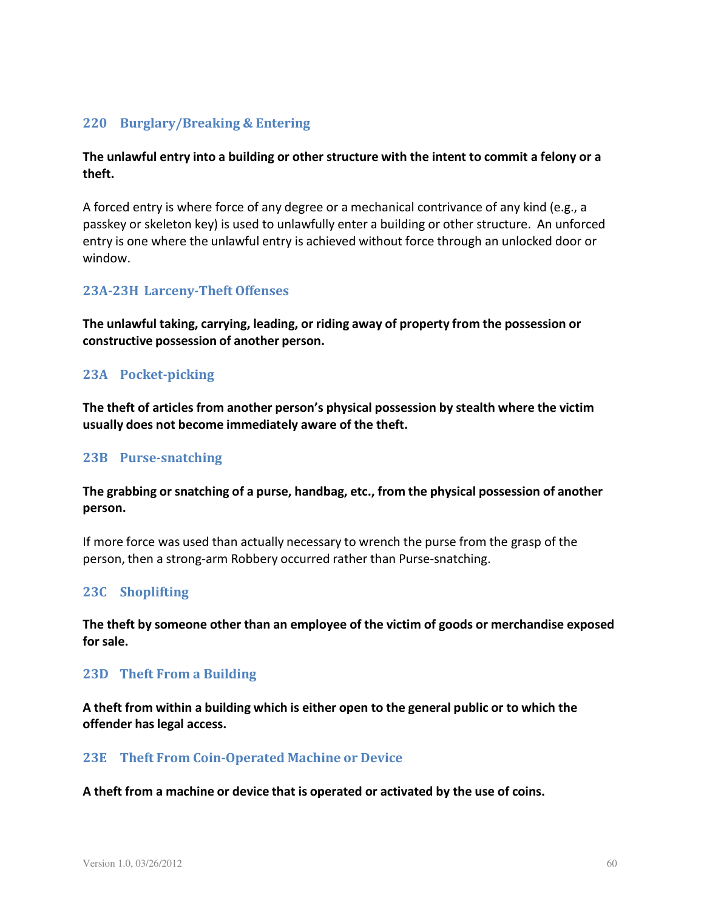### 220 Burglary/Breaking & Entering

**The unlawful entry into a building or other structure with the intent to commit a felony or a theft.**

A forced entry is where force of any degree or a mechanical contrivance of any kind (e.g., a passkey or skeleton key) is used to unlawfully enter a building or other structure. An unforced entry is one where the unlawful entry is achieved without force through an unlocked door or window.

### 23A-23H Larceny-Theft Offenses

**The unlawful taking, carrying, leading, or riding away of property from the possession or constructive possession of another person.**

### 23A Pocket-picking

**The theft of articles from another person's physical possession by stealth where the victim usually does not become immediately aware of the theft.**

### 23B Purse-snatching

**The grabbing or snatching of a purse, handbag, etc., from the physical possession of another person.**

If more force was used than actually necessary to wrench the purse from the grasp of the person, then a strong-arm Robbery occurred rather than Purse-snatching.

### 23C Shoplifting

**The theft by someone other than an employee of the victim of goods or merchandise exposed for sale.**

### 23D Theft From a Building

**A theft from within a building which is either open to the general public or to which the offender has legal access.**

### 23E Theft From Coin-Operated Machine or Device

**A theft from a machine or device that is operated or activated by the use of coins.**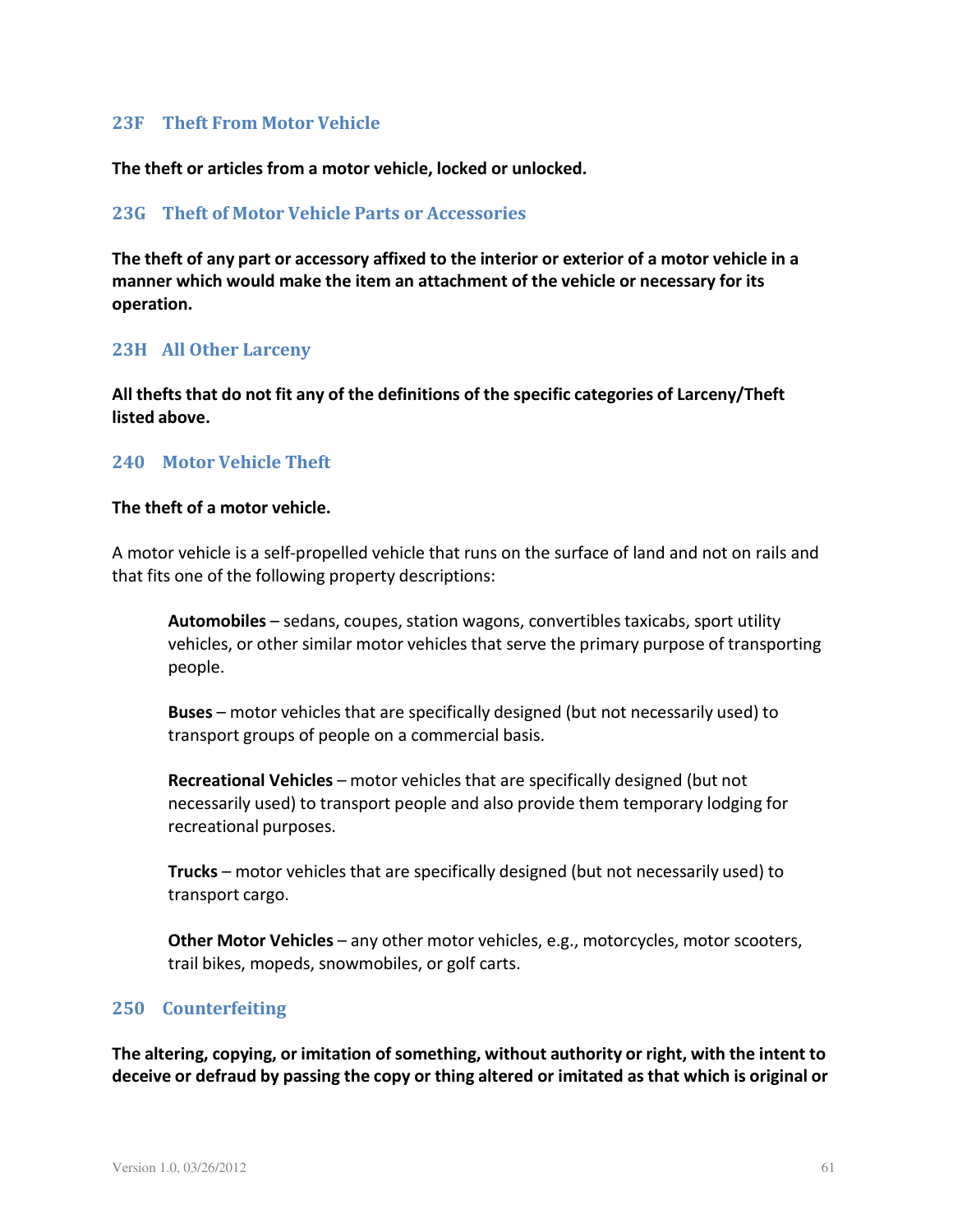## 23F Theft From Motor Vehicle

**The theft or articles from a motor vehicle, locked or unlocked.**

## 23G Theft of Motor Vehicle Parts or Accessories

**The theft of any part or accessory affixed to the interior or exterior of a motor vehicle in a manner which would make the item an attachment of the vehicle or necessary for its operation.**

## 23H All Other Larceny

**All thefts that do not fit any of the definitions of the specific categories of Larceny/Theft listed above.**

## 240 Motor Vehicle Theft

**The theft of a motor vehicle.**

A motor vehicle is a self-propelled vehicle that runs on the surface of land and not on rails and that fits one of the following property descriptions:

> **Automobiles** – sedans, coupes, station wagons, convertibles taxicabs, sport utility vehicles, or other similar motor vehicles that serve the primary purpose of transporting people.
>
> **Buses** – motor vehicles that are specifically designed (but not necessarily used) to transport groups of people on a commercial basis.
>
> **Recreational Vehicles** – motor vehicles that are specifically designed (but not necessarily used) to transport people and also provide them temporary lodging for recreational purposes.
>
> **Trucks** – motor vehicles that are specifically designed (but not necessarily used) to transport cargo.
>
> **Other Motor Vehicles** – any other motor vehicles, e.g., motorcycles, motor scooters, trail bikes, mopeds, snowmobiles, or golf carts.

## 250 Counterfeiting

**The altering, copying, or imitation of something, without authority or right, with the intent to deceive or defraud by passing the copy or thing altered or imitated as that which is original or**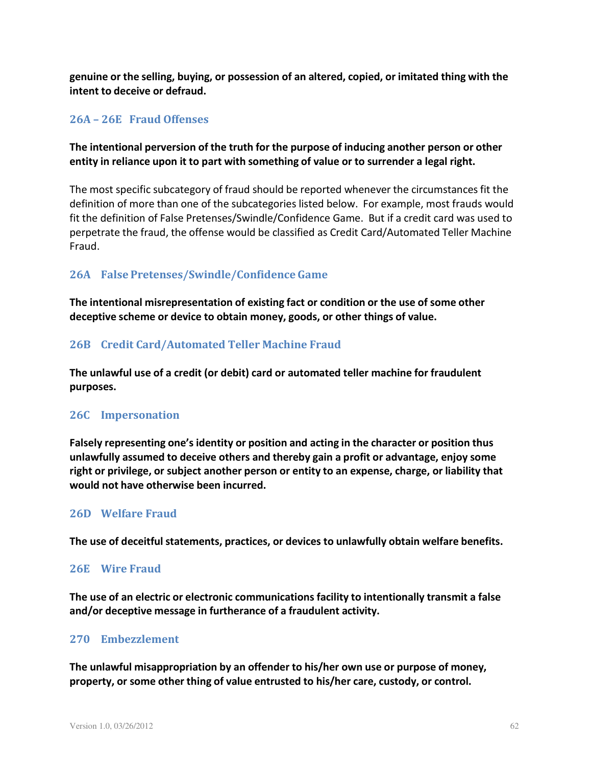**genuine or the selling, buying, or possession of an altered, copied, or imitated thing with the intent to deceive or defraud.**

### 26A – 26E Fraud Offenses

**The intentional perversion of the truth for the purpose of inducing another person or other entity in reliance upon it to part with something of value or to surrender a legal right.**

The most specific subcategory of fraud should be reported whenever the circumstances fit the definition of more than one of the subcategories listed below. For example, most frauds would fit the definition of False Pretenses/Swindle/Confidence Game. But if a credit card was used to perpetrate the fraud, the offense would be classified as Credit Card/Automated Teller Machine Fraud.

### 26A False Pretenses/Swindle/Confidence Game

**The intentional misrepresentation of existing fact or condition or the use of some other deceptive scheme or device to obtain money, goods, or other things of value.**

### 26B Credit Card/Automated Teller Machine Fraud

**The unlawful use of a credit (or debit) card or automated teller machine for fraudulent purposes.**

### 26C Impersonation

**Falsely representing one's identity or position and acting in the character or position thus unlawfully assumed to deceive others and thereby gain a profit or advantage, enjoy some right or privilege, or subject another person or entity to an expense, charge, or liability that would not have otherwise been incurred.**

### 26D Welfare Fraud

**The use of deceitful statements, practices, or devices to unlawfully obtain welfare benefits.**

### 26E Wire Fraud

**The use of an electric or electronic communications facility to intentionally transmit a false and/or deceptive message in furtherance of a fraudulent activity.**

### 270 Embezzlement

**The unlawful misappropriation by an offender to his/her own use or purpose of money, property, or some other thing of value entrusted to his/her care, custody, or control.**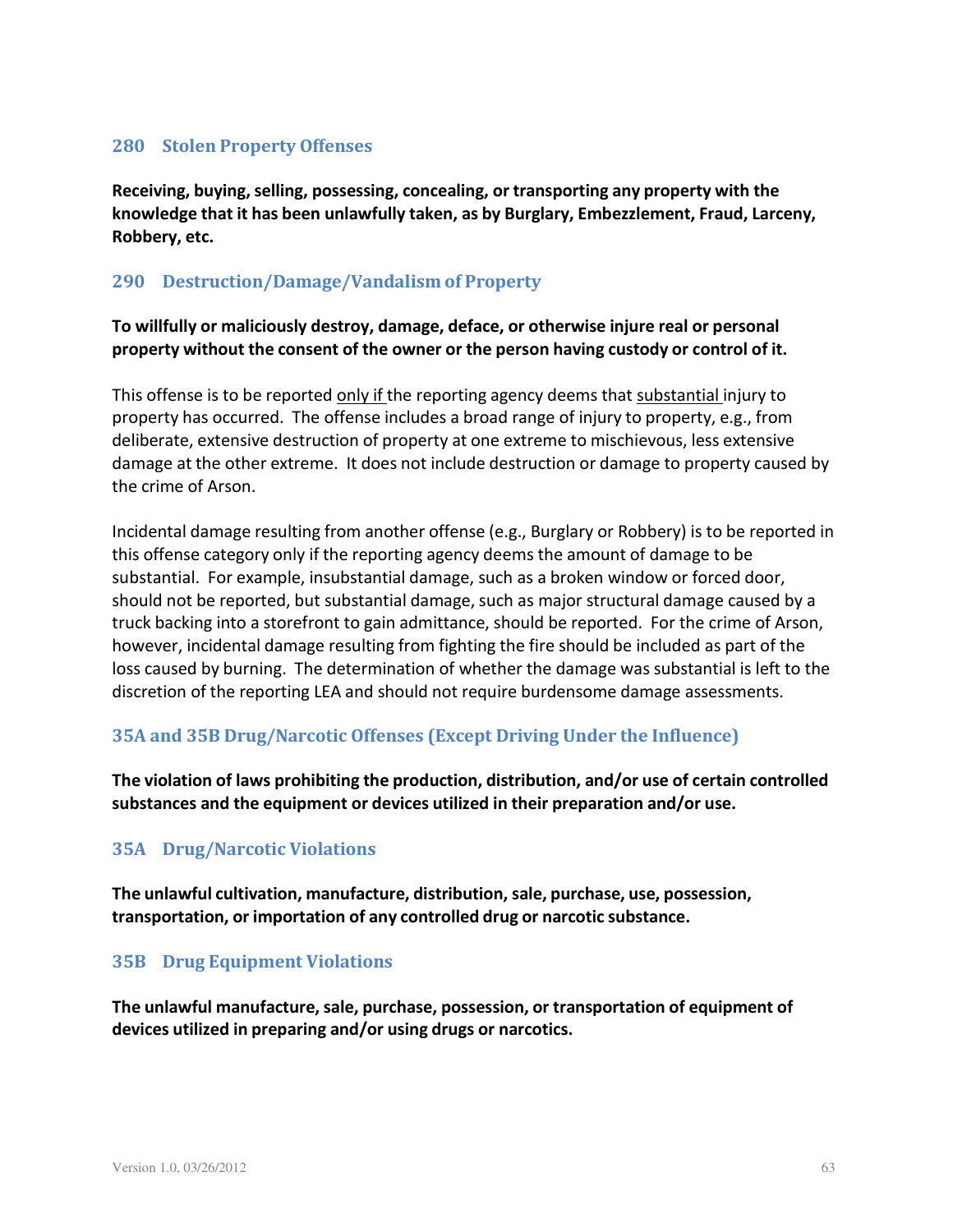### 280 Stolen Property Offenses

**Receiving, buying, selling, possessing, concealing, or transporting any property with the knowledge that it has been unlawfully taken, as by Burglary, Embezzlement, Fraud, Larceny, Robbery, etc.**

### 290 Destruction/Damage/Vandalism of Property

**To willfully or maliciously destroy, damage, deface, or otherwise injure real or personal property without the consent of the owner or the person having custody or control of it.**

This offense is to be reported only if the reporting agency deems that substantial injury to property has occurred. The offense includes a broad range of injury to property, e.g., from deliberate, extensive destruction of property at one extreme to mischievous, less extensive damage at the other extreme. It does not include destruction or damage to property caused by the crime of Arson.

Incidental damage resulting from another offense (e.g., Burglary or Robbery) is to be reported in this offense category only if the reporting agency deems the amount of damage to be substantial. For example, insubstantial damage, such as a broken window or forced door, should not be reported, but substantial damage, such as major structural damage caused by a truck backing into a storefront to gain admittance, should be reported. For the crime of Arson, however, incidental damage resulting from fighting the fire should be included as part of the loss caused by burning. The determination of whether the damage was substantial is left to the discretion of the reporting LEA and should not require burdensome damage assessments.

### 35A and 35B Drug/Narcotic Offenses (Except Driving Under the Influence)

**The violation of laws prohibiting the production, distribution, and/or use of certain controlled substances and the equipment or devices utilized in their preparation and/or use.**

### 35A Drug/Narcotic Violations

**The unlawful cultivation, manufacture, distribution, sale, purchase, use, possession, transportation, or importation of any controlled drug or narcotic substance.**

### 35B Drug Equipment Violations

**The unlawful manufacture, sale, purchase, possession, or transportation of equipment of devices utilized in preparing and/or using drugs or narcotics.**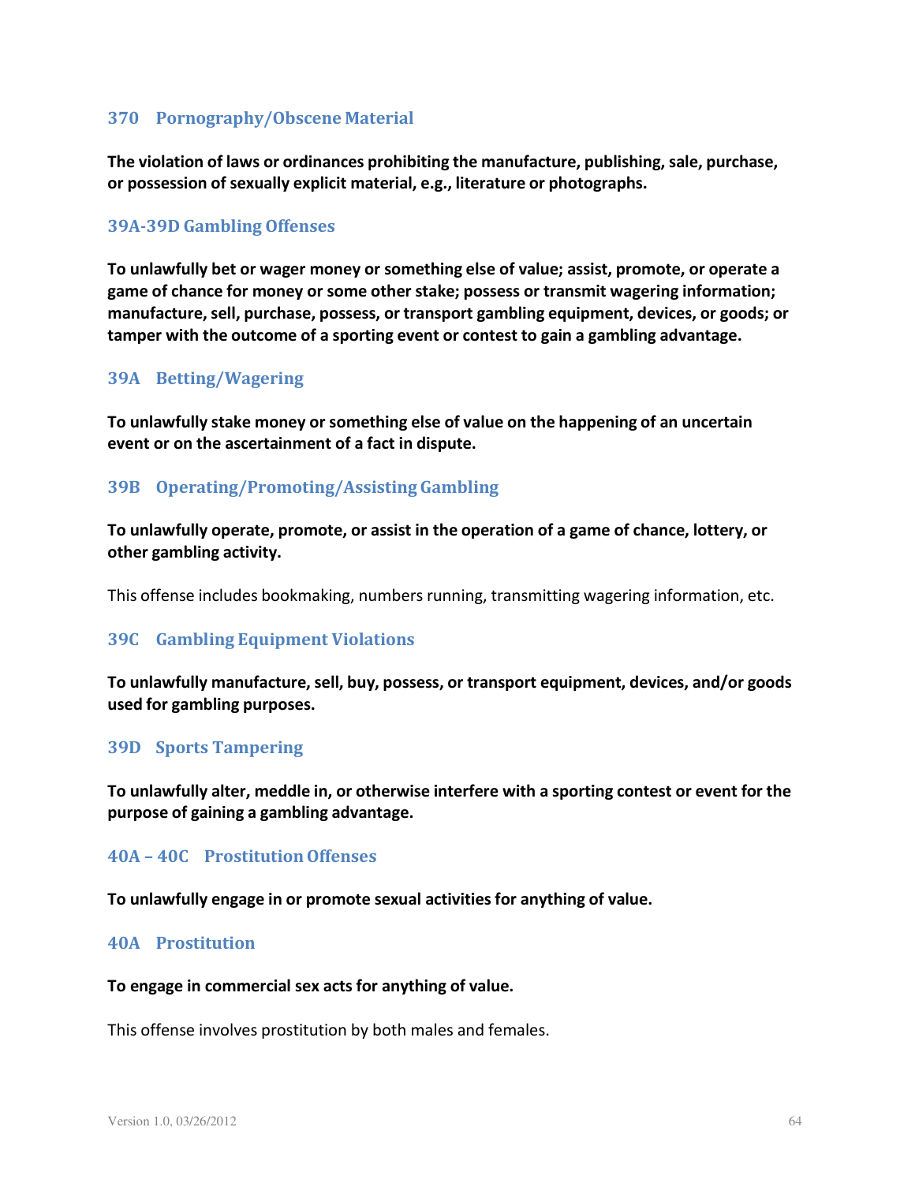### 370 Pornography/Obscene Material

**The violation of laws or ordinances prohibiting the manufacture, publishing, sale, purchase, or possession of sexually explicit material, e.g., literature or photographs.**

### 39A-39D Gambling Offenses

**To unlawfully bet or wager money or something else of value; assist, promote, or operate a game of chance for money or some other stake; possess or transmit wagering information; manufacture, sell, purchase, possess, or transport gambling equipment, devices, or goods; or tamper with the outcome of a sporting event or contest to gain a gambling advantage.**

### 39A Betting/Wagering

**To unlawfully stake money or something else of value on the happening of an uncertain event or on the ascertainment of a fact in dispute.**

### 39B Operating/Promoting/Assisting Gambling

**To unlawfully operate, promote, or assist in the operation of a game of chance, lottery, or other gambling activity.**

This offense includes bookmaking, numbers running, transmitting wagering information, etc.

### 39C Gambling Equipment Violations

**To unlawfully manufacture, sell, buy, possess, or transport equipment, devices, and/or goods used for gambling purposes.**

### 39D Sports Tampering

**To unlawfully alter, meddle in, or otherwise interfere with a sporting contest or event for the purpose of gaining a gambling advantage.**

### 40A – 40C Prostitution Offenses

**To unlawfully engage in or promote sexual activities for anything of value.**

### 40A Prostitution

**To engage in commercial sex acts for anything of value.**

This offense involves prostitution by both males and females.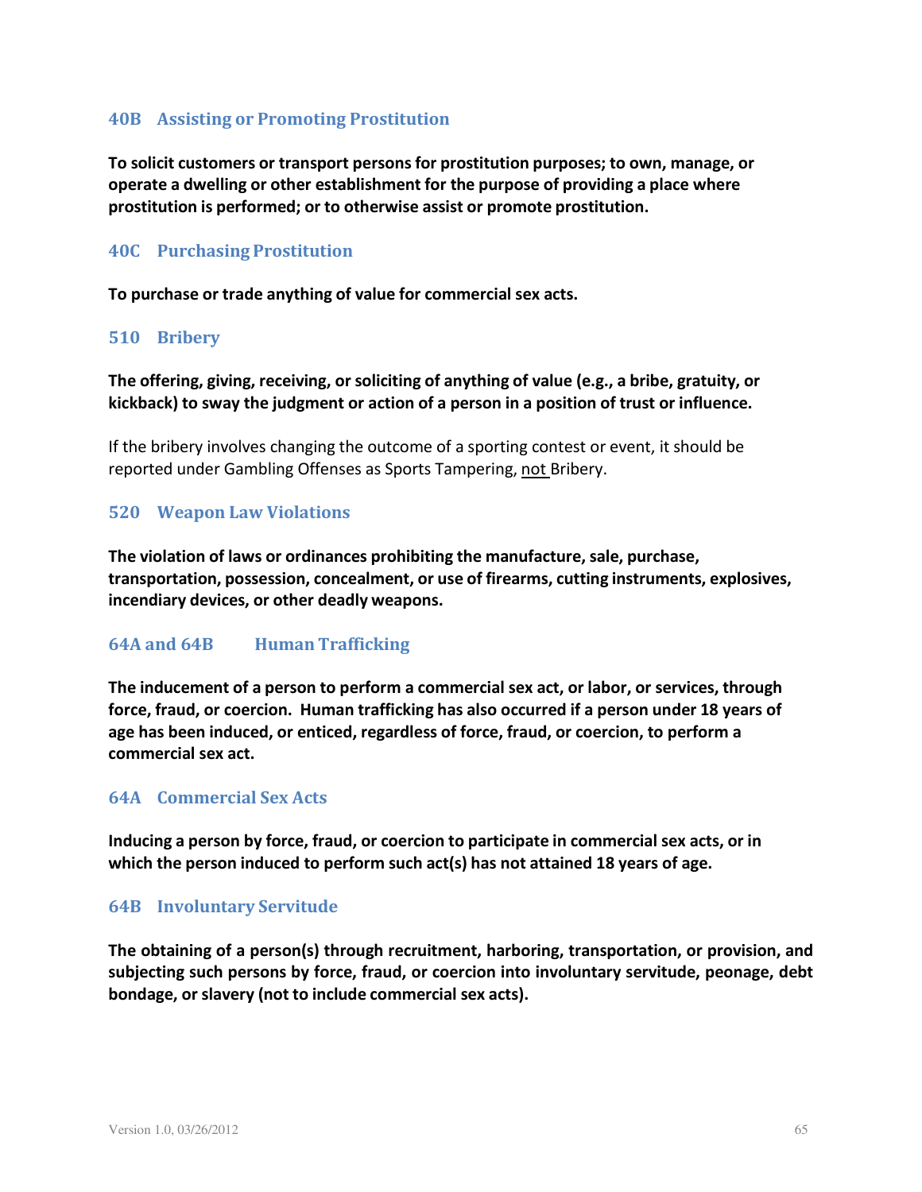### 40B Assisting or Promoting Prostitution

**To solicit customers or transport persons for prostitution purposes; to own, manage, or operate a dwelling or other establishment for the purpose of providing a place where prostitution is performed; or to otherwise assist or promote prostitution.**

### 40C Purchasing Prostitution

**To purchase or trade anything of value for commercial sex acts.**

### 510 Bribery

**The offering, giving, receiving, or soliciting of anything of value (e.g., a bribe, gratuity, or kickback) to sway the judgment or action of a person in a position of trust or influence.**

If the bribery involves changing the outcome of a sporting contest or event, it should be reported under Gambling Offenses as Sports Tampering, <u>not</u> Bribery.

### 520 Weapon Law Violations

**The violation of laws or ordinances prohibiting the manufacture, sale, purchase, transportation, possession, concealment, or use of firearms, cutting instruments, explosives, incendiary devices, or other deadly weapons.**

### 64A and 64B Human Trafficking

**The inducement of a person to perform a commercial sex act, or labor, or services, through force, fraud, or coercion. Human trafficking has also occurred if a person under 18 years of age has been induced, or enticed, regardless of force, fraud, or coercion, to perform a commercial sex act.**

### 64A Commercial Sex Acts

**Inducing a person by force, fraud, or coercion to participate in commercial sex acts, or in which the person induced to perform such act(s) has not attained 18 years of age.**

### 64B Involuntary Servitude

**The obtaining of a person(s) through recruitment, harboring, transportation, or provision, and subjecting such persons by force, fraud, or coercion into involuntary servitude, peonage, debt bondage, or slavery (not to include commercial sex acts).**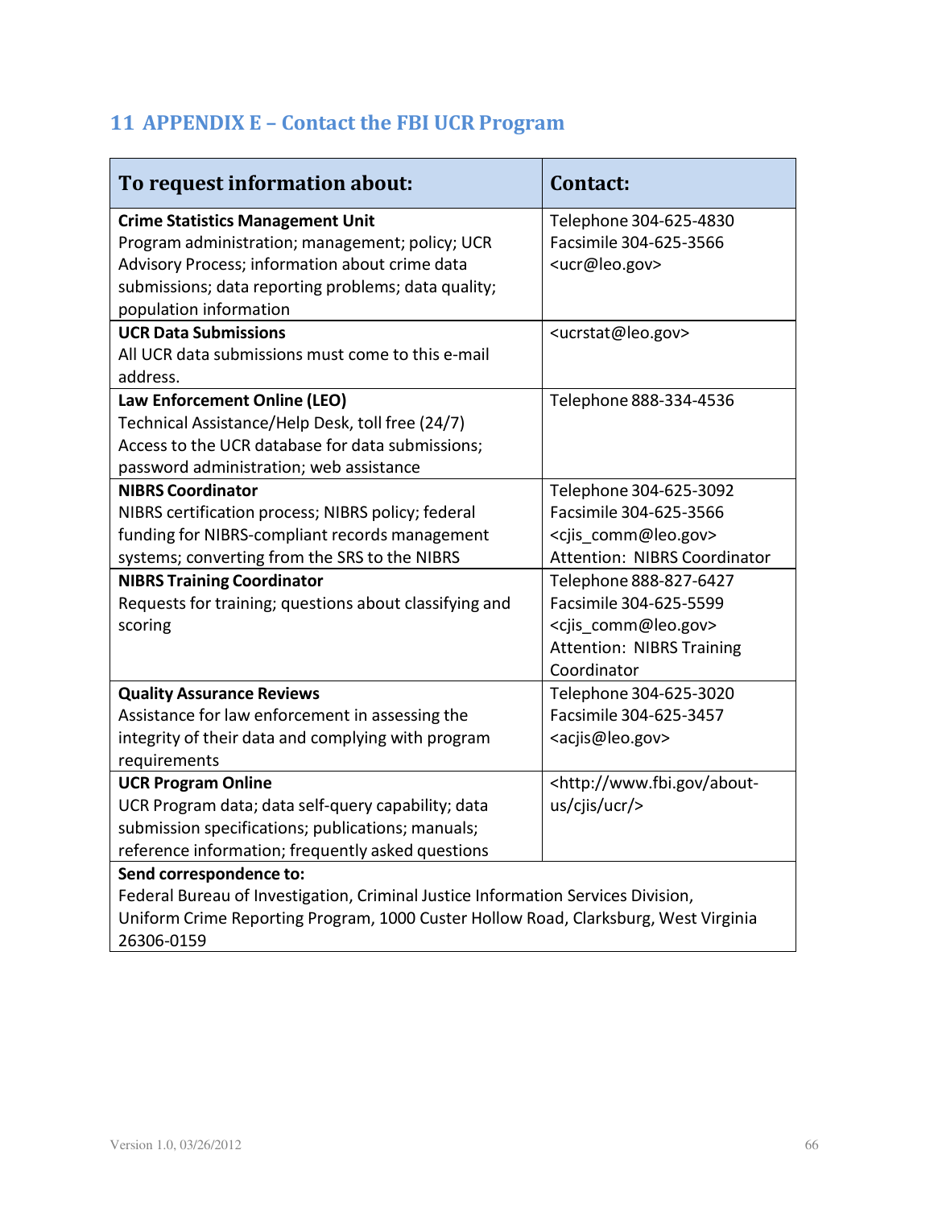## 11 APPENDIX E – Contact the FBI UCR Program

| To request information about: | Contact: |
|---|---|
| **Crime Statistics Management Unit**<br>Program administration; management; policy; UCR Advisory Process; information about crime data submissions; data reporting problems; data quality; population information | Telephone 304-625-4830<br>Facsimile 304-625-3566<br><ucr@leo.gov> |
| **UCR Data Submissions**<br>All UCR data submissions must come to this e-mail address. | <ucrstat@leo.gov> |
| **Law Enforcement Online (LEO)**<br>Technical Assistance/Help Desk, toll free (24/7)<br>Access to the UCR database for data submissions; password administration; web assistance | Telephone 888-334-4536 |
| **NIBRS Coordinator**<br>NIBRS certification process; NIBRS policy; federal funding for NIBRS-compliant records management systems; converting from the SRS to the NIBRS | Telephone 304-625-3092<br>Facsimile 304-625-3566<br><cjis_comm@leo.gov><br>Attention: NIBRS Coordinator |
| **NIBRS Training Coordinator**<br>Requests for training; questions about classifying and scoring | Telephone 888-827-6427<br>Facsimile 304-625-5599<br><cjis_comm@leo.gov><br>Attention: NIBRS Training Coordinator |
| **Quality Assurance Reviews**<br>Assistance for law enforcement in assessing the integrity of their data and complying with program requirements | Telephone 304-625-3020<br>Facsimile 304-625-3457<br><acjis@leo.gov> |
| **UCR Program Online**<br>UCR Program data; data self-query capability; data submission specifications; publications; manuals; reference information; frequently asked questions | <http://www.fbi.gov/about-us/cjis/ucr/> |
| **Send correspondence to:**<br>Federal Bureau of Investigation, Criminal Justice Information Services Division, Uniform Crime Reporting Program, 1000 Custer Hollow Road, Clarksburg, West Virginia 26306-0159 | |